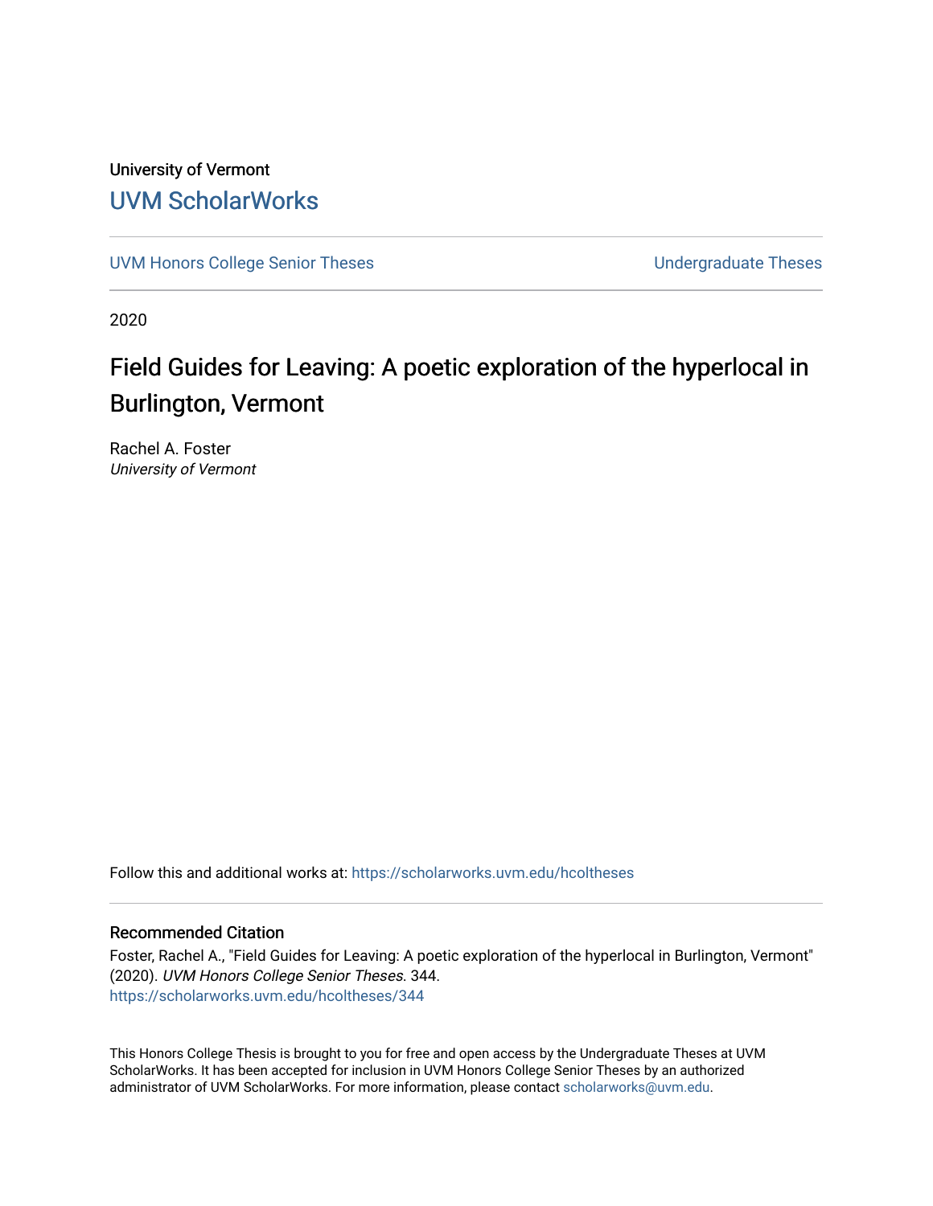University of Vermont

# UVM ScholarWorks

UVM Honors College Senior Theses | Undergraduate Theses

2020

## Field Guides for Leaving: A poetic exploration of the hyperlocal in Burlington, Vermont

Rachel A. Foster
*University of Vermont*

Follow this and additional works at: https://scholarworks.uvm.edu/hcoltheses

### Recommended Citation

Foster, Rachel A., "Field Guides for Leaving: A poetic exploration of the hyperlocal in Burlington, Vermont" (2020). *UVM Honors College Senior Theses*. 344.
https://scholarworks.uvm.edu/hcoltheses/344

This Honors College Thesis is brought to you for free and open access by the Undergraduate Theses at UVM ScholarWorks. It has been accepted for inclusion in UVM Honors College Senior Theses by an authorized administrator of UVM ScholarWorks. For more information, please contact scholarworks@uvm.edu.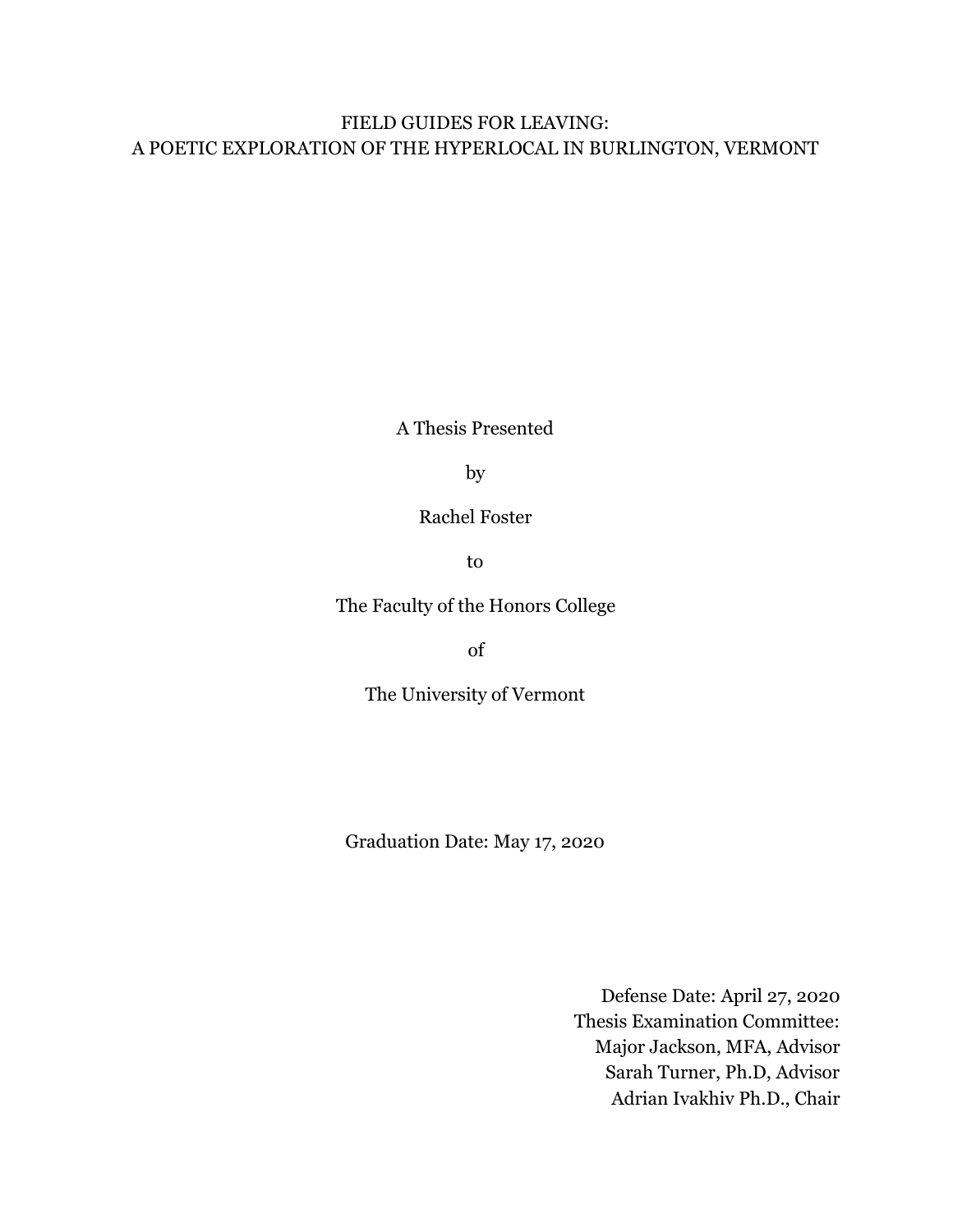# FIELD GUIDES FOR LEAVING:
# A POETIC EXPLORATION OF THE HYPERLOCAL IN BURLINGTON, VERMONT

A Thesis Presented

by

Rachel Foster

to

The Faculty of the Honors College

of

The University of Vermont

Graduation Date: May 17, 2020

Defense Date: April 27, 2020
Thesis Examination Committee:
Major Jackson, MFA, Advisor
Sarah Turner, Ph.D, Advisor
Adrian Ivakhiv Ph.D., Chair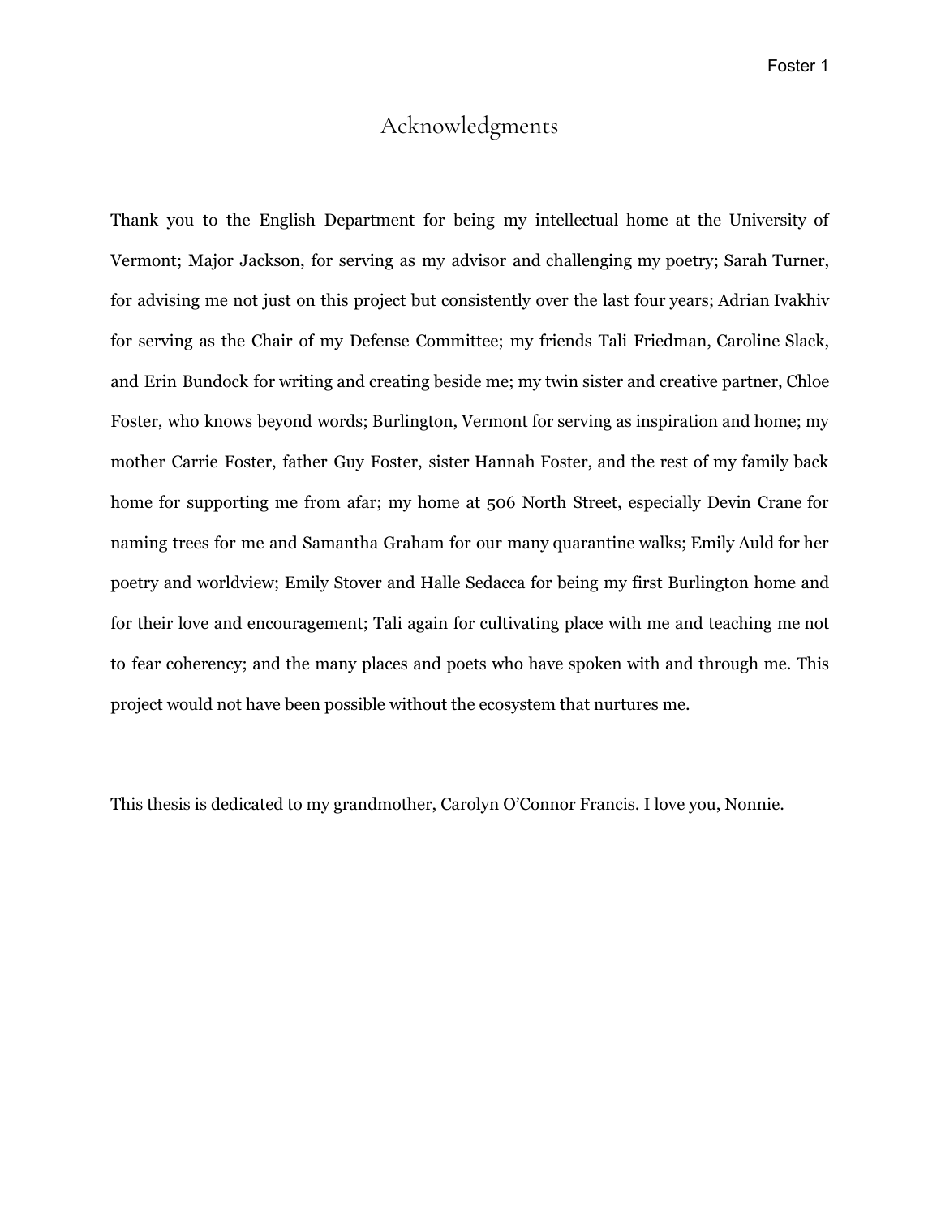# Acknowledgments

Thank you to the English Department for being my intellectual home at the University of Vermont; Major Jackson, for serving as my advisor and challenging my poetry; Sarah Turner, for advising me not just on this project but consistently over the last four years; Adrian Ivakhiv for serving as the Chair of my Defense Committee; my friends Tali Friedman, Caroline Slack, and Erin Bundock for writing and creating beside me; my twin sister and creative partner, Chloe Foster, who knows beyond words; Burlington, Vermont for serving as inspiration and home; my mother Carrie Foster, father Guy Foster, sister Hannah Foster, and the rest of my family back home for supporting me from afar; my home at 506 North Street, especially Devin Crane for naming trees for me and Samantha Graham for our many quarantine walks; Emily Auld for her poetry and worldview; Emily Stover and Halle Sedacca for being my first Burlington home and for their love and encouragement; Tali again for cultivating place with me and teaching me not to fear coherency; and the many places and poets who have spoken with and through me. This project would not have been possible without the ecosystem that nurtures me.

This thesis is dedicated to my grandmother, Carolyn O'Connor Francis. I love you, Nonnie.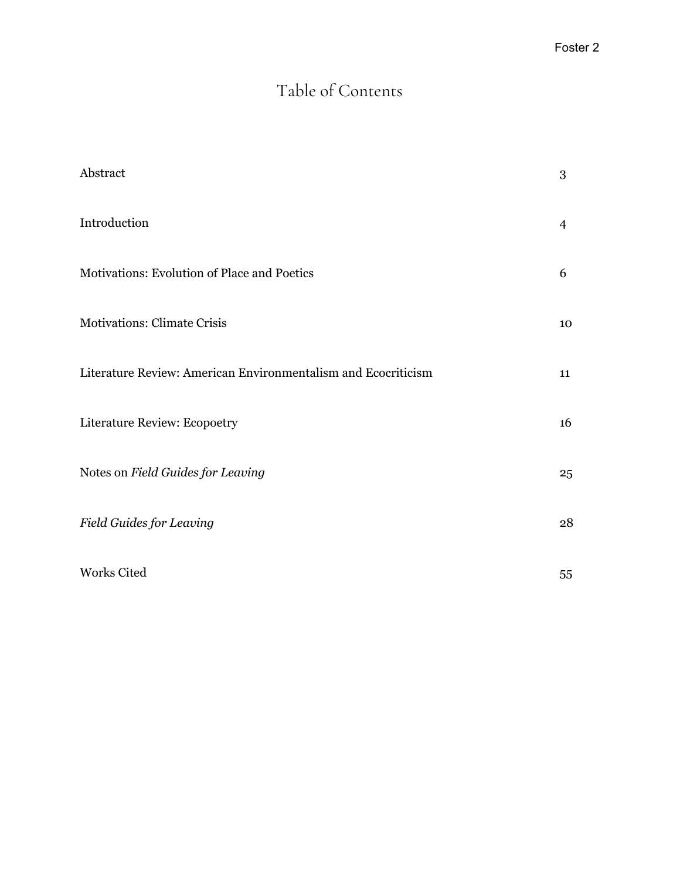# Table of Contents

| | |
|---|---|
| Abstract | 3 |
| Introduction | 4 |
| Motivations: Evolution of Place and Poetics | 6 |
| Motivations: Climate Crisis | 10 |
| Literature Review: American Environmentalism and Ecocriticism | 11 |
| Literature Review: Ecopoetry | 16 |
| Notes on *Field Guides for Leaving* | 25 |
| *Field Guides for Leaving* | 28 |
| Works Cited | 55 |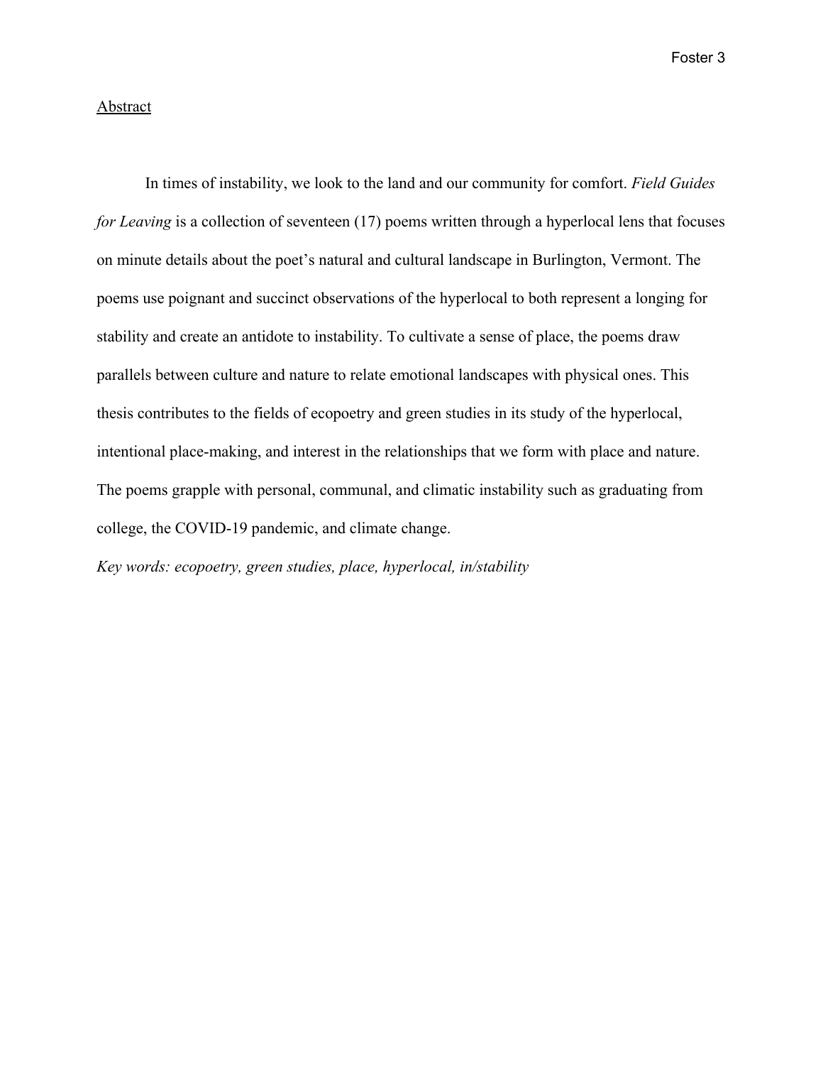## Abstract

In times of instability, we look to the land and our community for comfort. *Field Guides for Leaving* is a collection of seventeen (17) poems written through a hyperlocal lens that focuses on minute details about the poet's natural and cultural landscape in Burlington, Vermont. The poems use poignant and succinct observations of the hyperlocal to both represent a longing for stability and create an antidote to instability. To cultivate a sense of place, the poems draw parallels between culture and nature to relate emotional landscapes with physical ones. This thesis contributes to the fields of ecopoetry and green studies in its study of the hyperlocal, intentional place-making, and interest in the relationships that we form with place and nature. The poems grapple with personal, communal, and climatic instability such as graduating from college, the COVID-19 pandemic, and climate change.

*Key words: ecopoetry, green studies, place, hyperlocal, in/stability*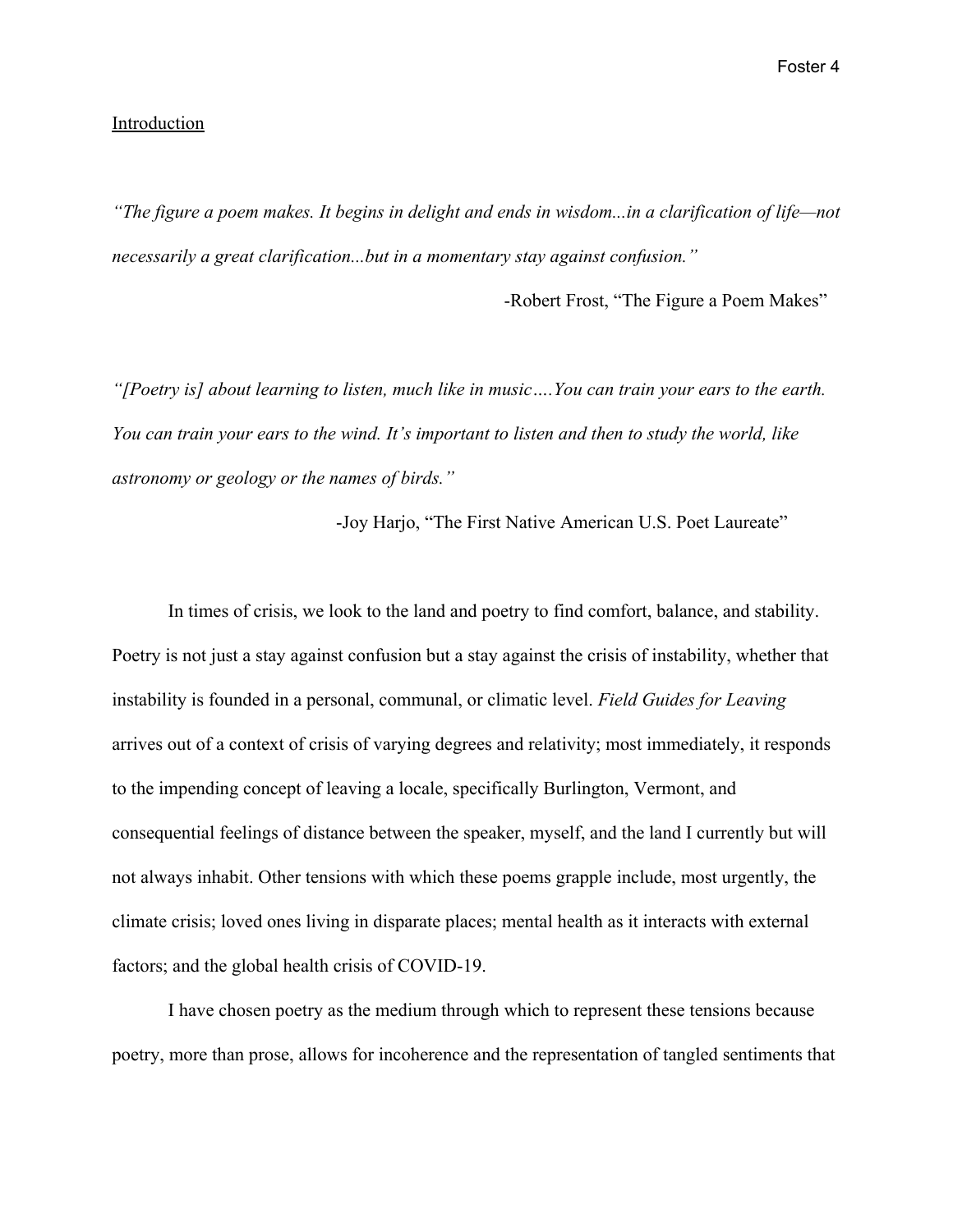## Introduction

*"The figure a poem makes. It begins in delight and ends in wisdom...in a clarification of life—not necessarily a great clarification...but in a momentary stay against confusion."*

-Robert Frost, "The Figure a Poem Makes"

*"[Poetry is] about learning to listen, much like in music….You can train your ears to the earth. You can train your ears to the wind. It's important to listen and then to study the world, like astronomy or geology or the names of birds."*

-Joy Harjo, "The First Native American U.S. Poet Laureate"

In times of crisis, we look to the land and poetry to find comfort, balance, and stability. Poetry is not just a stay against confusion but a stay against the crisis of instability, whether that instability is founded in a personal, communal, or climatic level. *Field Guides for Leaving* arrives out of a context of crisis of varying degrees and relativity; most immediately, it responds to the impending concept of leaving a locale, specifically Burlington, Vermont, and consequential feelings of distance between the speaker, myself, and the land I currently but will not always inhabit. Other tensions with which these poems grapple include, most urgently, the climate crisis; loved ones living in disparate places; mental health as it interacts with external factors; and the global health crisis of COVID-19.

I have chosen poetry as the medium through which to represent these tensions because poetry, more than prose, allows for incoherence and the representation of tangled sentiments that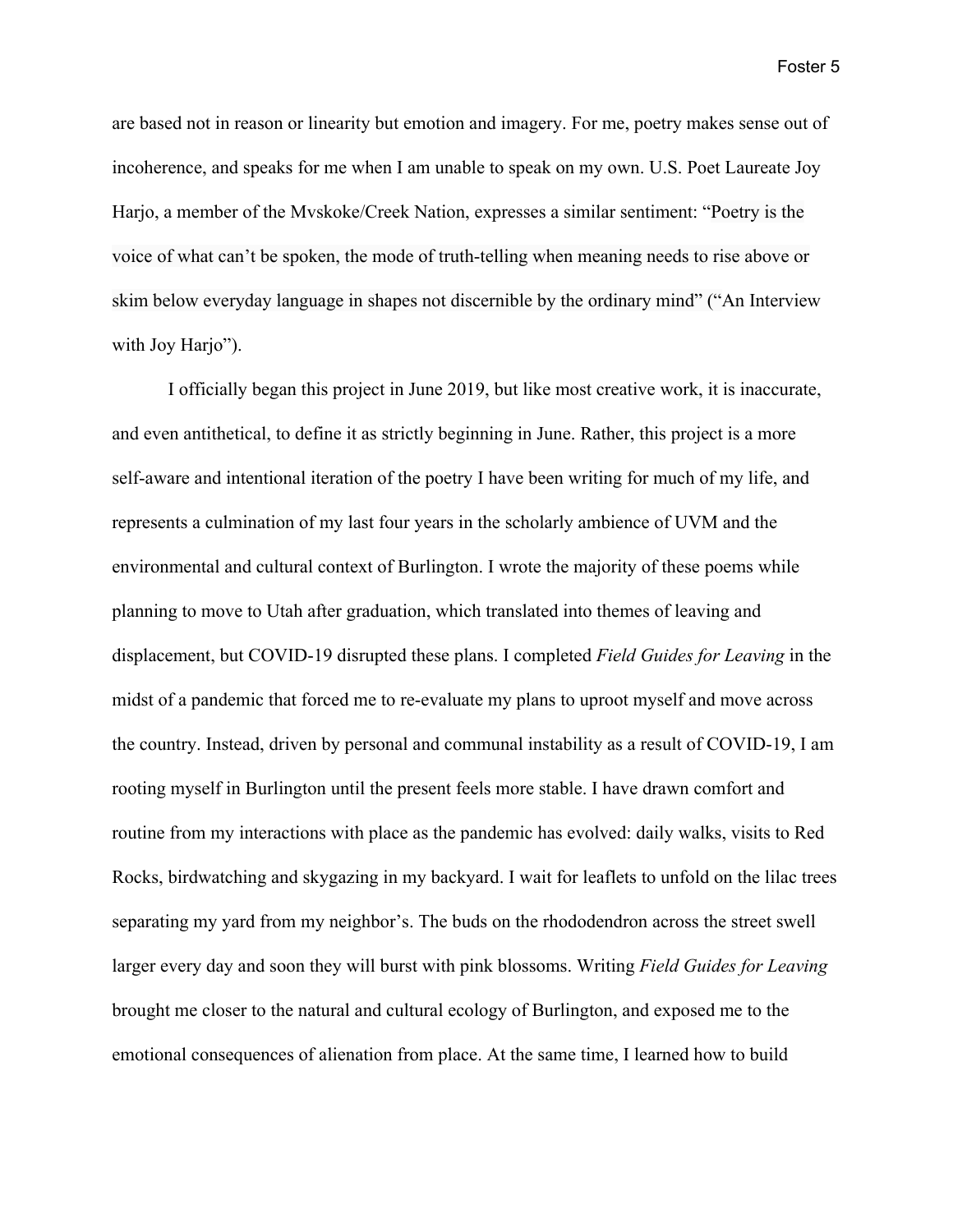are based not in reason or linearity but emotion and imagery. For me, poetry makes sense out of incoherence, and speaks for me when I am unable to speak on my own. U.S. Poet Laureate Joy Harjo, a member of the Mvskoke/Creek Nation, expresses a similar sentiment: "Poetry is the voice of what can't be spoken, the mode of truth-telling when meaning needs to rise above or skim below everyday language in shapes not discernible by the ordinary mind" ("An Interview with Joy Harjo").

I officially began this project in June 2019, but like most creative work, it is inaccurate, and even antithetical, to define it as strictly beginning in June. Rather, this project is a more self-aware and intentional iteration of the poetry I have been writing for much of my life, and represents a culmination of my last four years in the scholarly ambience of UVM and the environmental and cultural context of Burlington. I wrote the majority of these poems while planning to move to Utah after graduation, which translated into themes of leaving and displacement, but COVID-19 disrupted these plans. I completed *Field Guides for Leaving* in the midst of a pandemic that forced me to re-evaluate my plans to uproot myself and move across the country. Instead, driven by personal and communal instability as a result of COVID-19, I am rooting myself in Burlington until the present feels more stable. I have drawn comfort and routine from my interactions with place as the pandemic has evolved: daily walks, visits to Red Rocks, birdwatching and skygazing in my backyard. I wait for leaflets to unfold on the lilac trees separating my yard from my neighbor's. The buds on the rhododendron across the street swell larger every day and soon they will burst with pink blossoms. Writing *Field Guides for Leaving* brought me closer to the natural and cultural ecology of Burlington, and exposed me to the emotional consequences of alienation from place. At the same time, I learned how to build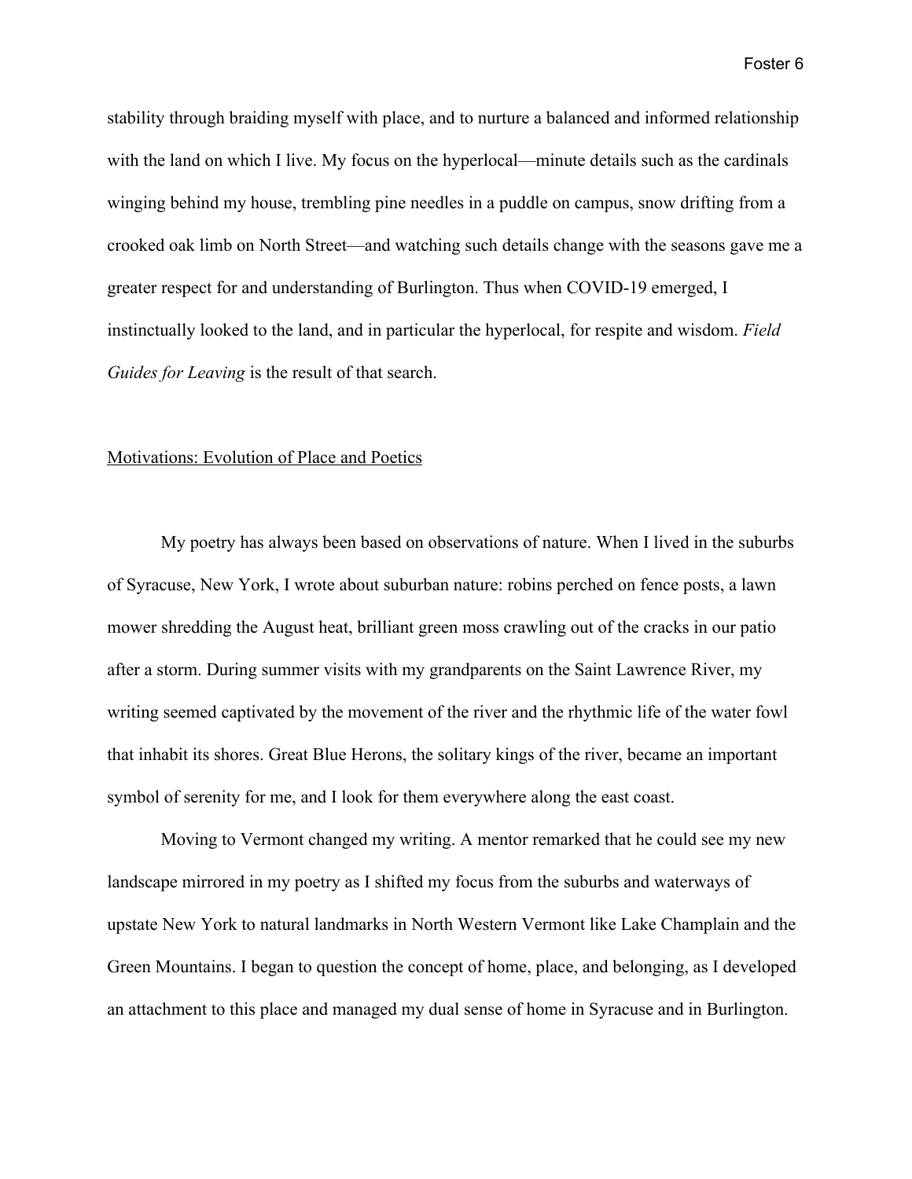stability through braiding myself with place, and to nurture a balanced and informed relationship with the land on which I live. My focus on the hyperlocal—minute details such as the cardinals winging behind my house, trembling pine needles in a puddle on campus, snow drifting from a crooked oak limb on North Street—and watching such details change with the seasons gave me a greater respect for and understanding of Burlington. Thus when COVID-19 emerged, I instinctually looked to the land, and in particular the hyperlocal, for respite and wisdom. *Field Guides for Leaving* is the result of that search.

## Motivations: Evolution of Place and Poetics

My poetry has always been based on observations of nature. When I lived in the suburbs of Syracuse, New York, I wrote about suburban nature: robins perched on fence posts, a lawn mower shredding the August heat, brilliant green moss crawling out of the cracks in our patio after a storm. During summer visits with my grandparents on the Saint Lawrence River, my writing seemed captivated by the movement of the river and the rhythmic life of the water fowl that inhabit its shores. Great Blue Herons, the solitary kings of the river, became an important symbol of serenity for me, and I look for them everywhere along the east coast.

Moving to Vermont changed my writing. A mentor remarked that he could see my new landscape mirrored in my poetry as I shifted my focus from the suburbs and waterways of upstate New York to natural landmarks in North Western Vermont like Lake Champlain and the Green Mountains. I began to question the concept of home, place, and belonging, as I developed an attachment to this place and managed my dual sense of home in Syracuse and in Burlington.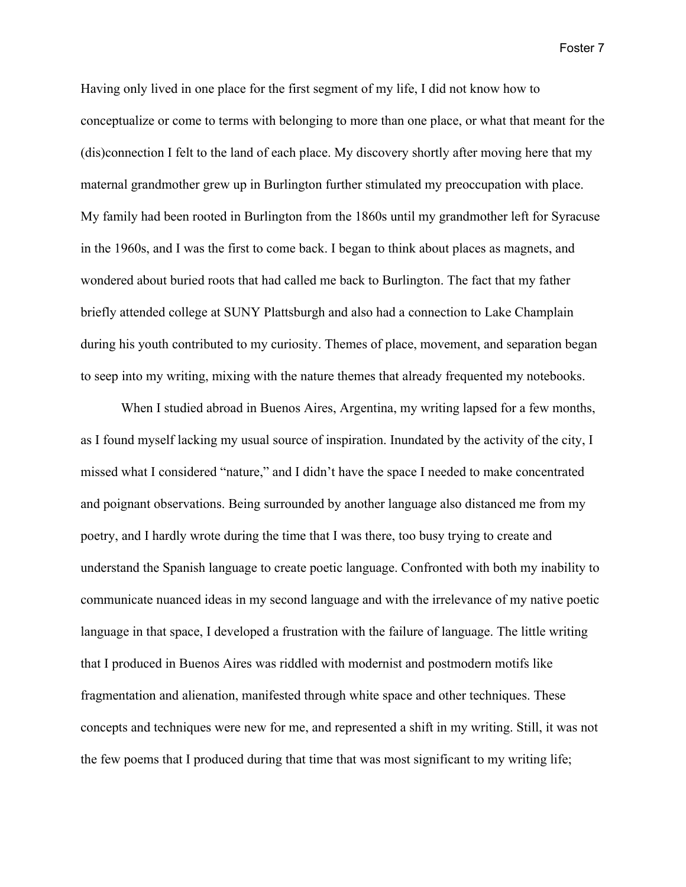Having only lived in one place for the first segment of my life, I did not know how to conceptualize or come to terms with belonging to more than one place, or what that meant for the (dis)connection I felt to the land of each place. My discovery shortly after moving here that my maternal grandmother grew up in Burlington further stimulated my preoccupation with place. My family had been rooted in Burlington from the 1860s until my grandmother left for Syracuse in the 1960s, and I was the first to come back. I began to think about places as magnets, and wondered about buried roots that had called me back to Burlington. The fact that my father briefly attended college at SUNY Plattsburgh and also had a connection to Lake Champlain during his youth contributed to my curiosity. Themes of place, movement, and separation began to seep into my writing, mixing with the nature themes that already frequented my notebooks.

When I studied abroad in Buenos Aires, Argentina, my writing lapsed for a few months, as I found myself lacking my usual source of inspiration. Inundated by the activity of the city, I missed what I considered "nature," and I didn't have the space I needed to make concentrated and poignant observations. Being surrounded by another language also distanced me from my poetry, and I hardly wrote during the time that I was there, too busy trying to create and understand the Spanish language to create poetic language. Confronted with both my inability to communicate nuanced ideas in my second language and with the irrelevance of my native poetic language in that space, I developed a frustration with the failure of language. The little writing that I produced in Buenos Aires was riddled with modernist and postmodern motifs like fragmentation and alienation, manifested through white space and other techniques. These concepts and techniques were new for me, and represented a shift in my writing. Still, it was not the few poems that I produced during that time that was most significant to my writing life;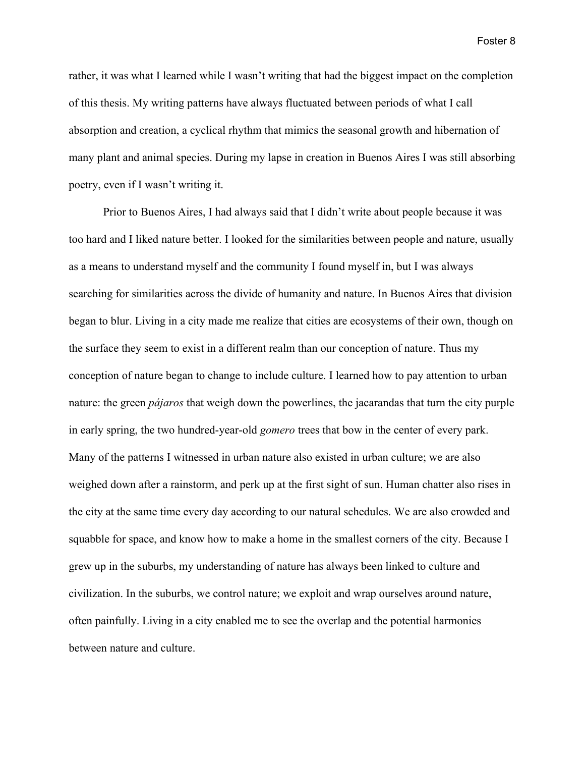rather, it was what I learned while I wasn't writing that had the biggest impact on the completion of this thesis. My writing patterns have always fluctuated between periods of what I call absorption and creation, a cyclical rhythm that mimics the seasonal growth and hibernation of many plant and animal species. During my lapse in creation in Buenos Aires I was still absorbing poetry, even if I wasn't writing it.

Prior to Buenos Aires, I had always said that I didn't write about people because it was too hard and I liked nature better. I looked for the similarities between people and nature, usually as a means to understand myself and the community I found myself in, but I was always searching for similarities across the divide of humanity and nature. In Buenos Aires that division began to blur. Living in a city made me realize that cities are ecosystems of their own, though on the surface they seem to exist in a different realm than our conception of nature. Thus my conception of nature began to change to include culture. I learned how to pay attention to urban nature: the green *pájaros* that weigh down the powerlines, the jacarandas that turn the city purple in early spring, the two hundred-year-old *gomero* trees that bow in the center of every park. Many of the patterns I witnessed in urban nature also existed in urban culture; we are also weighed down after a rainstorm, and perk up at the first sight of sun. Human chatter also rises in the city at the same time every day according to our natural schedules. We are also crowded and squabble for space, and know how to make a home in the smallest corners of the city. Because I grew up in the suburbs, my understanding of nature has always been linked to culture and civilization. In the suburbs, we control nature; we exploit and wrap ourselves around nature, often painfully. Living in a city enabled me to see the overlap and the potential harmonies between nature and culture.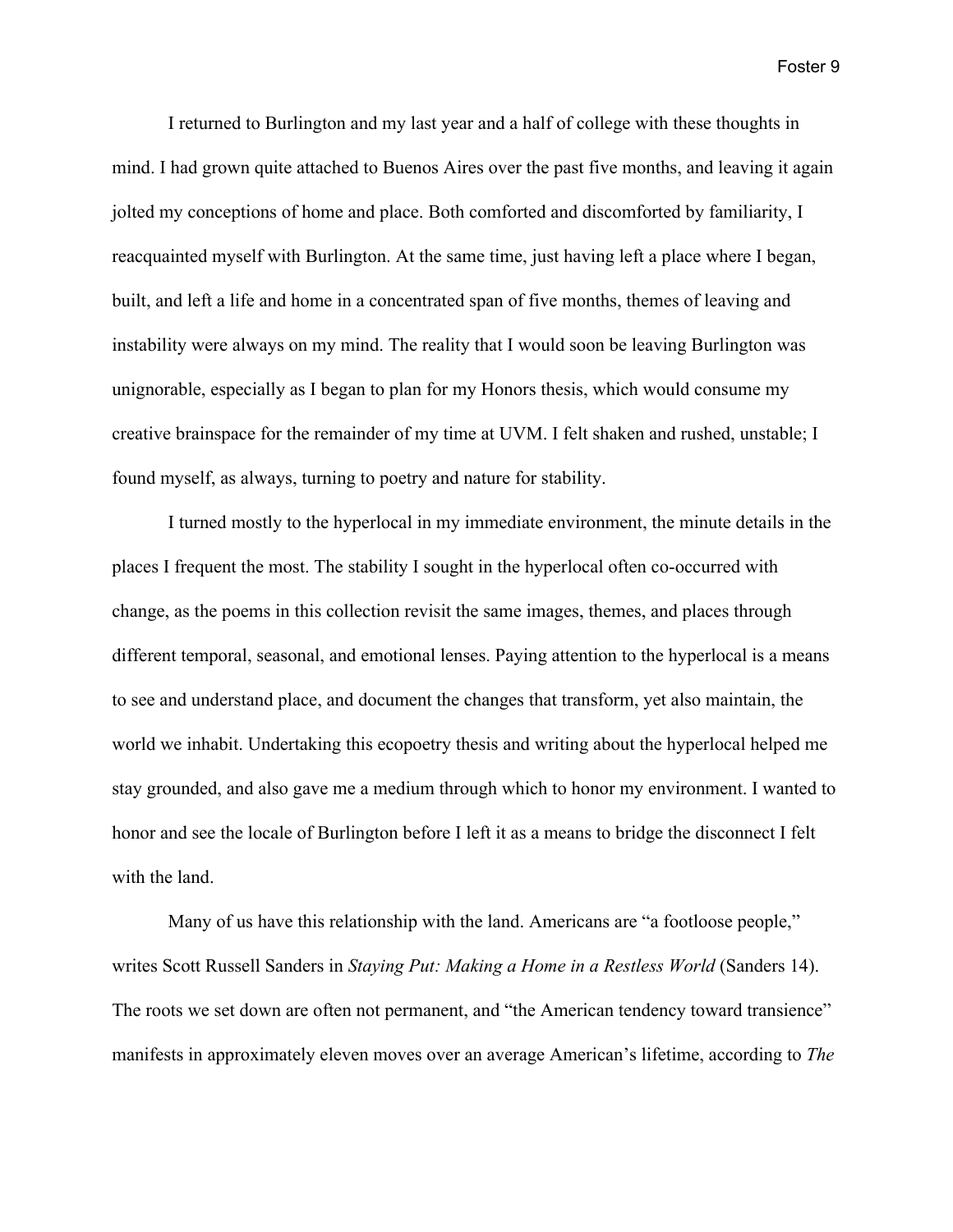I returned to Burlington and my last year and a half of college with these thoughts in mind. I had grown quite attached to Buenos Aires over the past five months, and leaving it again jolted my conceptions of home and place. Both comforted and discomforted by familiarity, I reacquainted myself with Burlington. At the same time, just having left a place where I began, built, and left a life and home in a concentrated span of five months, themes of leaving and instability were always on my mind. The reality that I would soon be leaving Burlington was unignorable, especially as I began to plan for my Honors thesis, which would consume my creative brainspace for the remainder of my time at UVM. I felt shaken and rushed, unstable; I found myself, as always, turning to poetry and nature for stability.

I turned mostly to the hyperlocal in my immediate environment, the minute details in the places I frequent the most. The stability I sought in the hyperlocal often co-occurred with change, as the poems in this collection revisit the same images, themes, and places through different temporal, seasonal, and emotional lenses. Paying attention to the hyperlocal is a means to see and understand place, and document the changes that transform, yet also maintain, the world we inhabit. Undertaking this ecopoetry thesis and writing about the hyperlocal helped me stay grounded, and also gave me a medium through which to honor my environment. I wanted to honor and see the locale of Burlington before I left it as a means to bridge the disconnect I felt with the land.

Many of us have this relationship with the land. Americans are "a footloose people," writes Scott Russell Sanders in *Staying Put: Making a Home in a Restless World* (Sanders 14). The roots we set down are often not permanent, and "the American tendency toward transience" manifests in approximately eleven moves over an average American's lifetime, according to *The*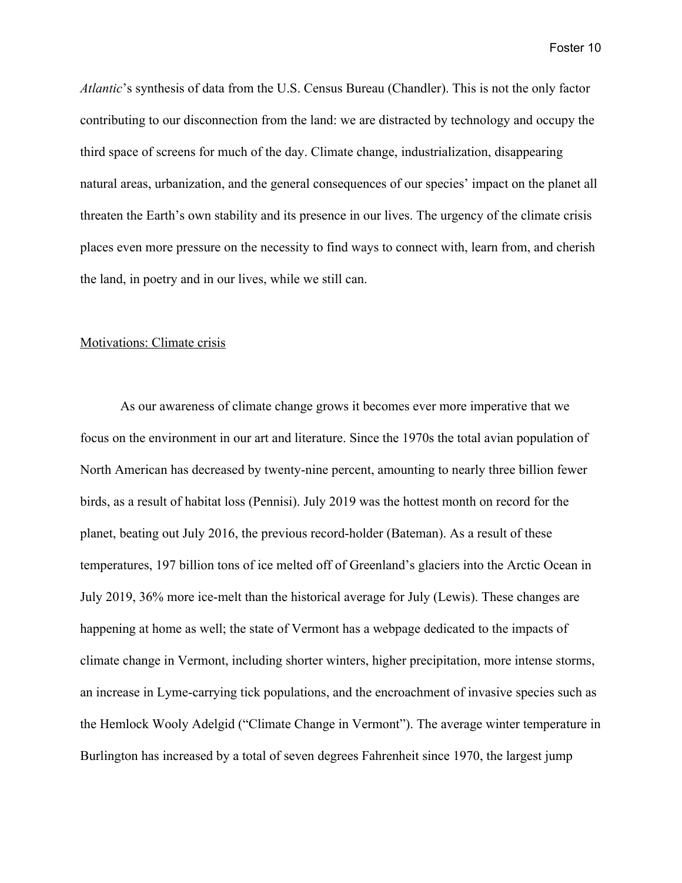*Atlantic*'s synthesis of data from the U.S. Census Bureau (Chandler). This is not the only factor contributing to our disconnection from the land: we are distracted by technology and occupy the third space of screens for much of the day. Climate change, industrialization, disappearing natural areas, urbanization, and the general consequences of our species' impact on the planet all threaten the Earth's own stability and its presence in our lives. The urgency of the climate crisis places even more pressure on the necessity to find ways to connect with, learn from, and cherish the land, in poetry and in our lives, while we still can.

<u>Motivations: Climate crisis</u>

As our awareness of climate change grows it becomes ever more imperative that we focus on the environment in our art and literature. Since the 1970s the total avian population of North American has decreased by twenty-nine percent, amounting to nearly three billion fewer birds, as a result of habitat loss (Pennisi). July 2019 was the hottest month on record for the planet, beating out July 2016, the previous record-holder (Bateman). As a result of these temperatures, 197 billion tons of ice melted off of Greenland's glaciers into the Arctic Ocean in July 2019, 36% more ice-melt than the historical average for July (Lewis). These changes are happening at home as well; the state of Vermont has a webpage dedicated to the impacts of climate change in Vermont, including shorter winters, higher precipitation, more intense storms, an increase in Lyme-carrying tick populations, and the encroachment of invasive species such as the Hemlock Wooly Adelgid ("Climate Change in Vermont"). The average winter temperature in Burlington has increased by a total of seven degrees Fahrenheit since 1970, the largest jump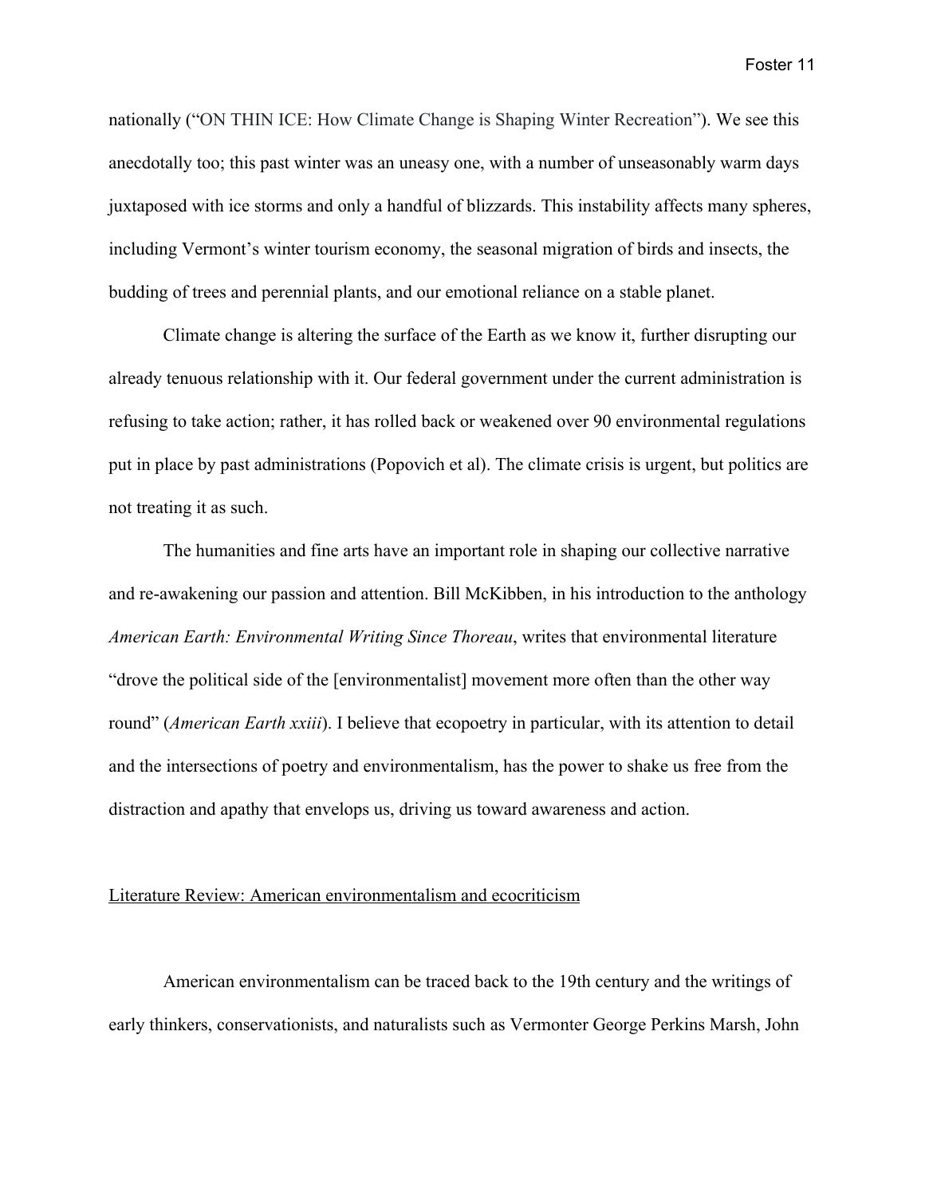nationally ("ON THIN ICE: How Climate Change is Shaping Winter Recreation"). We see this anecdotally too; this past winter was an uneasy one, with a number of unseasonably warm days juxtaposed with ice storms and only a handful of blizzards. This instability affects many spheres, including Vermont's winter tourism economy, the seasonal migration of birds and insects, the budding of trees and perennial plants, and our emotional reliance on a stable planet.

Climate change is altering the surface of the Earth as we know it, further disrupting our already tenuous relationship with it. Our federal government under the current administration is refusing to take action; rather, it has rolled back or weakened over 90 environmental regulations put in place by past administrations (Popovich et al). The climate crisis is urgent, but politics are not treating it as such.

The humanities and fine arts have an important role in shaping our collective narrative and re-awakening our passion and attention. Bill McKibben, in his introduction to the anthology *American Earth: Environmental Writing Since Thoreau*, writes that environmental literature "drove the political side of the [environmentalist] movement more often than the other way round" (*American Earth xxiii*). I believe that ecopoetry in particular, with its attention to detail and the intersections of poetry and environmentalism, has the power to shake us free from the distraction and apathy that envelops us, driving us toward awareness and action.

## Literature Review: American environmentalism and ecocriticism

American environmentalism can be traced back to the 19th century and the writings of early thinkers, conservationists, and naturalists such as Vermonter George Perkins Marsh, John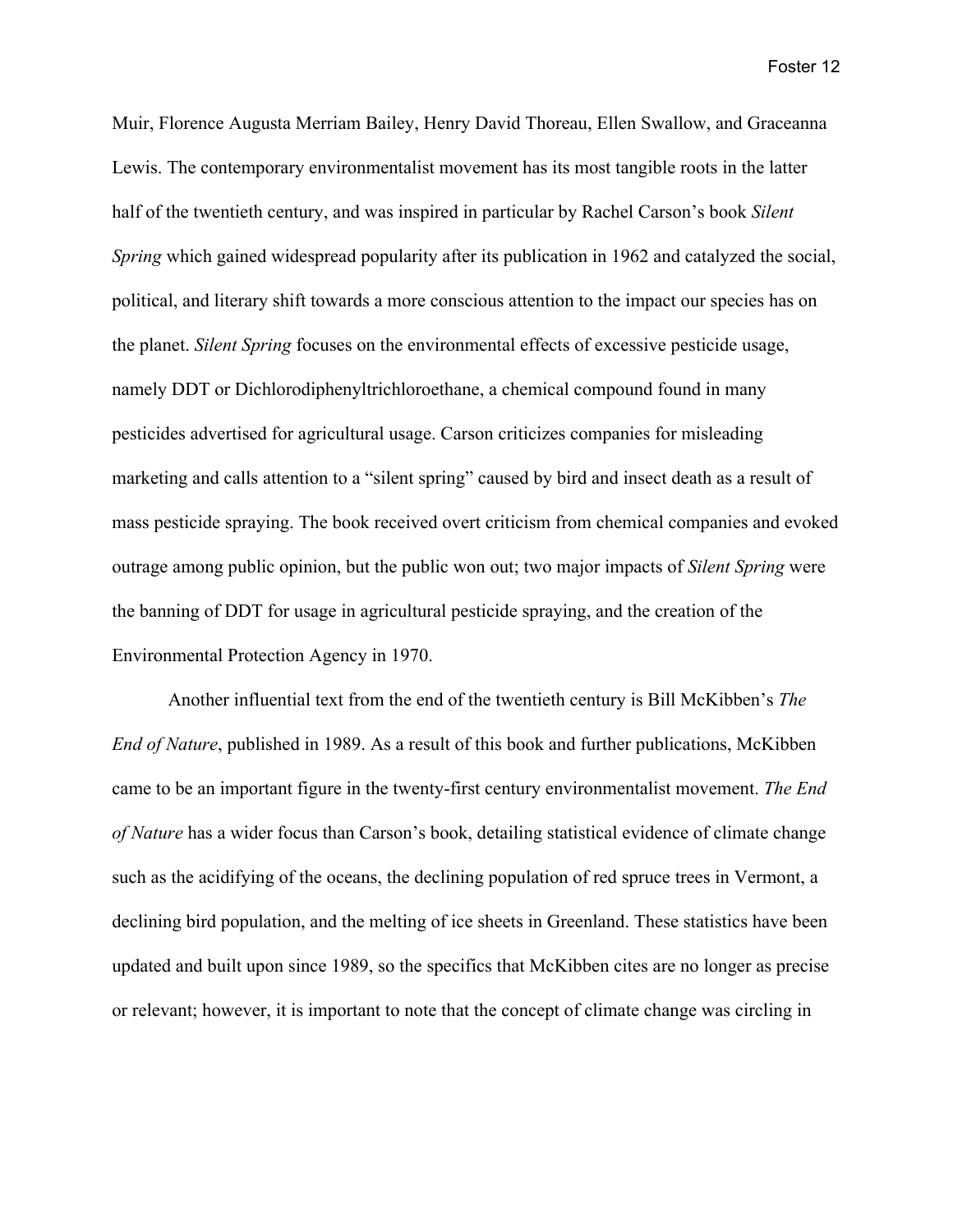Muir, Florence Augusta Merriam Bailey, Henry David Thoreau, Ellen Swallow, and Graceanna Lewis. The contemporary environmentalist movement has its most tangible roots in the latter half of the twentieth century, and was inspired in particular by Rachel Carson's book *Silent Spring* which gained widespread popularity after its publication in 1962 and catalyzed the social, political, and literary shift towards a more conscious attention to the impact our species has on the planet. *Silent Spring* focuses on the environmental effects of excessive pesticide usage, namely DDT or Dichlorodiphenyltrichloroethane, a chemical compound found in many pesticides advertised for agricultural usage. Carson criticizes companies for misleading marketing and calls attention to a "silent spring" caused by bird and insect death as a result of mass pesticide spraying. The book received overt criticism from chemical companies and evoked outrage among public opinion, but the public won out; two major impacts of *Silent Spring* were the banning of DDT for usage in agricultural pesticide spraying, and the creation of the Environmental Protection Agency in 1970.

Another influential text from the end of the twentieth century is Bill McKibben's *The End of Nature*, published in 1989. As a result of this book and further publications, McKibben came to be an important figure in the twenty-first century environmentalist movement. *The End of Nature* has a wider focus than Carson's book, detailing statistical evidence of climate change such as the acidifying of the oceans, the declining population of red spruce trees in Vermont, a declining bird population, and the melting of ice sheets in Greenland. These statistics have been updated and built upon since 1989, so the specifics that McKibben cites are no longer as precise or relevant; however, it is important to note that the concept of climate change was circling in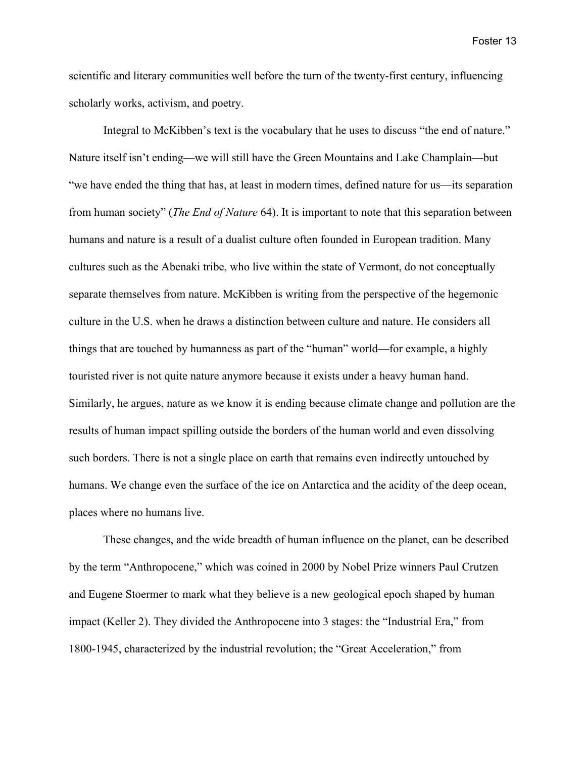scientific and literary communities well before the turn of the twenty-first century, influencing scholarly works, activism, and poetry.

Integral to McKibben's text is the vocabulary that he uses to discuss "the end of nature." Nature itself isn't ending—we will still have the Green Mountains and Lake Champlain—but "we have ended the thing that has, at least in modern times, defined nature for us—its separation from human society" (*The End of Nature* 64). It is important to note that this separation between humans and nature is a result of a dualist culture often founded in European tradition. Many cultures such as the Abenaki tribe, who live within the state of Vermont, do not conceptually separate themselves from nature. McKibben is writing from the perspective of the hegemonic culture in the U.S. when he draws a distinction between culture and nature. He considers all things that are touched by humanness as part of the "human" world—for example, a highly touristed river is not quite nature anymore because it exists under a heavy human hand. Similarly, he argues, nature as we know it is ending because climate change and pollution are the results of human impact spilling outside the borders of the human world and even dissolving such borders. There is not a single place on earth that remains even indirectly untouched by humans. We change even the surface of the ice on Antarctica and the acidity of the deep ocean, places where no humans live.

These changes, and the wide breadth of human influence on the planet, can be described by the term "Anthropocene," which was coined in 2000 by Nobel Prize winners Paul Crutzen and Eugene Stoermer to mark what they believe is a new geological epoch shaped by human impact (Keller 2). They divided the Anthropocene into 3 stages: the "Industrial Era," from 1800-1945, characterized by the industrial revolution; the "Great Acceleration," from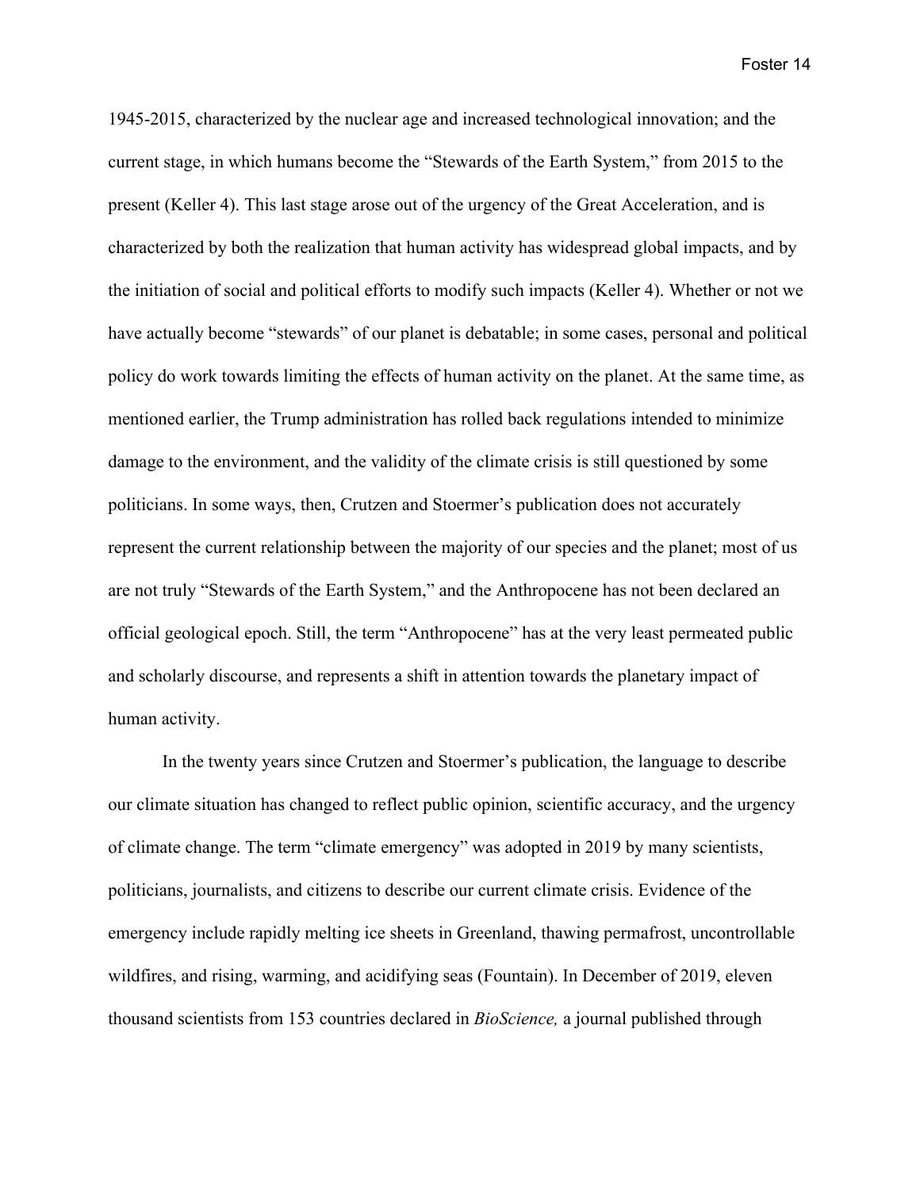1945-2015, characterized by the nuclear age and increased technological innovation; and the current stage, in which humans become the "Stewards of the Earth System," from 2015 to the present (Keller 4). This last stage arose out of the urgency of the Great Acceleration, and is characterized by both the realization that human activity has widespread global impacts, and by the initiation of social and political efforts to modify such impacts (Keller 4). Whether or not we have actually become "stewards" of our planet is debatable; in some cases, personal and political policy do work towards limiting the effects of human activity on the planet. At the same time, as mentioned earlier, the Trump administration has rolled back regulations intended to minimize damage to the environment, and the validity of the climate crisis is still questioned by some politicians. In some ways, then, Crutzen and Stoermer's publication does not accurately represent the current relationship between the majority of our species and the planet; most of us are not truly "Stewards of the Earth System," and the Anthropocene has not been declared an official geological epoch. Still, the term "Anthropocene" has at the very least permeated public and scholarly discourse, and represents a shift in attention towards the planetary impact of human activity.

In the twenty years since Crutzen and Stoermer's publication, the language to describe our climate situation has changed to reflect public opinion, scientific accuracy, and the urgency of climate change. The term "climate emergency" was adopted in 2019 by many scientists, politicians, journalists, and citizens to describe our current climate crisis. Evidence of the emergency include rapidly melting ice sheets in Greenland, thawing permafrost, uncontrollable wildfires, and rising, warming, and acidifying seas (Fountain). In December of 2019, eleven thousand scientists from 153 countries declared in *BioScience,* a journal published through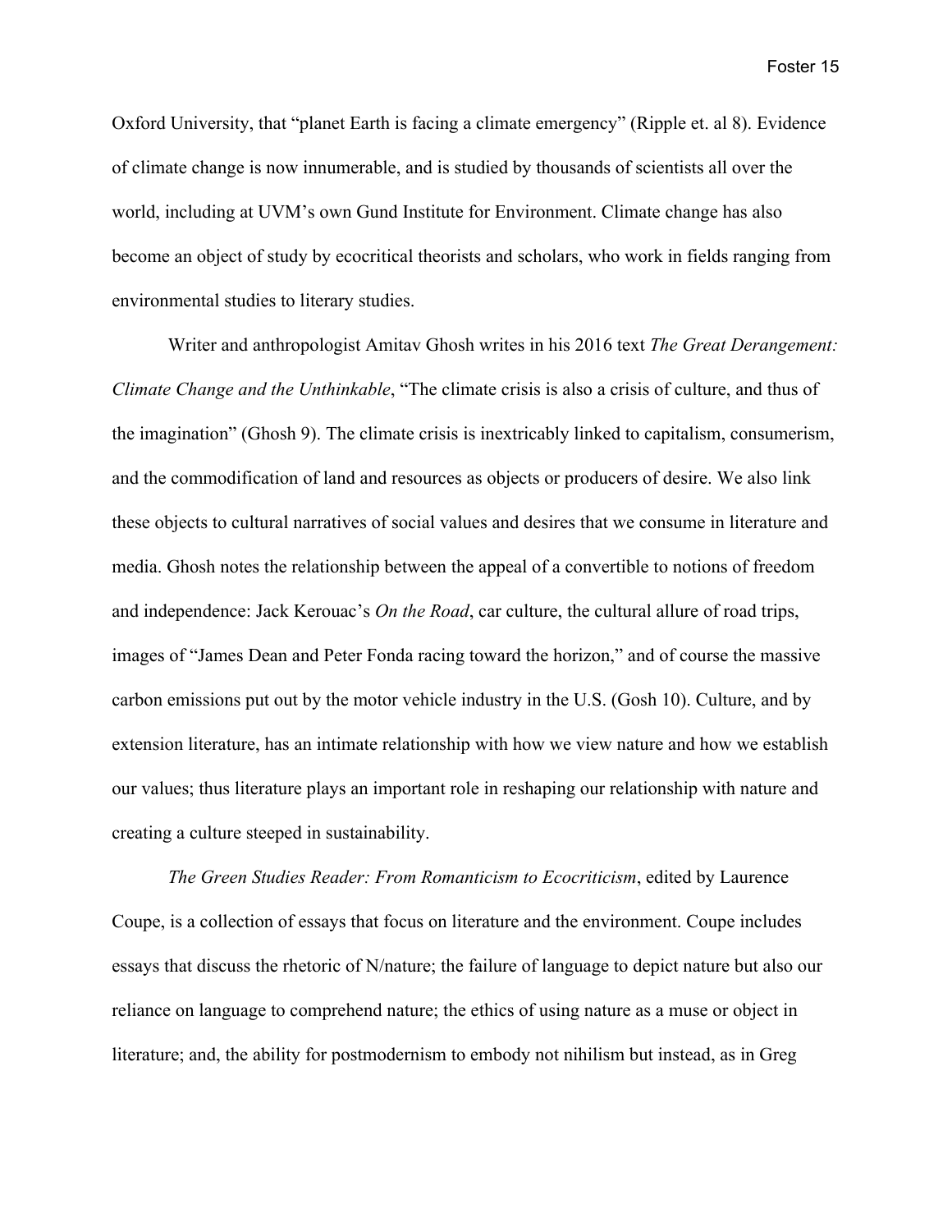Oxford University, that "planet Earth is facing a climate emergency" (Ripple et. al 8). Evidence of climate change is now innumerable, and is studied by thousands of scientists all over the world, including at UVM's own Gund Institute for Environment. Climate change has also become an object of study by ecocritical theorists and scholars, who work in fields ranging from environmental studies to literary studies.

Writer and anthropologist Amitav Ghosh writes in his 2016 text *The Great Derangement: Climate Change and the Unthinkable*, "The climate crisis is also a crisis of culture, and thus of the imagination" (Ghosh 9). The climate crisis is inextricably linked to capitalism, consumerism, and the commodification of land and resources as objects or producers of desire. We also link these objects to cultural narratives of social values and desires that we consume in literature and media. Ghosh notes the relationship between the appeal of a convertible to notions of freedom and independence: Jack Kerouac's *On the Road*, car culture, the cultural allure of road trips, images of "James Dean and Peter Fonda racing toward the horizon," and of course the massive carbon emissions put out by the motor vehicle industry in the U.S. (Gosh 10). Culture, and by extension literature, has an intimate relationship with how we view nature and how we establish our values; thus literature plays an important role in reshaping our relationship with nature and creating a culture steeped in sustainability.

*The Green Studies Reader: From Romanticism to Ecocriticism*, edited by Laurence Coupe, is a collection of essays that focus on literature and the environment. Coupe includes essays that discuss the rhetoric of N/nature; the failure of language to depict nature but also our reliance on language to comprehend nature; the ethics of using nature as a muse or object in literature; and, the ability for postmodernism to embody not nihilism but instead, as in Greg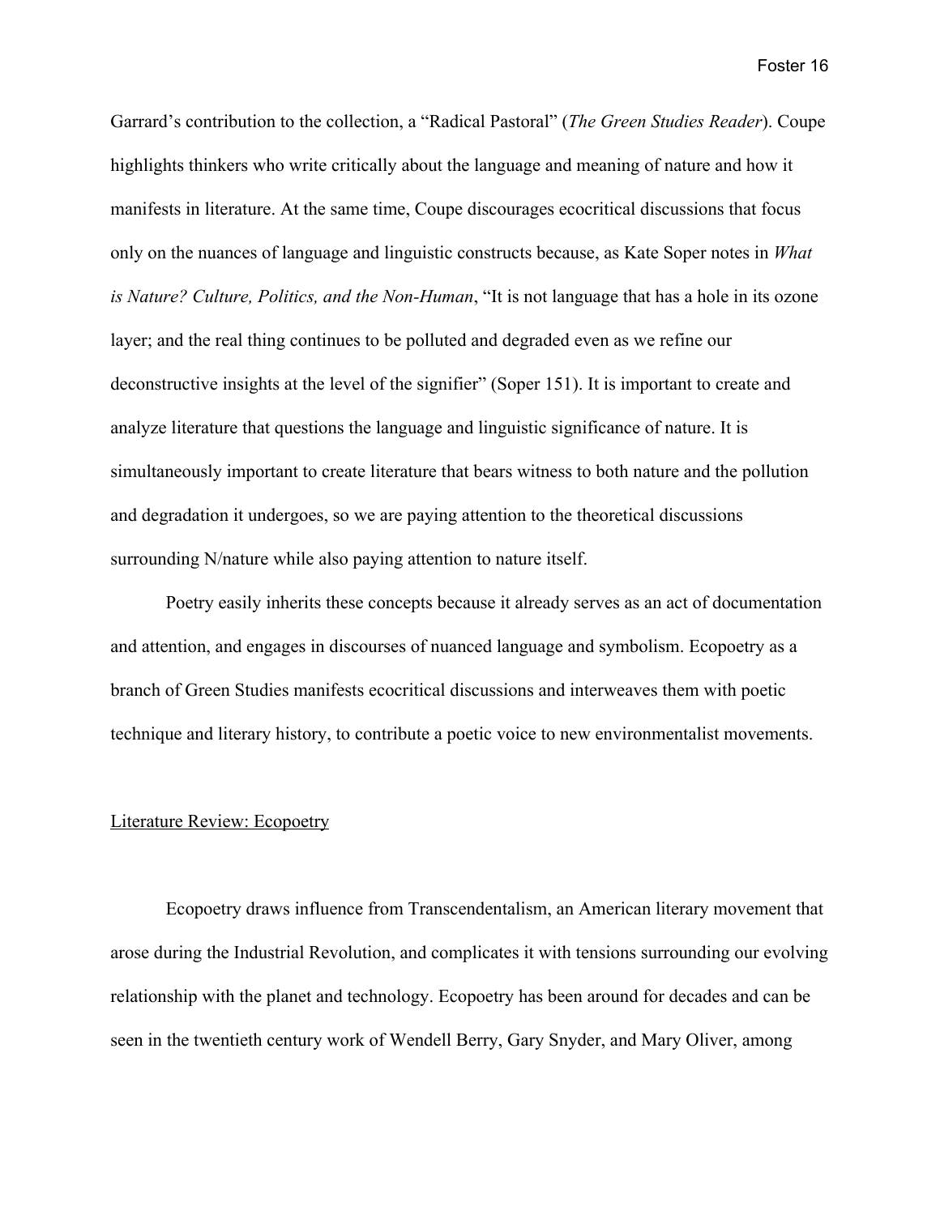Garrard's contribution to the collection, a "Radical Pastoral" (*The Green Studies Reader*). Coupe highlights thinkers who write critically about the language and meaning of nature and how it manifests in literature. At the same time, Coupe discourages ecocritical discussions that focus only on the nuances of language and linguistic constructs because, as Kate Soper notes in *What is Nature? Culture, Politics, and the Non-Human*, "It is not language that has a hole in its ozone layer; and the real thing continues to be polluted and degraded even as we refine our deconstructive insights at the level of the signifier" (Soper 151). It is important to create and analyze literature that questions the language and linguistic significance of nature. It is simultaneously important to create literature that bears witness to both nature and the pollution and degradation it undergoes, so we are paying attention to the theoretical discussions surrounding N/nature while also paying attention to nature itself.

Poetry easily inherits these concepts because it already serves as an act of documentation and attention, and engages in discourses of nuanced language and symbolism. Ecopoetry as a branch of Green Studies manifests ecocritical discussions and interweaves them with poetic technique and literary history, to contribute a poetic voice to new environmentalist movements.

## Literature Review: Ecopoetry

Ecopoetry draws influence from Transcendentalism, an American literary movement that arose during the Industrial Revolution, and complicates it with tensions surrounding our evolving relationship with the planet and technology. Ecopoetry has been around for decades and can be seen in the twentieth century work of Wendell Berry, Gary Snyder, and Mary Oliver, among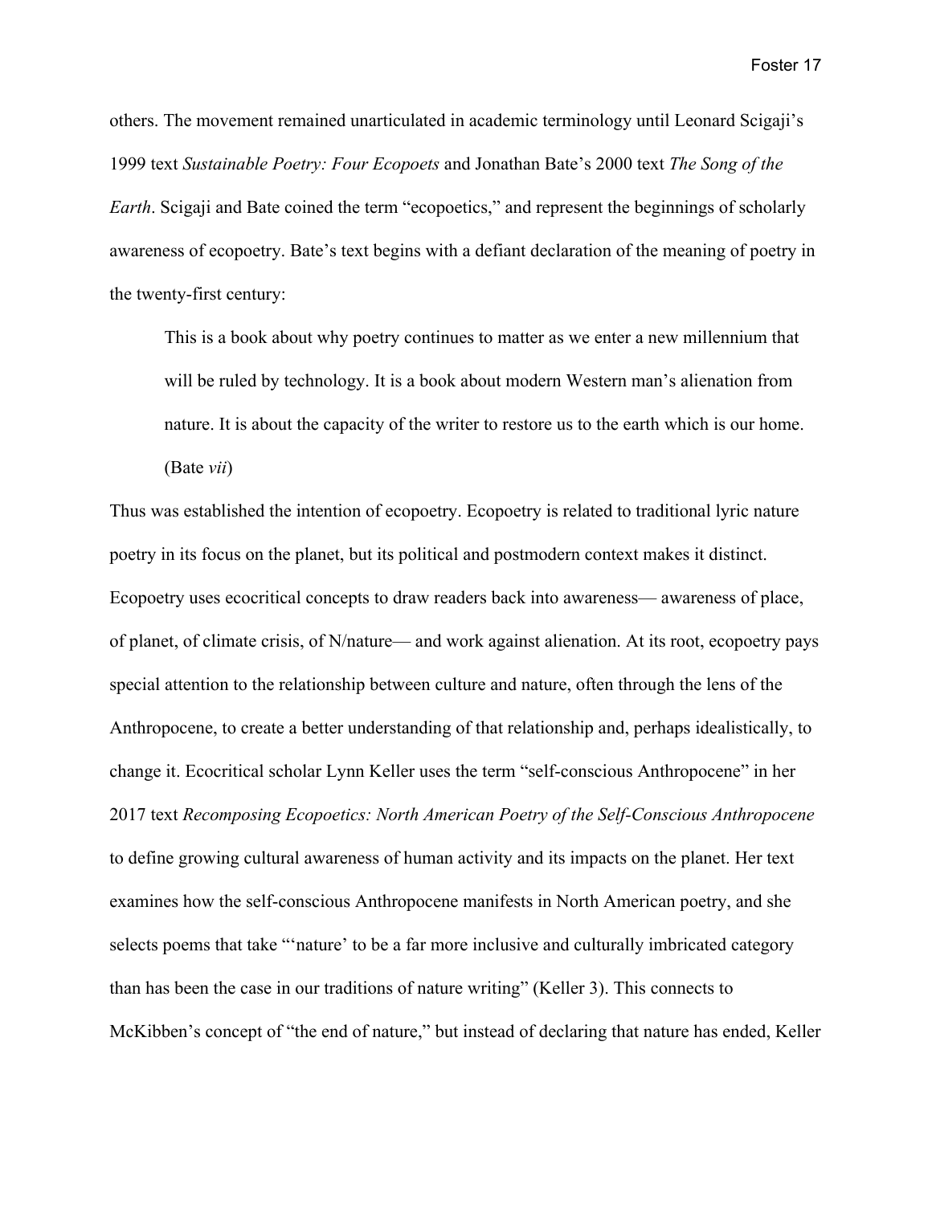others. The movement remained unarticulated in academic terminology until Leonard Scigaji's 1999 text *Sustainable Poetry: Four Ecopoets* and Jonathan Bate's 2000 text *The Song of the Earth*. Scigaji and Bate coined the term "ecopoetics," and represent the beginnings of scholarly awareness of ecopoetry. Bate's text begins with a defiant declaration of the meaning of poetry in the twenty-first century:

> This is a book about why poetry continues to matter as we enter a new millennium that will be ruled by technology. It is a book about modern Western man's alienation from nature. It is about the capacity of the writer to restore us to the earth which is our home. (Bate *vii*)

Thus was established the intention of ecopoetry. Ecopoetry is related to traditional lyric nature poetry in its focus on the planet, but its political and postmodern context makes it distinct. Ecopoetry uses ecocritical concepts to draw readers back into awareness— awareness of place, of planet, of climate crisis, of N/nature— and work against alienation. At its root, ecopoetry pays special attention to the relationship between culture and nature, often through the lens of the Anthropocene, to create a better understanding of that relationship and, perhaps idealistically, to change it. Ecocritical scholar Lynn Keller uses the term "self-conscious Anthropocene" in her 2017 text *Recomposing Ecopoetics: North American Poetry of the Self-Conscious Anthropocene* to define growing cultural awareness of human activity and its impacts on the planet. Her text examines how the self-conscious Anthropocene manifests in North American poetry, and she selects poems that take "'nature' to be a far more inclusive and culturally imbricated category than has been the case in our traditions of nature writing" (Keller 3). This connects to McKibben's concept of "the end of nature," but instead of declaring that nature has ended, Keller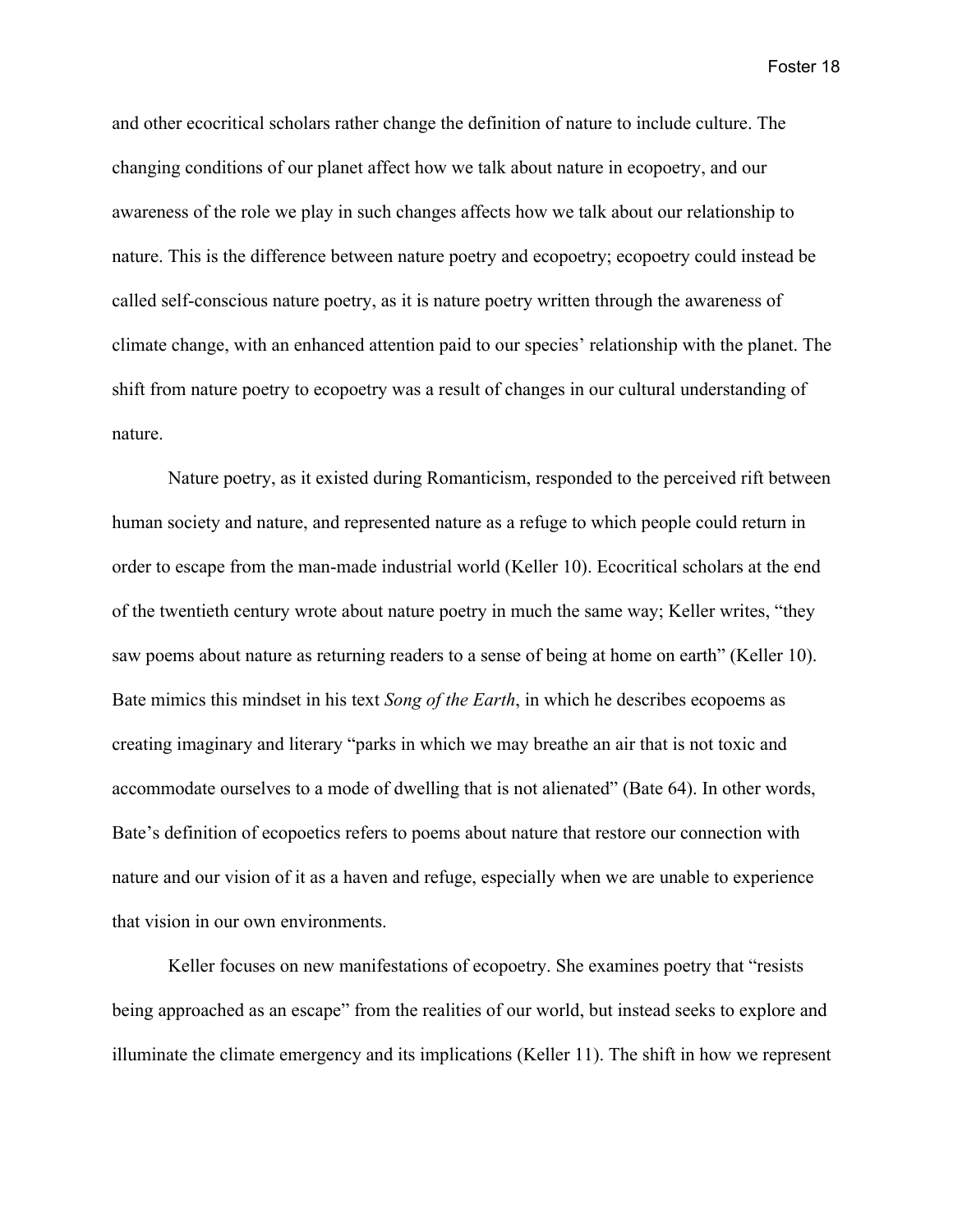and other ecocritical scholars rather change the definition of nature to include culture. The changing conditions of our planet affect how we talk about nature in ecopoetry, and our awareness of the role we play in such changes affects how we talk about our relationship to nature. This is the difference between nature poetry and ecopoetry; ecopoetry could instead be called self-conscious nature poetry, as it is nature poetry written through the awareness of climate change, with an enhanced attention paid to our species' relationship with the planet. The shift from nature poetry to ecopoetry was a result of changes in our cultural understanding of nature.

Nature poetry, as it existed during Romanticism, responded to the perceived rift between human society and nature, and represented nature as a refuge to which people could return in order to escape from the man-made industrial world (Keller 10). Ecocritical scholars at the end of the twentieth century wrote about nature poetry in much the same way; Keller writes, "they saw poems about nature as returning readers to a sense of being at home on earth" (Keller 10). Bate mimics this mindset in his text *Song of the Earth*, in which he describes ecopoems as creating imaginary and literary "parks in which we may breathe an air that is not toxic and accommodate ourselves to a mode of dwelling that is not alienated" (Bate 64). In other words, Bate's definition of ecopoetics refers to poems about nature that restore our connection with nature and our vision of it as a haven and refuge, especially when we are unable to experience that vision in our own environments.

Keller focuses on new manifestations of ecopoetry. She examines poetry that "resists being approached as an escape" from the realities of our world, but instead seeks to explore and illuminate the climate emergency and its implications (Keller 11). The shift in how we represent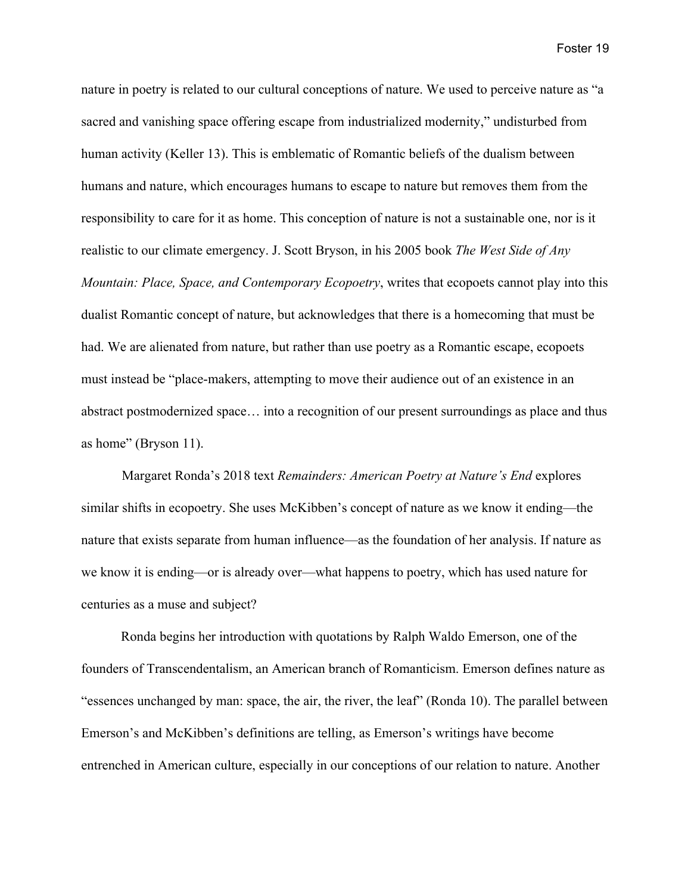nature in poetry is related to our cultural conceptions of nature. We used to perceive nature as "a sacred and vanishing space offering escape from industrialized modernity," undisturbed from human activity (Keller 13). This is emblematic of Romantic beliefs of the dualism between humans and nature, which encourages humans to escape to nature but removes them from the responsibility to care for it as home. This conception of nature is not a sustainable one, nor is it realistic to our climate emergency. J. Scott Bryson, in his 2005 book *The West Side of Any Mountain: Place, Space, and Contemporary Ecopoetry*, writes that ecopoets cannot play into this dualist Romantic concept of nature, but acknowledges that there is a homecoming that must be had. We are alienated from nature, but rather than use poetry as a Romantic escape, ecopoets must instead be "place-makers, attempting to move their audience out of an existence in an abstract postmodernized space… into a recognition of our present surroundings as place and thus as home" (Bryson 11).

Margaret Ronda's 2018 text *Remainders: American Poetry at Nature's End* explores similar shifts in ecopoetry. She uses McKibben's concept of nature as we know it ending—the nature that exists separate from human influence—as the foundation of her analysis. If nature as we know it is ending—or is already over—what happens to poetry, which has used nature for centuries as a muse and subject?

Ronda begins her introduction with quotations by Ralph Waldo Emerson, one of the founders of Transcendentalism, an American branch of Romanticism. Emerson defines nature as "essences unchanged by man: space, the air, the river, the leaf" (Ronda 10). The parallel between Emerson's and McKibben's definitions are telling, as Emerson's writings have become entrenched in American culture, especially in our conceptions of our relation to nature. Another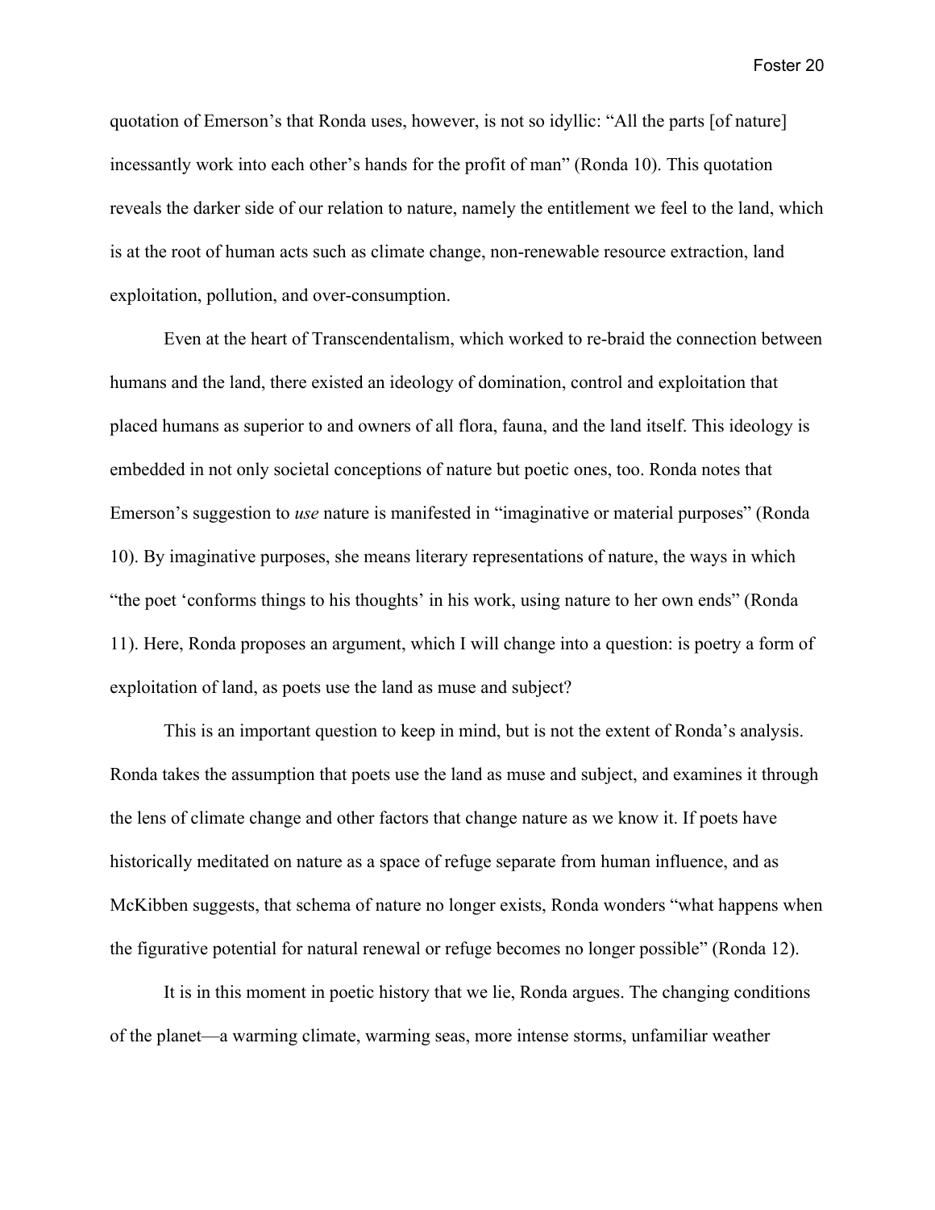quotation of Emerson's that Ronda uses, however, is not so idyllic: "All the parts [of nature] incessantly work into each other's hands for the profit of man" (Ronda 10). This quotation reveals the darker side of our relation to nature, namely the entitlement we feel to the land, which is at the root of human acts such as climate change, non-renewable resource extraction, land exploitation, pollution, and over-consumption.

Even at the heart of Transcendentalism, which worked to re-braid the connection between humans and the land, there existed an ideology of domination, control and exploitation that placed humans as superior to and owners of all flora, fauna, and the land itself. This ideology is embedded in not only societal conceptions of nature but poetic ones, too. Ronda notes that Emerson's suggestion to *use* nature is manifested in "imaginative or material purposes" (Ronda 10). By imaginative purposes, she means literary representations of nature, the ways in which "the poet 'conforms things to his thoughts' in his work, using nature to her own ends" (Ronda 11). Here, Ronda proposes an argument, which I will change into a question: is poetry a form of exploitation of land, as poets use the land as muse and subject?

This is an important question to keep in mind, but is not the extent of Ronda's analysis. Ronda takes the assumption that poets use the land as muse and subject, and examines it through the lens of climate change and other factors that change nature as we know it. If poets have historically meditated on nature as a space of refuge separate from human influence, and as McKibben suggests, that schema of nature no longer exists, Ronda wonders "what happens when the figurative potential for natural renewal or refuge becomes no longer possible" (Ronda 12).

It is in this moment in poetic history that we lie, Ronda argues. The changing conditions of the planet—a warming climate, warming seas, more intense storms, unfamiliar weather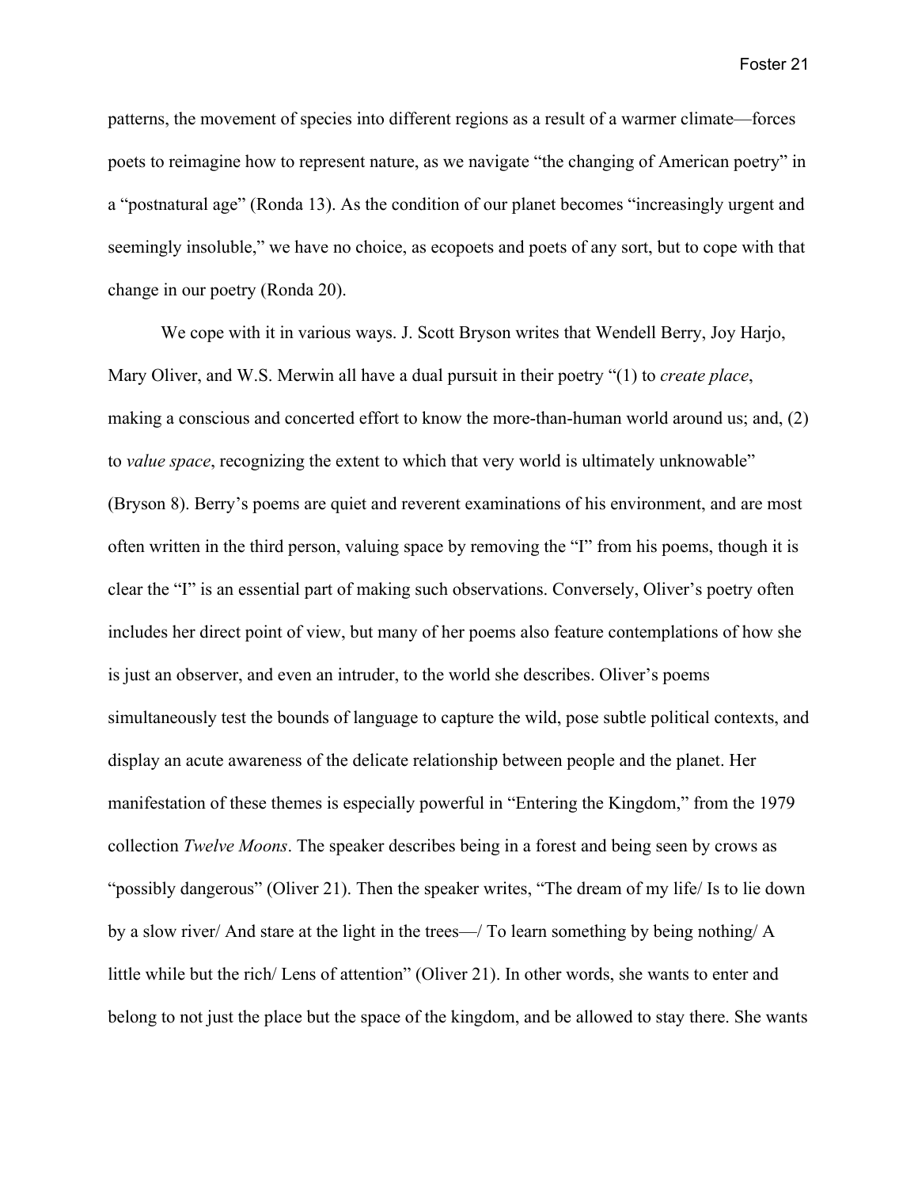patterns, the movement of species into different regions as a result of a warmer climate—forces poets to reimagine how to represent nature, as we navigate "the changing of American poetry" in a "postnatural age" (Ronda 13). As the condition of our planet becomes "increasingly urgent and seemingly insoluble," we have no choice, as ecopoets and poets of any sort, but to cope with that change in our poetry (Ronda 20).

We cope with it in various ways. J. Scott Bryson writes that Wendell Berry, Joy Harjo, Mary Oliver, and W.S. Merwin all have a dual pursuit in their poetry "(1) to *create place*, making a conscious and concerted effort to know the more-than-human world around us; and, (2) to *value space*, recognizing the extent to which that very world is ultimately unknowable" (Bryson 8). Berry's poems are quiet and reverent examinations of his environment, and are most often written in the third person, valuing space by removing the "I" from his poems, though it is clear the "I" is an essential part of making such observations. Conversely, Oliver's poetry often includes her direct point of view, but many of her poems also feature contemplations of how she is just an observer, and even an intruder, to the world she describes. Oliver's poems simultaneously test the bounds of language to capture the wild, pose subtle political contexts, and display an acute awareness of the delicate relationship between people and the planet. Her manifestation of these themes is especially powerful in "Entering the Kingdom," from the 1979 collection *Twelve Moons*. The speaker describes being in a forest and being seen by crows as "possibly dangerous" (Oliver 21). Then the speaker writes, "The dream of my life/ Is to lie down by a slow river/ And stare at the light in the trees—/ To learn something by being nothing/ A little while but the rich/ Lens of attention" (Oliver 21). In other words, she wants to enter and belong to not just the place but the space of the kingdom, and be allowed to stay there. She wants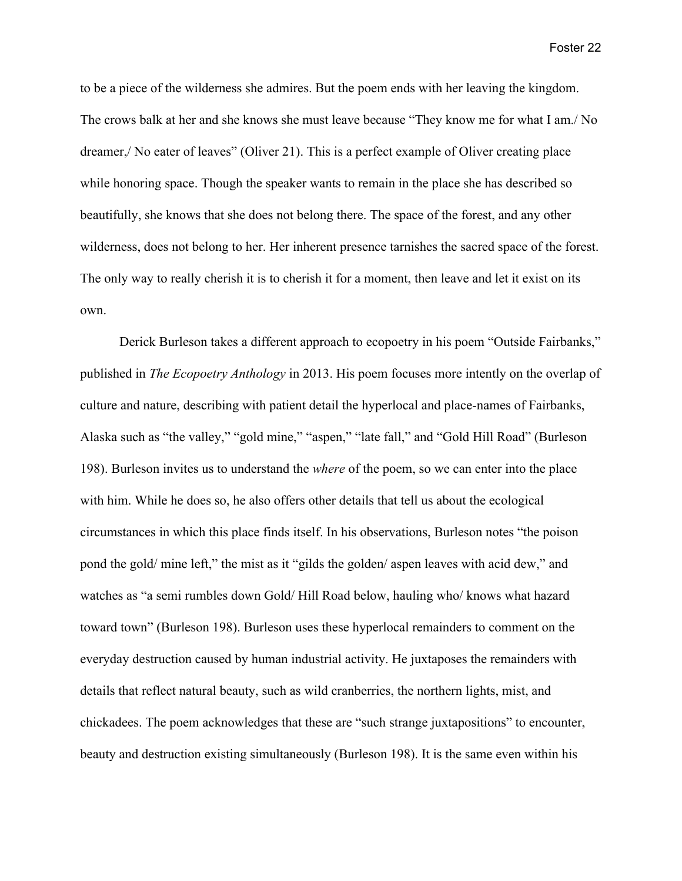to be a piece of the wilderness she admires. But the poem ends with her leaving the kingdom. The crows balk at her and she knows she must leave because "They know me for what I am./ No dreamer,/ No eater of leaves" (Oliver 21). This is a perfect example of Oliver creating place while honoring space. Though the speaker wants to remain in the place she has described so beautifully, she knows that she does not belong there. The space of the forest, and any other wilderness, does not belong to her. Her inherent presence tarnishes the sacred space of the forest. The only way to really cherish it is to cherish it for a moment, then leave and let it exist on its own.

Derick Burleson takes a different approach to ecopoetry in his poem "Outside Fairbanks," published in *The Ecopoetry Anthology* in 2013. His poem focuses more intently on the overlap of culture and nature, describing with patient detail the hyperlocal and place-names of Fairbanks, Alaska such as "the valley," "gold mine," "aspen," "late fall," and "Gold Hill Road" (Burleson 198). Burleson invites us to understand the *where* of the poem, so we can enter into the place with him. While he does so, he also offers other details that tell us about the ecological circumstances in which this place finds itself. In his observations, Burleson notes "the poison pond the gold/ mine left," the mist as it "gilds the golden/ aspen leaves with acid dew," and watches as "a semi rumbles down Gold/ Hill Road below, hauling who/ knows what hazard toward town" (Burleson 198). Burleson uses these hyperlocal remainders to comment on the everyday destruction caused by human industrial activity. He juxtaposes the remainders with details that reflect natural beauty, such as wild cranberries, the northern lights, mist, and chickadees. The poem acknowledges that these are "such strange juxtapositions" to encounter, beauty and destruction existing simultaneously (Burleson 198). It is the same even within his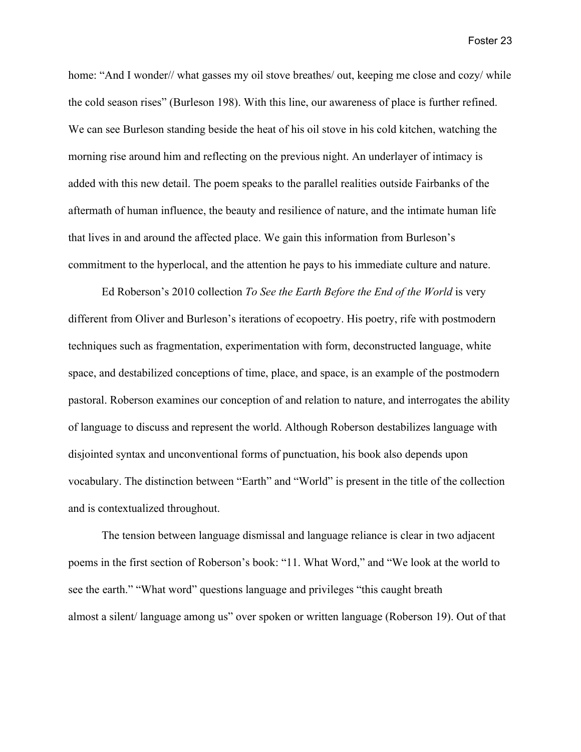home: "And I wonder// what gasses my oil stove breathes/ out, keeping me close and cozy/ while the cold season rises" (Burleson 198). With this line, our awareness of place is further refined. We can see Burleson standing beside the heat of his oil stove in his cold kitchen, watching the morning rise around him and reflecting on the previous night. An underlayer of intimacy is added with this new detail. The poem speaks to the parallel realities outside Fairbanks of the aftermath of human influence, the beauty and resilience of nature, and the intimate human life that lives in and around the affected place. We gain this information from Burleson's commitment to the hyperlocal, and the attention he pays to his immediate culture and nature.

Ed Roberson's 2010 collection *To See the Earth Before the End of the World* is very different from Oliver and Burleson's iterations of ecopoetry. His poetry, rife with postmodern techniques such as fragmentation, experimentation with form, deconstructed language, white space, and destabilized conceptions of time, place, and space, is an example of the postmodern pastoral. Roberson examines our conception of and relation to nature, and interrogates the ability of language to discuss and represent the world. Although Roberson destabilizes language with disjointed syntax and unconventional forms of punctuation, his book also depends upon vocabulary. The distinction between "Earth" and "World" is present in the title of the collection and is contextualized throughout.

The tension between language dismissal and language reliance is clear in two adjacent poems in the first section of Roberson's book: "11. What Word," and "We look at the world to see the earth." "What word" questions language and privileges "this caught breath almost a silent/ language among us" over spoken or written language (Roberson 19). Out of that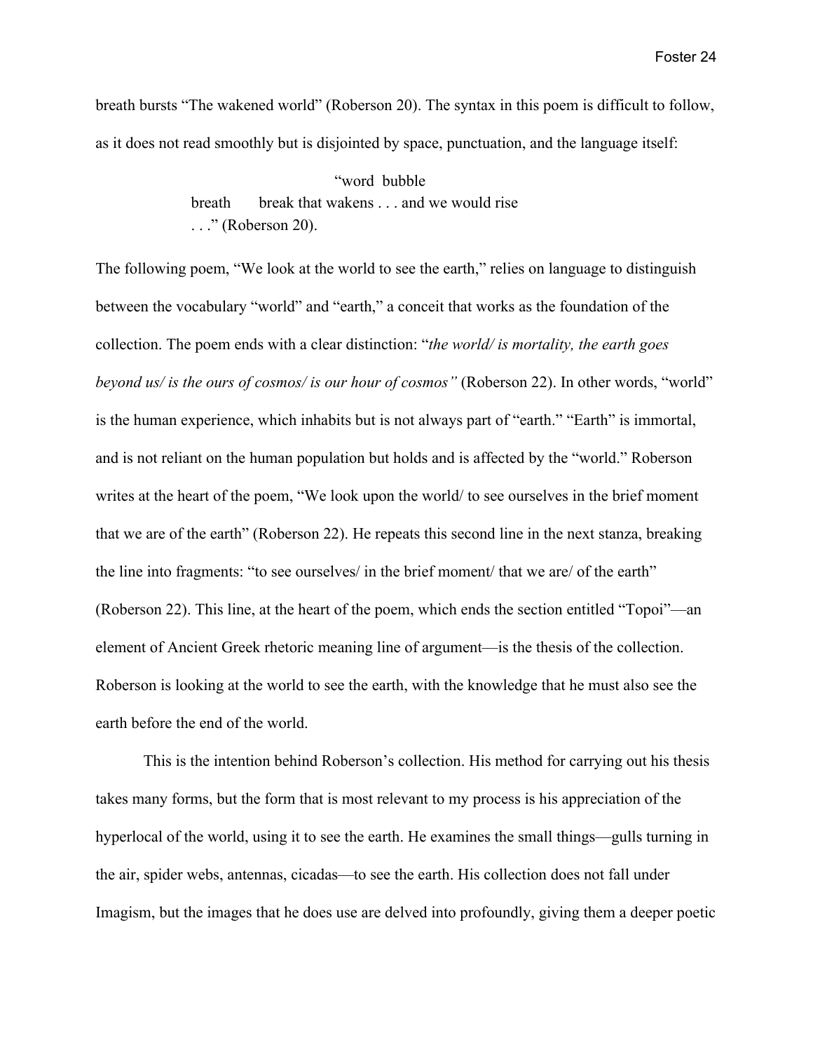breath bursts "The wakened world" (Roberson 20). The syntax in this poem is difficult to follow, as it does not read smoothly but is disjointed by space, punctuation, and the language itself:

> "word  bubble
> breath    break that wakens . . . and we would rise
> . . ." (Roberson 20).

The following poem, "We look at the world to see the earth," relies on language to distinguish between the vocabulary "world" and "earth," a conceit that works as the foundation of the collection. The poem ends with a clear distinction: "*the world/ is mortality, the earth goes beyond us/ is the ours of cosmos/ is our hour of cosmos"* (Roberson 22). In other words, "world" is the human experience, which inhabits but is not always part of "earth." "Earth" is immortal, and is not reliant on the human population but holds and is affected by the "world." Roberson writes at the heart of the poem, "We look upon the world/ to see ourselves in the brief moment that we are of the earth" (Roberson 22). He repeats this second line in the next stanza, breaking the line into fragments: "to see ourselves/ in the brief moment/ that we are/ of the earth" (Roberson 22). This line, at the heart of the poem, which ends the section entitled "Topoi"—an element of Ancient Greek rhetoric meaning line of argument—is the thesis of the collection. Roberson is looking at the world to see the earth, with the knowledge that he must also see the earth before the end of the world.

This is the intention behind Roberson's collection. His method for carrying out his thesis takes many forms, but the form that is most relevant to my process is his appreciation of the hyperlocal of the world, using it to see the earth. He examines the small things—gulls turning in the air, spider webs, antennas, cicadas—to see the earth. His collection does not fall under Imagism, but the images that he does use are delved into profoundly, giving them a deeper poetic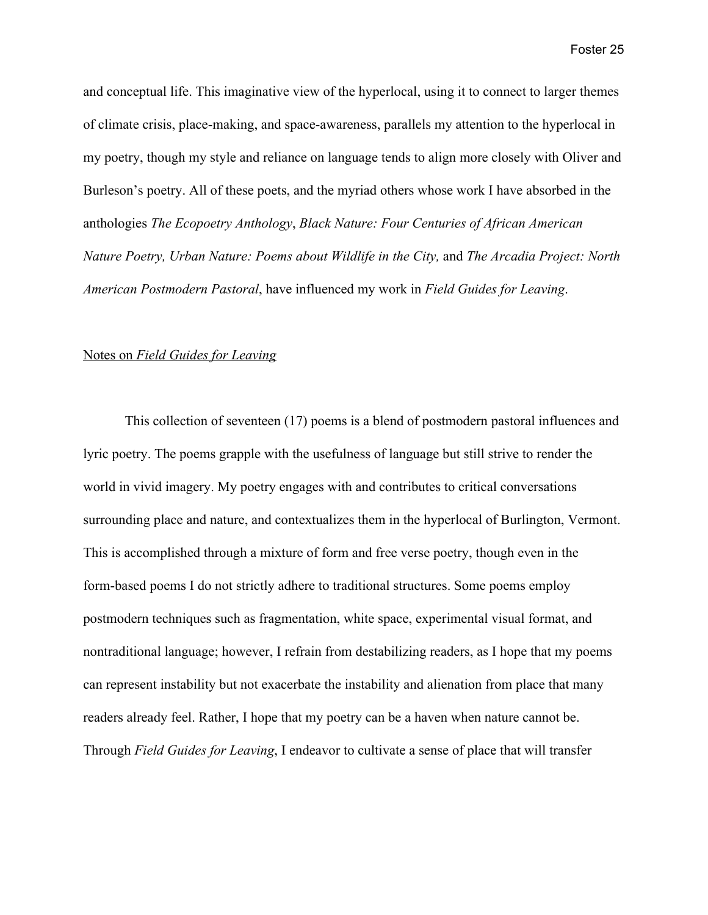and conceptual life. This imaginative view of the hyperlocal, using it to connect to larger themes of climate crisis, place-making, and space-awareness, parallels my attention to the hyperlocal in my poetry, though my style and reliance on language tends to align more closely with Oliver and Burleson's poetry. All of these poets, and the myriad others whose work I have absorbed in the anthologies *The Ecopoetry Anthology*, *Black Nature: Four Centuries of African American Nature Poetry, Urban Nature: Poems about Wildlife in the City,* and *The Arcadia Project: North American Postmodern Pastoral*, have influenced my work in *Field Guides for Leaving*.

## Notes on *Field Guides for Leaving*

This collection of seventeen (17) poems is a blend of postmodern pastoral influences and lyric poetry. The poems grapple with the usefulness of language but still strive to render the world in vivid imagery. My poetry engages with and contributes to critical conversations surrounding place and nature, and contextualizes them in the hyperlocal of Burlington, Vermont. This is accomplished through a mixture of form and free verse poetry, though even in the form-based poems I do not strictly adhere to traditional structures. Some poems employ postmodern techniques such as fragmentation, white space, experimental visual format, and nontraditional language; however, I refrain from destabilizing readers, as I hope that my poems can represent instability but not exacerbate the instability and alienation from place that many readers already feel. Rather, I hope that my poetry can be a haven when nature cannot be. Through *Field Guides for Leaving*, I endeavor to cultivate a sense of place that will transfer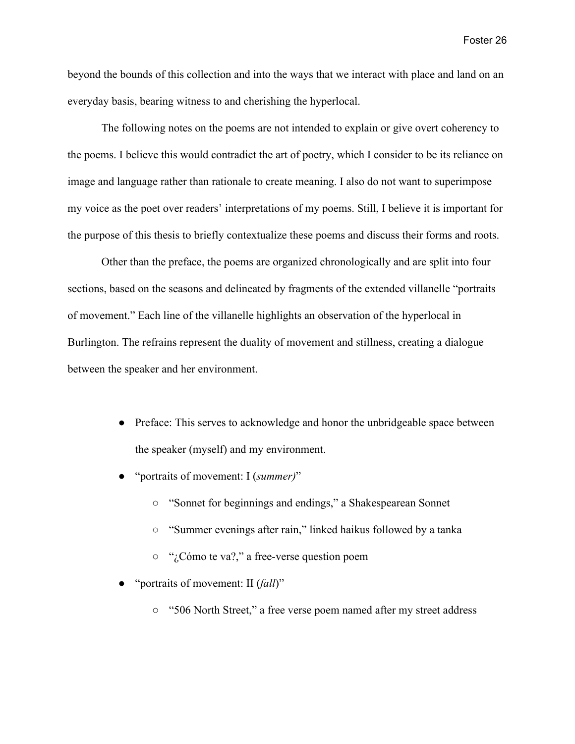beyond the bounds of this collection and into the ways that we interact with place and land on an everyday basis, bearing witness to and cherishing the hyperlocal.

The following notes on the poems are not intended to explain or give overt coherency to the poems. I believe this would contradict the art of poetry, which I consider to be its reliance on image and language rather than rationale to create meaning. I also do not want to superimpose my voice as the poet over readers' interpretations of my poems. Still, I believe it is important for the purpose of this thesis to briefly contextualize these poems and discuss their forms and roots.

Other than the preface, the poems are organized chronologically and are split into four sections, based on the seasons and delineated by fragments of the extended villanelle "portraits of movement." Each line of the villanelle highlights an observation of the hyperlocal in Burlington. The refrains represent the duality of movement and stillness, creating a dialogue between the speaker and her environment.

- Preface: This serves to acknowledge and honor the unbridgeable space between the speaker (myself) and my environment.
- "portraits of movement: I (*summer)*"
  - "Sonnet for beginnings and endings," a Shakespearean Sonnet
  - "Summer evenings after rain," linked haikus followed by a tanka
  - "¿Cómo te va?," a free-verse question poem
- "portraits of movement: II (*fall*)"
  - "506 North Street," a free verse poem named after my street address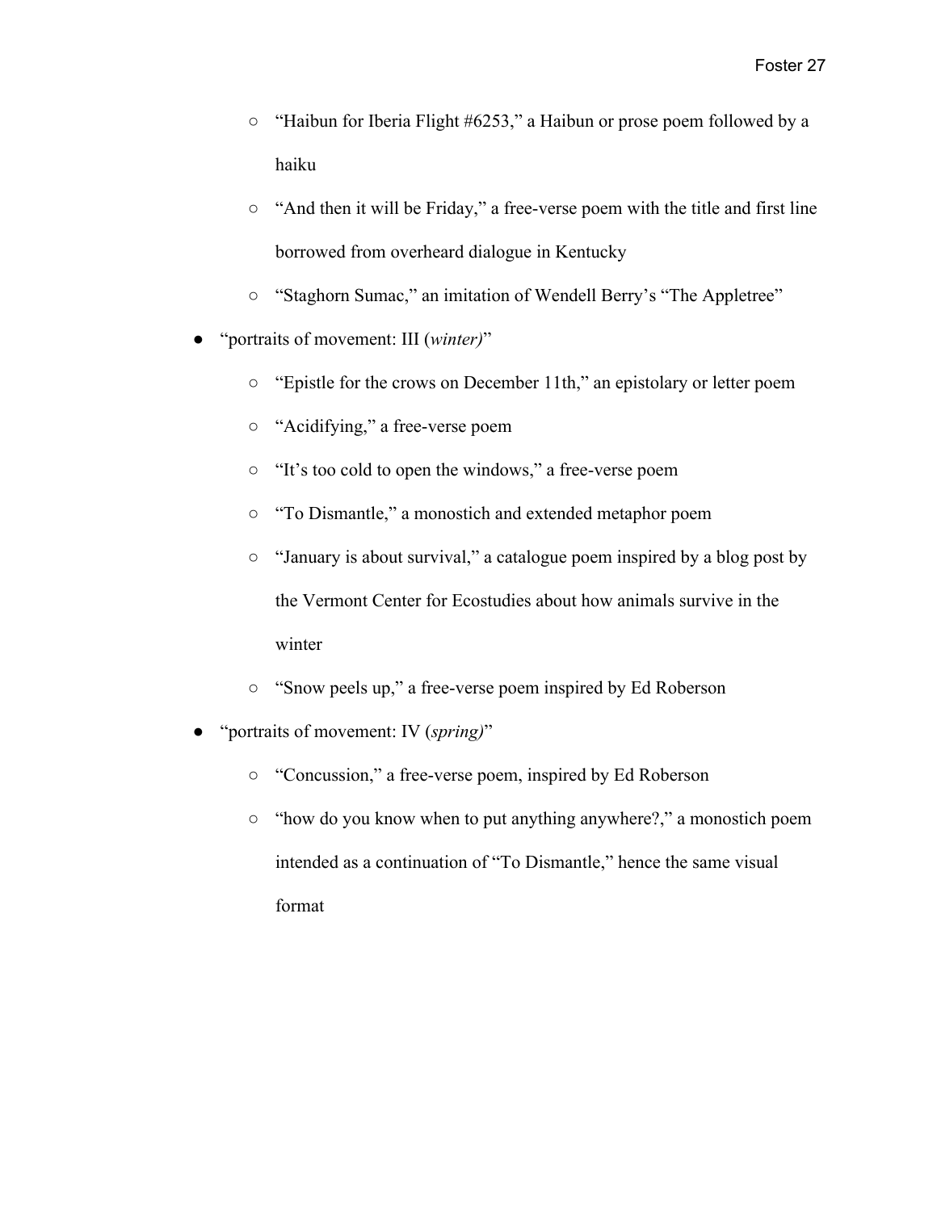- "Haibun for Iberia Flight #6253," a Haibun or prose poem followed by a haiku
  - "And then it will be Friday," a free-verse poem with the title and first line borrowed from overheard dialogue in Kentucky
  - "Staghorn Sumac," an imitation of Wendell Berry's "The Appletree"
- "portraits of movement: III (*winter)*"
  - "Epistle for the crows on December 11th," an epistolary or letter poem
  - "Acidifying," a free-verse poem
  - "It's too cold to open the windows," a free-verse poem
  - "To Dismantle," a monostich and extended metaphor poem
  - "January is about survival," a catalogue poem inspired by a blog post by the Vermont Center for Ecostudies about how animals survive in the winter
  - "Snow peels up," a free-verse poem inspired by Ed Roberson
- "portraits of movement: IV (*spring)*"
  - "Concussion," a free-verse poem, inspired by Ed Roberson
  - "how do you know when to put anything anywhere?," a monostich poem intended as a continuation of "To Dismantle," hence the same visual format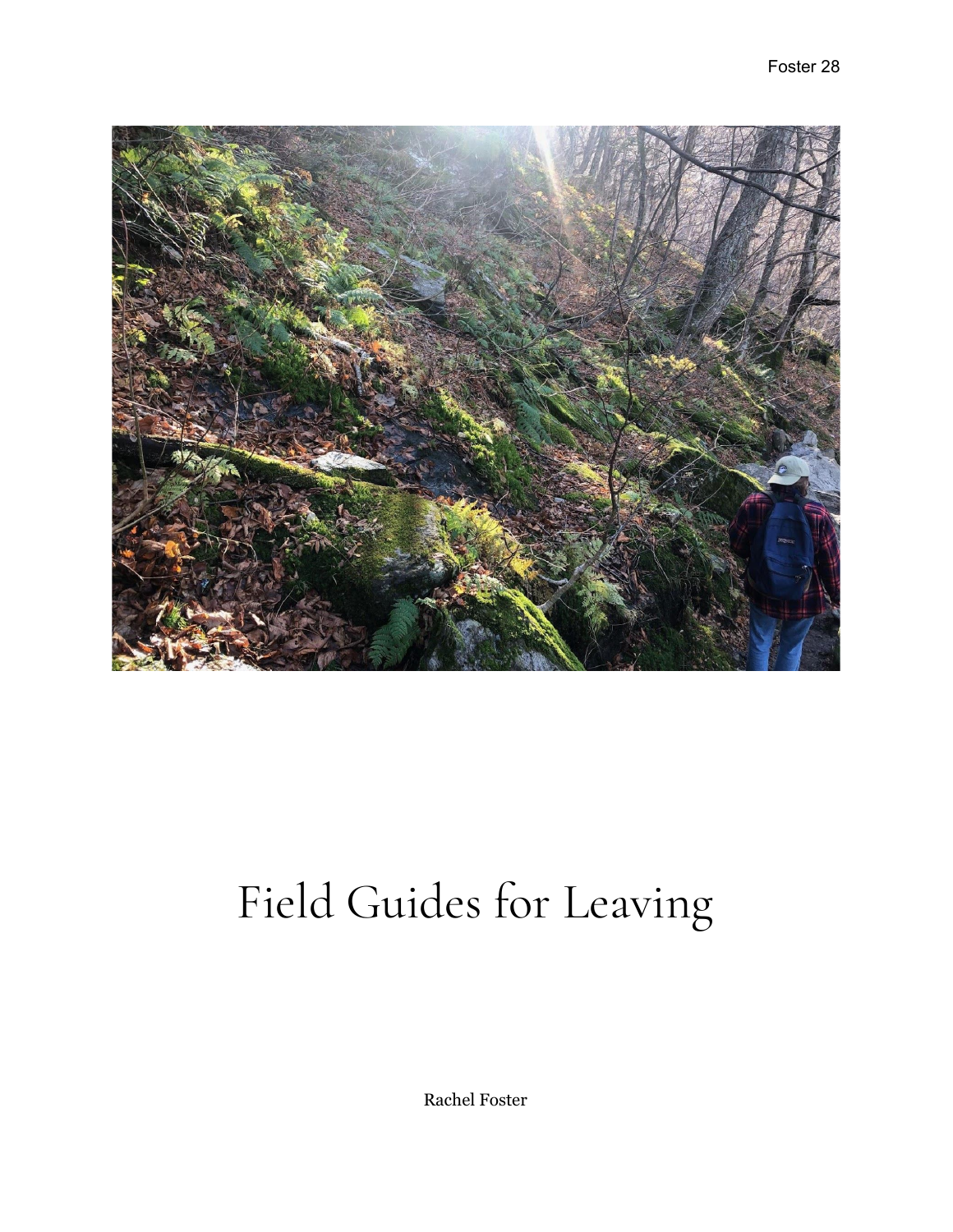# Field Guides for Leaving

Rachel Foster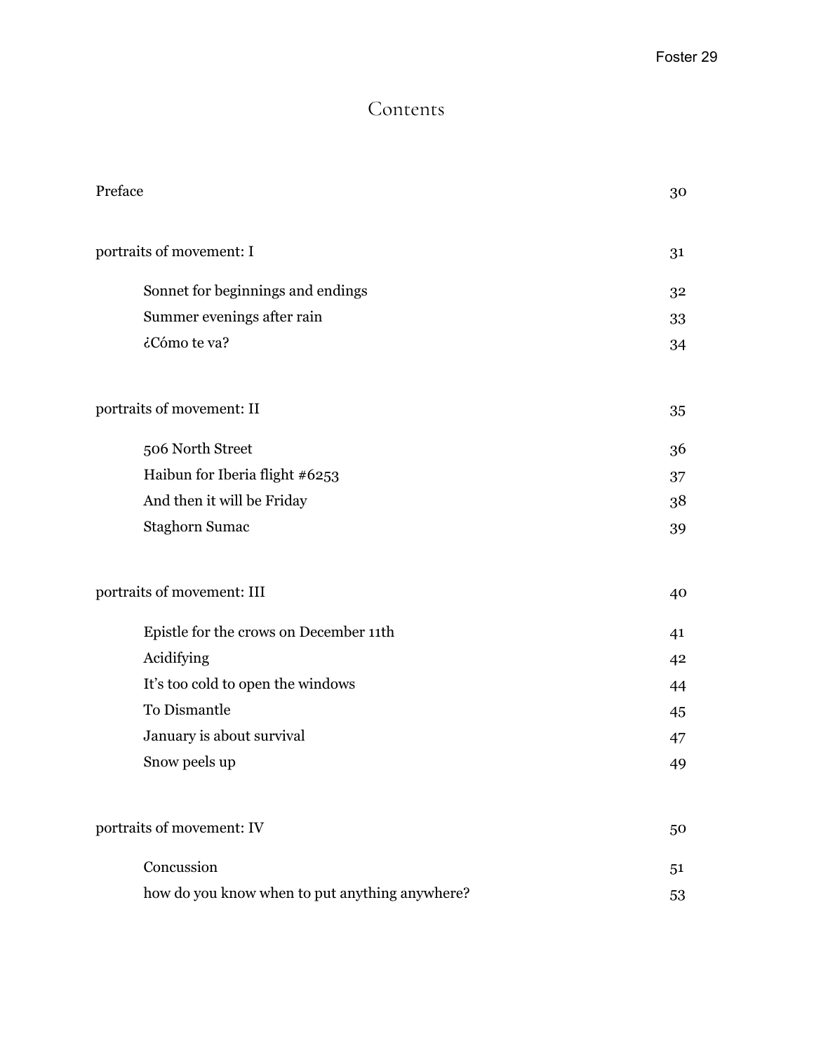# Contents

| | |
|---|---|
| Preface | 30 |
| portraits of movement: I | 31 |
| Sonnet for beginnings and endings | 32 |
| Summer evenings after rain | 33 |
| ¿Cómo te va? | 34 |
| portraits of movement: II | 35 |
| 506 North Street | 36 |
| Haibun for Iberia flight #6253 | 37 |
| And then it will be Friday | 38 |
| Staghorn Sumac | 39 |
| portraits of movement: III | 40 |
| Epistle for the crows on December 11th | 41 |
| Acidifying | 42 |
| It's too cold to open the windows | 44 |
| To Dismantle | 45 |
| January is about survival | 47 |
| Snow peels up | 49 |
| portraits of movement: IV | 50 |
| Concussion | 51 |
| how do you know when to put anything anywhere? | 53 |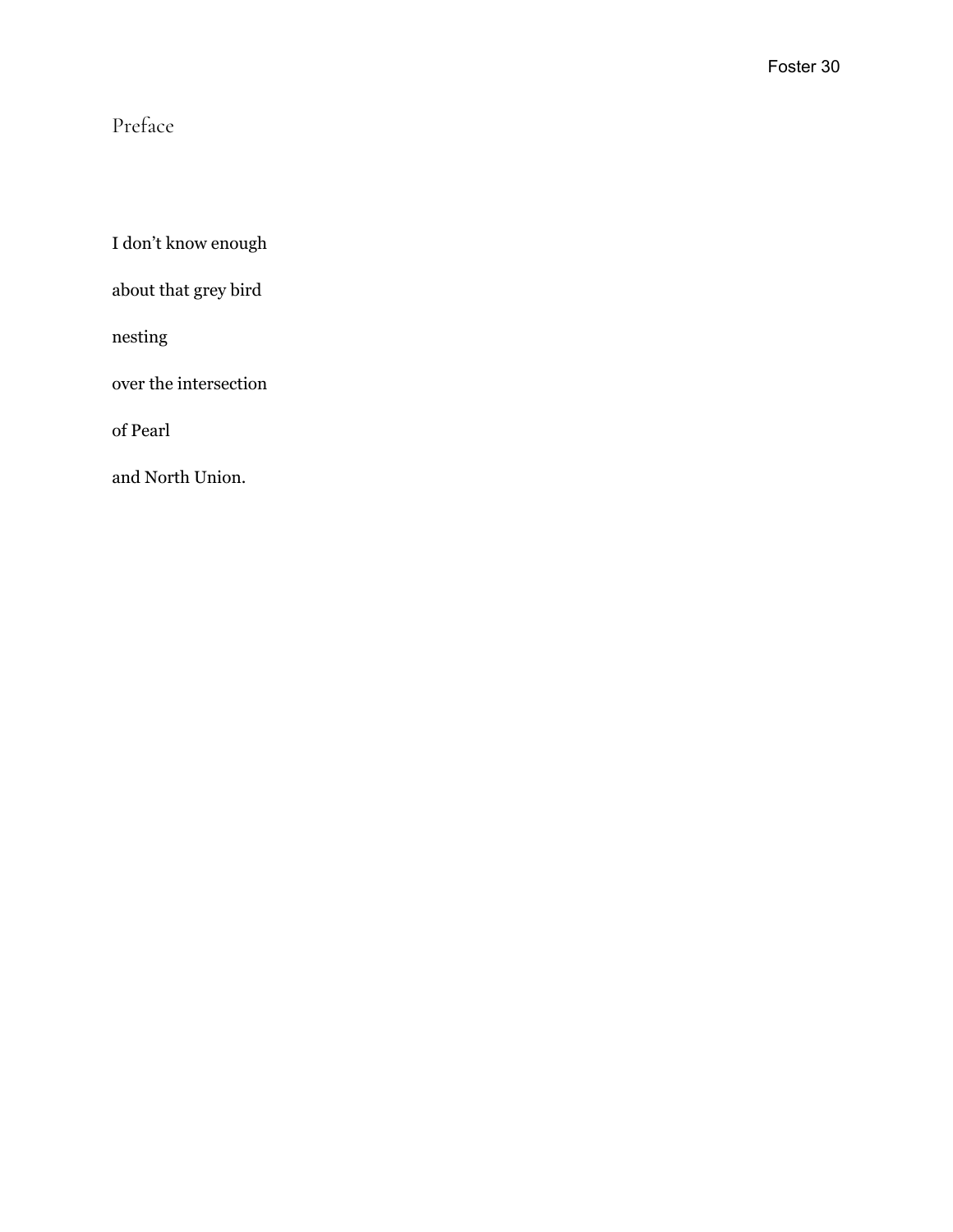## Preface

I don't know enough

about that grey bird

nesting

over the intersection

of Pearl

and North Union.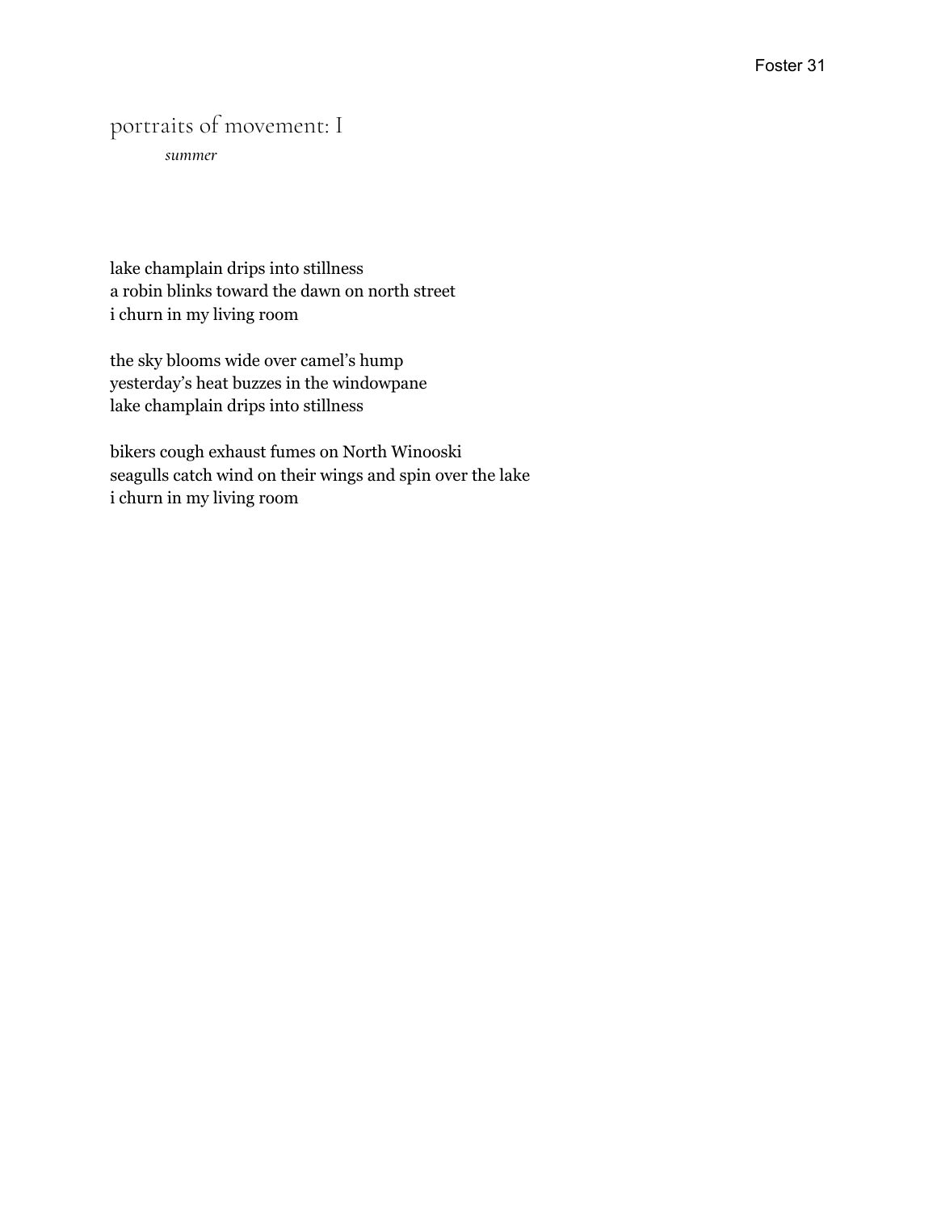# portraits of movement: I

*summer*

lake champlain drips into stillness
a robin blinks toward the dawn on north street
i churn in my living room

the sky blooms wide over camel's hump
yesterday's heat buzzes in the windowpane
lake champlain drips into stillness

bikers cough exhaust fumes on North Winooski
seagulls catch wind on their wings and spin over the lake
i churn in my living room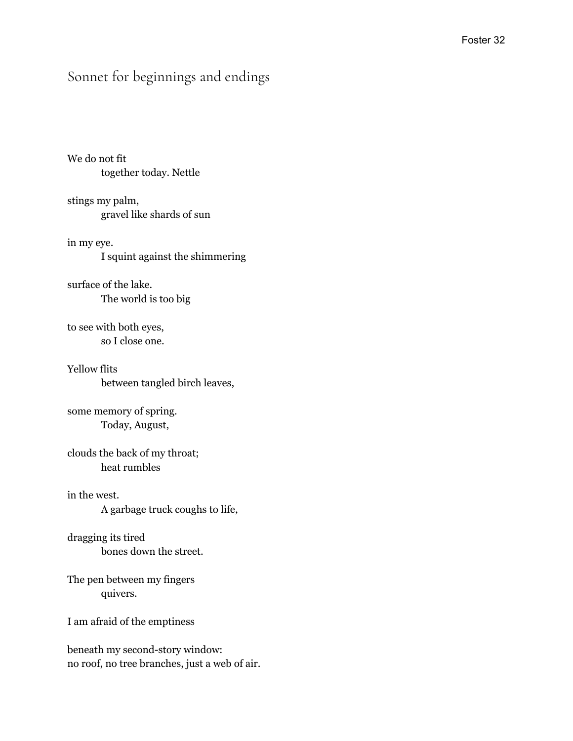## Sonnet for beginnings and endings

We do not fit  
&emsp;&emsp;&emsp;&emsp;together today. Nettle

stings my palm,  
&emsp;&emsp;&emsp;&emsp;gravel like shards of sun

in my eye.  
&emsp;&emsp;&emsp;&emsp;I squint against the shimmering

surface of the lake.  
&emsp;&emsp;&emsp;&emsp;The world is too big

to see with both eyes,  
&emsp;&emsp;&emsp;&emsp;so I close one.

Yellow flits  
&emsp;&emsp;&emsp;&emsp;between tangled birch leaves,

some memory of spring.  
&emsp;&emsp;&emsp;&emsp;Today, August,

clouds the back of my throat;  
&emsp;&emsp;&emsp;&emsp;heat rumbles

in the west.  
&emsp;&emsp;&emsp;&emsp;A garbage truck coughs to life,

dragging its tired  
&emsp;&emsp;&emsp;&emsp;bones down the street.

The pen between my fingers  
&emsp;&emsp;&emsp;&emsp;quivers.

I am afraid of the emptiness

beneath my second-story window:  
no roof, no tree branches, just a web of air.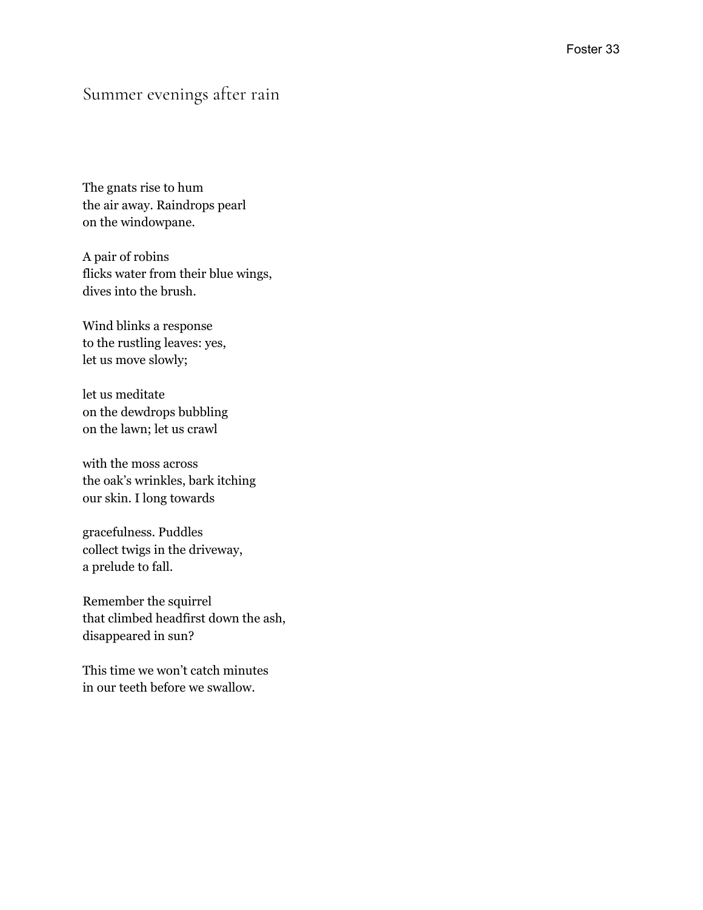## Summer evenings after rain

The gnats rise to hum  
the air away. Raindrops pearl  
on the windowpane.

A pair of robins  
flicks water from their blue wings,  
dives into the brush.

Wind blinks a response  
to the rustling leaves: yes,  
let us move slowly;

let us meditate  
on the dewdrops bubbling  
on the lawn; let us crawl

with the moss across  
the oak's wrinkles, bark itching  
our skin. I long towards

gracefulness. Puddles  
collect twigs in the driveway,  
a prelude to fall.

Remember the squirrel  
that climbed headfirst down the ash,  
disappeared in sun?

This time we won't catch minutes  
in our teeth before we swallow.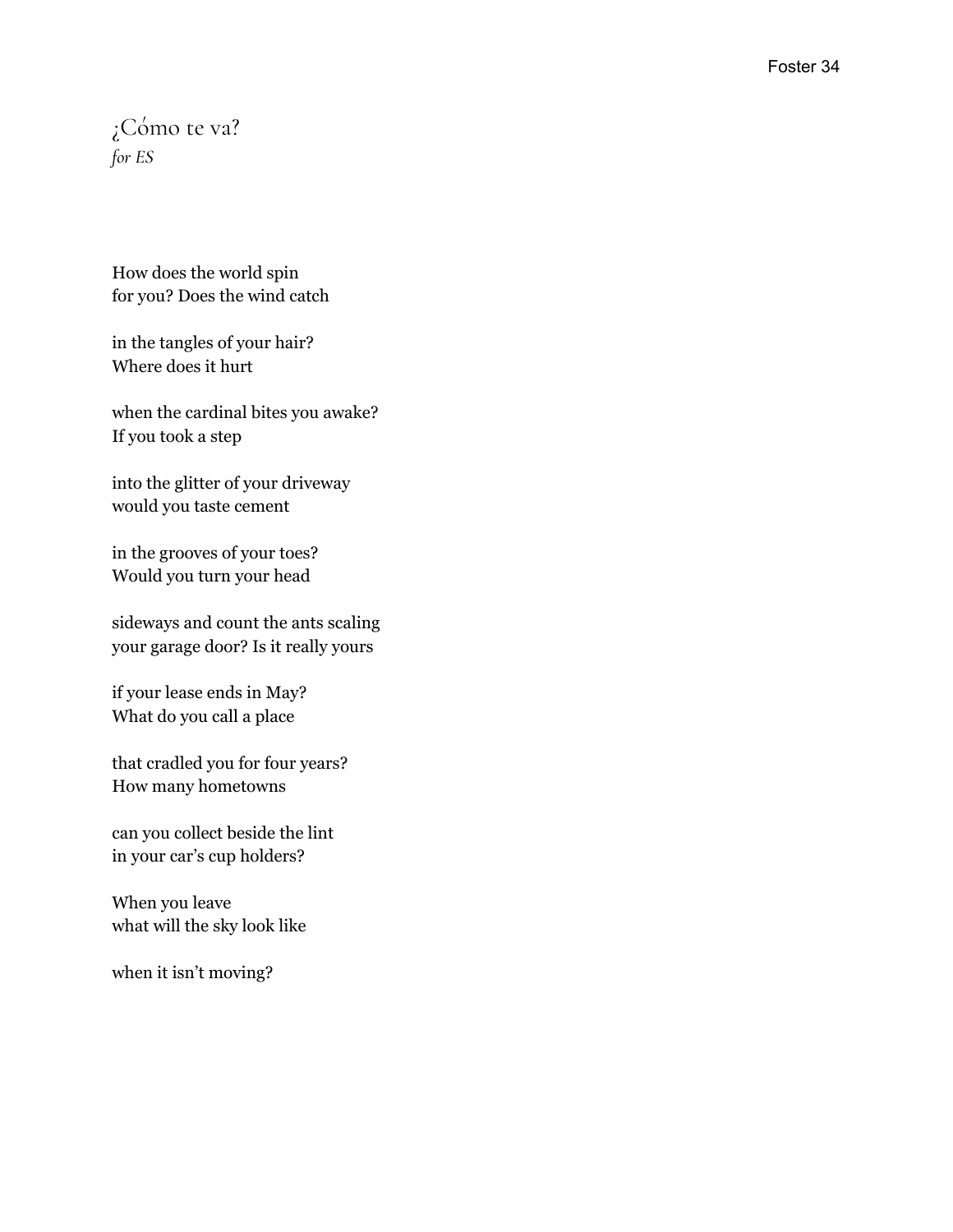# ¿Cómo te va?

*for ES*

How does the world spin  
for you? Does the wind catch

in the tangles of your hair?  
Where does it hurt

when the cardinal bites you awake?  
If you took a step

into the glitter of your driveway  
would you taste cement

in the grooves of your toes?  
Would you turn your head

sideways and count the ants scaling  
your garage door? Is it really yours

if your lease ends in May?  
What do you call a place

that cradled you for four years?  
How many hometowns

can you collect beside the lint  
in your car's cup holders?

When you leave  
what will the sky look like

when it isn't moving?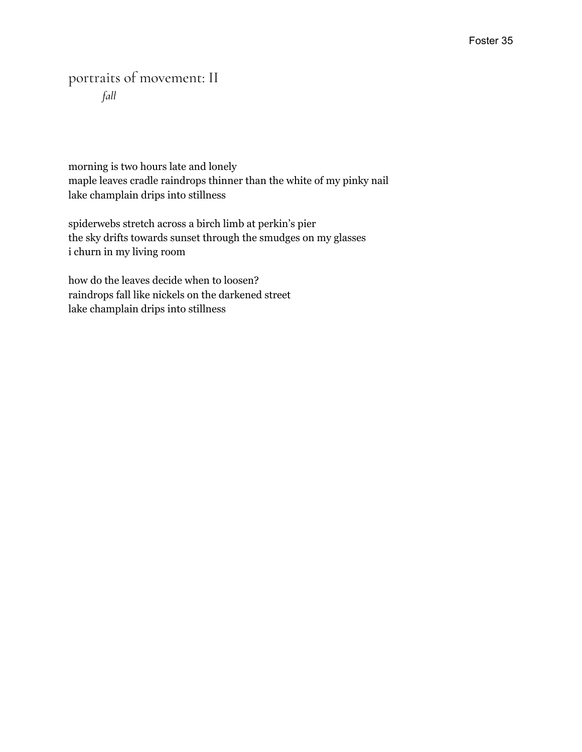## portraits of movement: II

*fall*

morning is two hours late and lonely  
maple leaves cradle raindrops thinner than the white of my pinky nail  
lake champlain drips into stillness

spiderwebs stretch across a birch limb at perkin's pier  
the sky drifts towards sunset through the smudges on my glasses  
i churn in my living room

how do the leaves decide when to loosen?  
raindrops fall like nickels on the darkened street  
lake champlain drips into stillness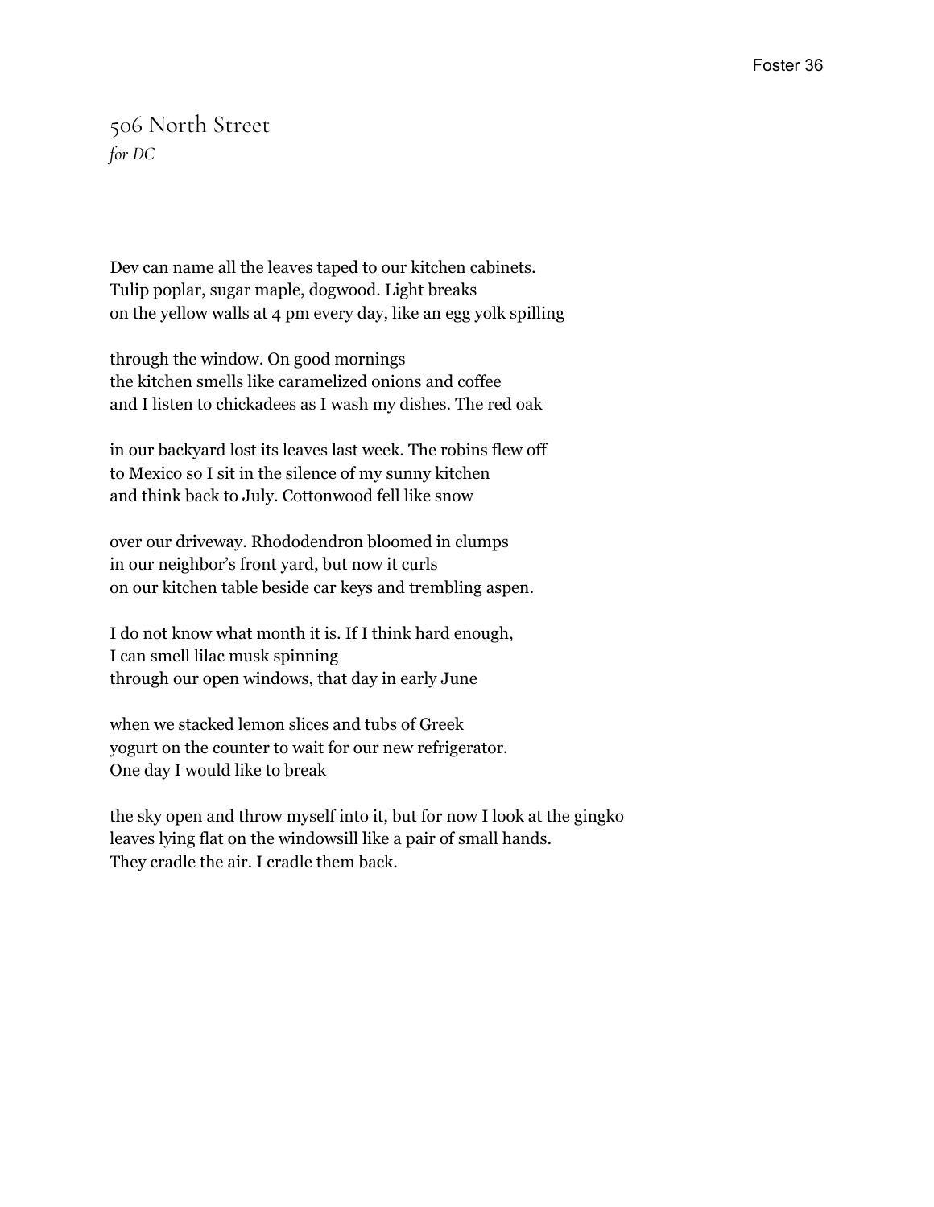## 506 North Street

*for DC*

Dev can name all the leaves taped to our kitchen cabinets.
Tulip poplar, sugar maple, dogwood. Light breaks
on the yellow walls at 4 pm every day, like an egg yolk spilling

through the window. On good mornings
the kitchen smells like caramelized onions and coffee
and I listen to chickadees as I wash my dishes. The red oak

in our backyard lost its leaves last week. The robins flew off
to Mexico so I sit in the silence of my sunny kitchen
and think back to July. Cottonwood fell like snow

over our driveway. Rhododendron bloomed in clumps
in our neighbor's front yard, but now it curls
on our kitchen table beside car keys and trembling aspen.

I do not know what month it is. If I think hard enough,
I can smell lilac musk spinning
through our open windows, that day in early June

when we stacked lemon slices and tubs of Greek
yogurt on the counter to wait for our new refrigerator.
One day I would like to break

the sky open and throw myself into it, but for now I look at the gingko
leaves lying flat on the windowsill like a pair of small hands.
They cradle the air. I cradle them back.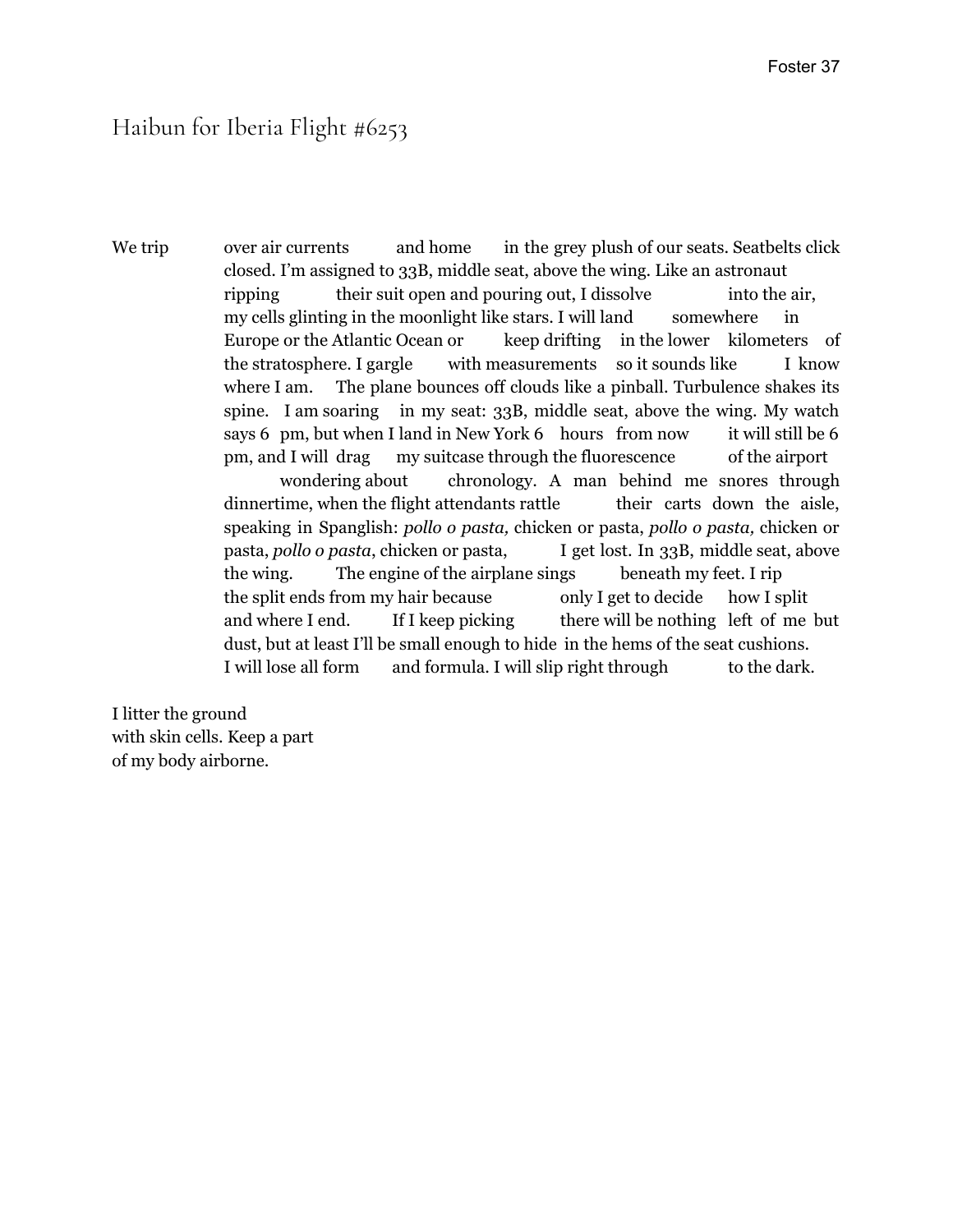# Haibun for Iberia Flight #6253

We trip over air currents and home in the grey plush of our seats. Seatbelts click closed. I'm assigned to 33B, middle seat, above the wing. Like an astronaut ripping their suit open and pouring out, I dissolve into the air, my cells glinting in the moonlight like stars. I will land somewhere in Europe or the Atlantic Ocean or keep drifting in the lower kilometers of the stratosphere. I gargle with measurements so it sounds like I know where I am. The plane bounces off clouds like a pinball. Turbulence shakes its spine. I am soaring in my seat: 33B, middle seat, above the wing. My watch says 6 pm, but when I land in New York 6 hours from now it will still be 6 pm, and I will drag my suitcase through the fluorescence of the airport wondering about chronology. A man behind me snores through dinnertime, when the flight attendants rattle their carts down the aisle, speaking in Spanglish: *pollo o pasta,* chicken or pasta, *pollo o pasta,* chicken or pasta, *pollo o pasta*, chicken or pasta, I get lost. In 33B, middle seat, above the wing. The engine of the airplane sings beneath my feet. I rip the split ends from my hair because only I get to decide how I split and where I end. If I keep picking there will be nothing left of me but dust, but at least I'll be small enough to hide in the hems of the seat cushions. I will lose all form and formula. I will slip right through to the dark.

I litter the ground  
with skin cells. Keep a part  
of my body airborne.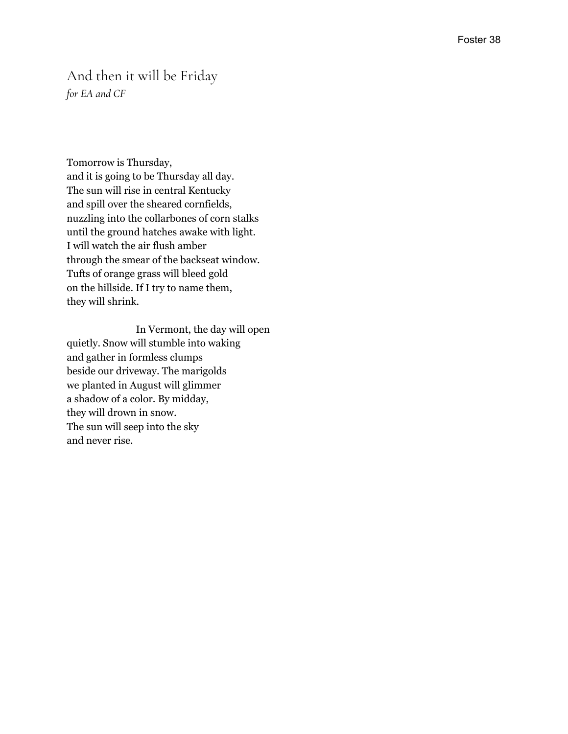## And then it will be Friday

*for EA and CF*

Tomorrow is Thursday,
and it is going to be Thursday all day.
The sun will rise in central Kentucky
and spill over the sheared cornfields,
nuzzling into the collarbones of corn stalks
until the ground hatches awake with light.
I will watch the air flush amber
through the smear of the backseat window.
Tufts of orange grass will bleed gold
on the hillside. If I try to name them,
they will shrink.

                    In Vermont, the day will open
quietly. Snow will stumble into waking
and gather in formless clumps
beside our driveway. The marigolds
we planted in August will glimmer
a shadow of a color. By midday,
they will drown in snow.
The sun will seep into the sky
and never rise.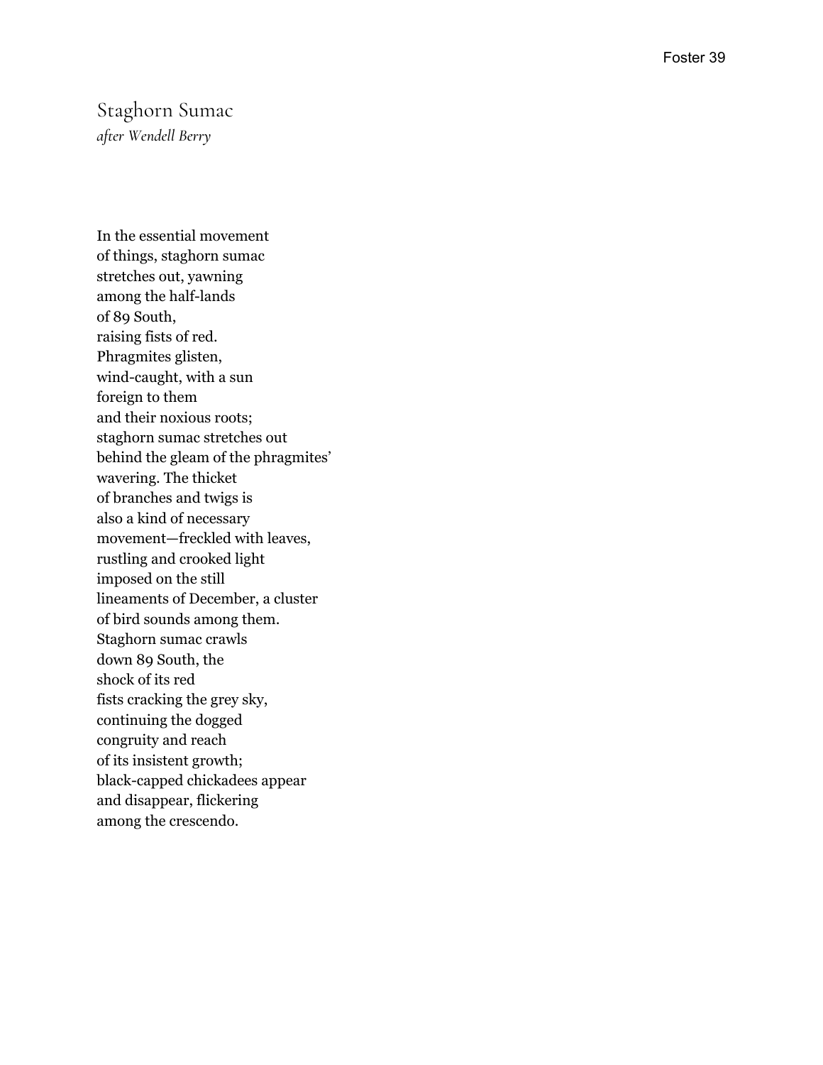## Staghorn Sumac

*after Wendell Berry*

In the essential movement  
of things, staghorn sumac  
stretches out, yawning  
among the half-lands  
of 89 South,  
raising fists of red.  
Phragmites glisten,  
wind-caught, with a sun  
foreign to them  
and their noxious roots;  
staghorn sumac stretches out  
behind the gleam of the phragmites'  
wavering. The thicket  
of branches and twigs is  
also a kind of necessary  
movement—freckled with leaves,  
rustling and crooked light  
imposed on the still  
lineaments of December, a cluster  
of bird sounds among them.  
Staghorn sumac crawls  
down 89 South, the  
shock of its red  
fists cracking the grey sky,  
continuing the dogged  
congruity and reach  
of its insistent growth;  
black-capped chickadees appear  
and disappear, flickering  
among the crescendo.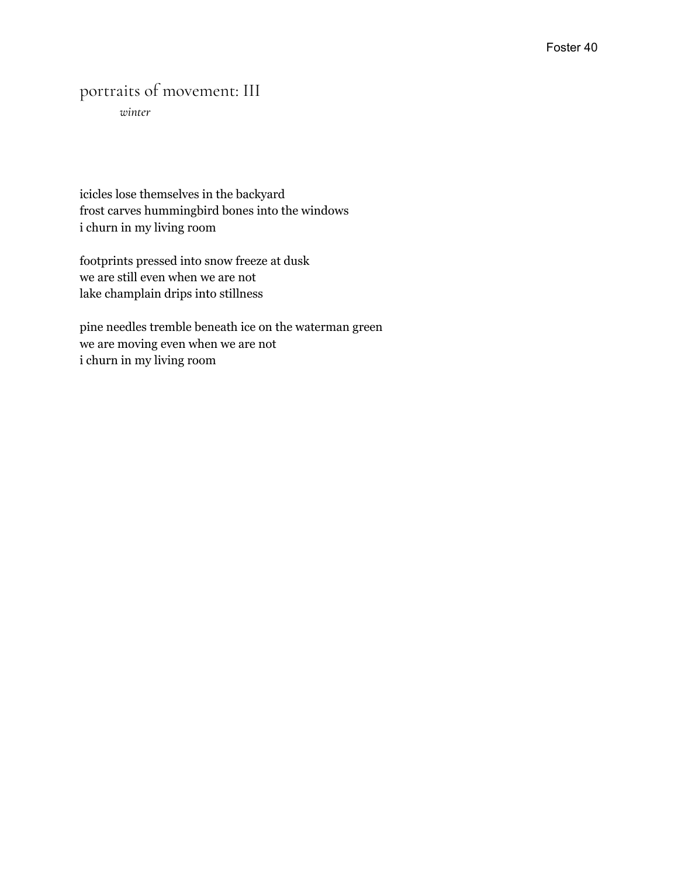## portraits of movement: III

*winter*

icicles lose themselves in the backyard  
frost carves hummingbird bones into the windows  
i churn in my living room

footprints pressed into snow freeze at dusk  
we are still even when we are not  
lake champlain drips into stillness

pine needles tremble beneath ice on the waterman green  
we are moving even when we are not  
i churn in my living room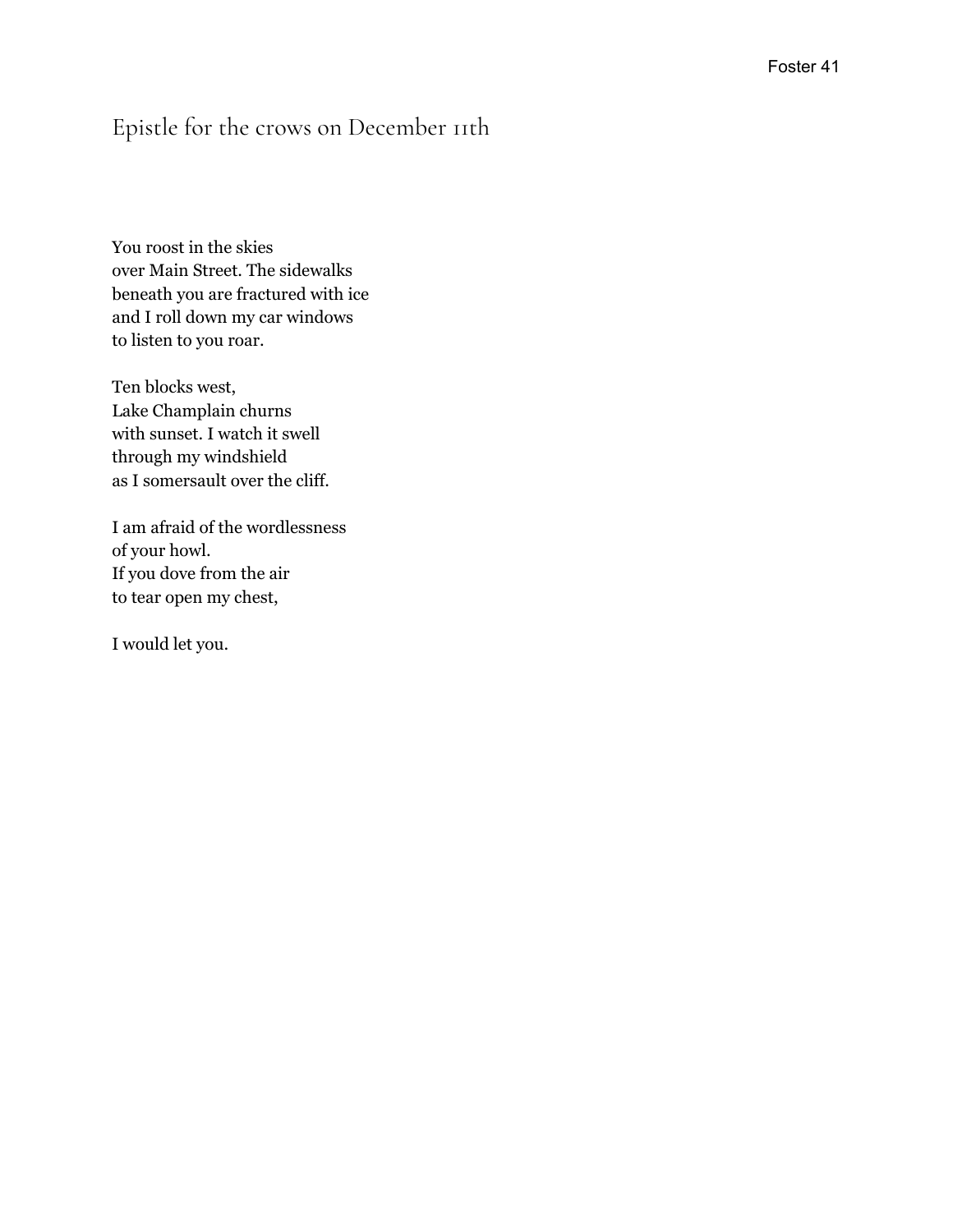## Epistle for the crows on December 11th

You roost in the skies  
over Main Street. The sidewalks  
beneath you are fractured with ice  
and I roll down my car windows  
to listen to you roar.

Ten blocks west,  
Lake Champlain churns  
with sunset. I watch it swell  
through my windshield  
as I somersault over the cliff.

I am afraid of the wordlessness  
of your howl.  
If you dove from the air  
to tear open my chest,

I would let you.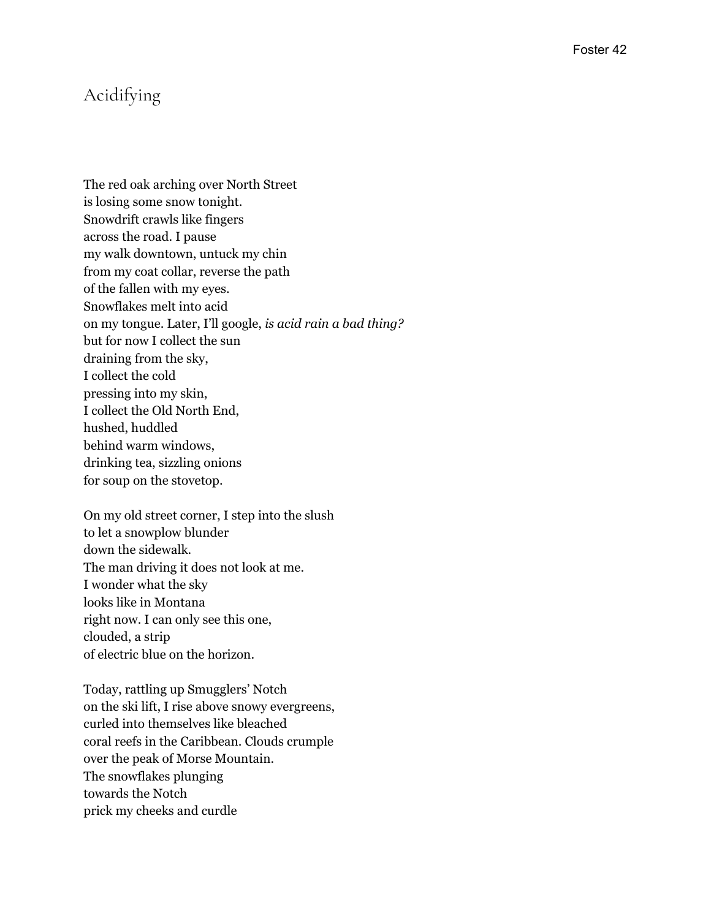## Acidifying

The red oak arching over North Street  
is losing some snow tonight.  
Snowdrift crawls like fingers  
across the road. I pause  
my walk downtown, untuck my chin  
from my coat collar, reverse the path  
of the fallen with my eyes.  
Snowflakes melt into acid  
on my tongue. Later, I'll google, *is acid rain a bad thing?*  
but for now I collect the sun  
draining from the sky,  
I collect the cold  
pressing into my skin,  
I collect the Old North End,  
hushed, huddled  
behind warm windows,  
drinking tea, sizzling onions  
for soup on the stovetop.

On my old street corner, I step into the slush  
to let a snowplow blunder  
down the sidewalk.  
The man driving it does not look at me.  
I wonder what the sky  
looks like in Montana  
right now. I can only see this one,  
clouded, a strip  
of electric blue on the horizon.

Today, rattling up Smugglers' Notch  
on the ski lift, I rise above snowy evergreens,  
curled into themselves like bleached  
coral reefs in the Caribbean. Clouds crumple  
over the peak of Morse Mountain.  
The snowflakes plunging  
towards the Notch  
prick my cheeks and curdle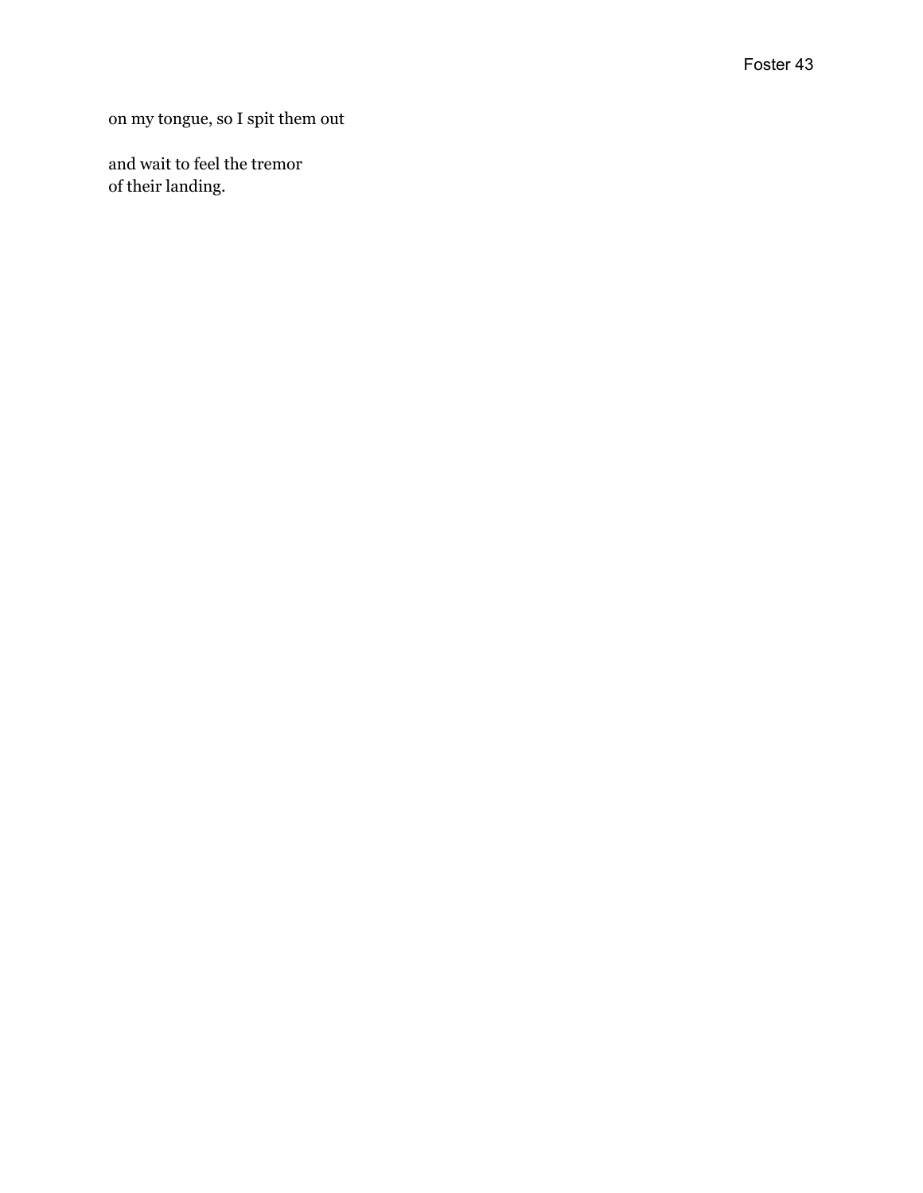on my tongue, so I spit them out

and wait to feel the tremor
of their landing.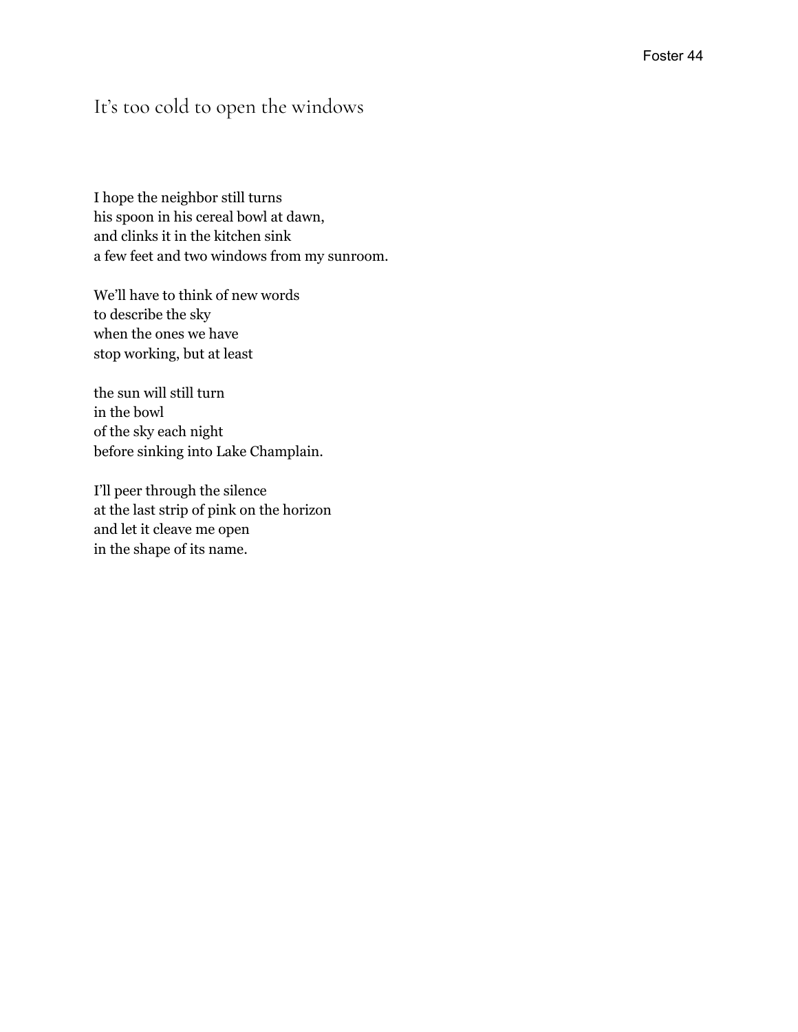## It's too cold to open the windows

I hope the neighbor still turns  
his spoon in his cereal bowl at dawn,  
and clinks it in the kitchen sink  
a few feet and two windows from my sunroom.

We'll have to think of new words  
to describe the sky  
when the ones we have  
stop working, but at least

the sun will still turn  
in the bowl  
of the sky each night  
before sinking into Lake Champlain.

I'll peer through the silence  
at the last strip of pink on the horizon  
and let it cleave me open  
in the shape of its name.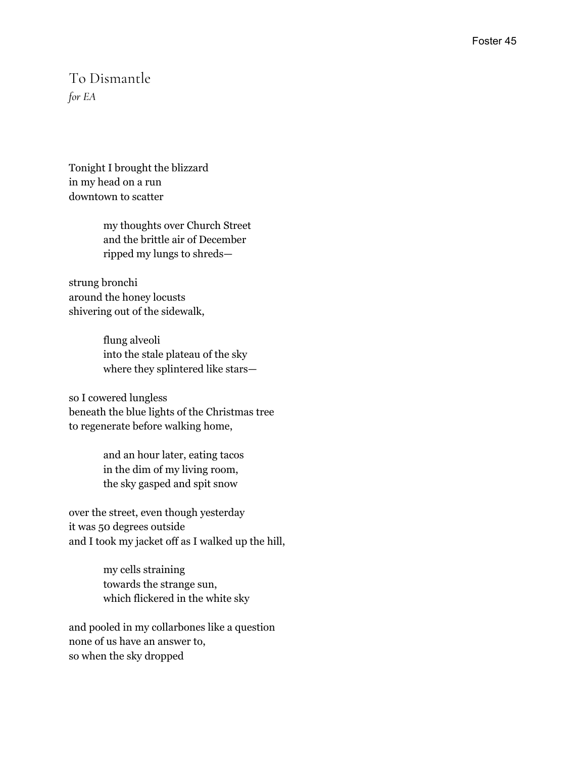## To Dismantle

*for EA*

Tonight I brought the blizzard  
in my head on a run  
downtown to scatter

          my thoughts over Church Street  
          and the brittle air of December  
          ripped my lungs to shreds—

strung bronchi  
around the honey locusts  
shivering out of the sidewalk,

          flung alveoli  
          into the stale plateau of the sky  
          where they splintered like stars—

so I cowered lungless  
beneath the blue lights of the Christmas tree  
to regenerate before walking home,

          and an hour later, eating tacos  
          in the dim of my living room,  
          the sky gasped and spit snow

over the street, even though yesterday  
it was 50 degrees outside  
and I took my jacket off as I walked up the hill,

          my cells straining  
          towards the strange sun,  
          which flickered in the white sky

and pooled in my collarbones like a question  
none of us have an answer to,  
so when the sky dropped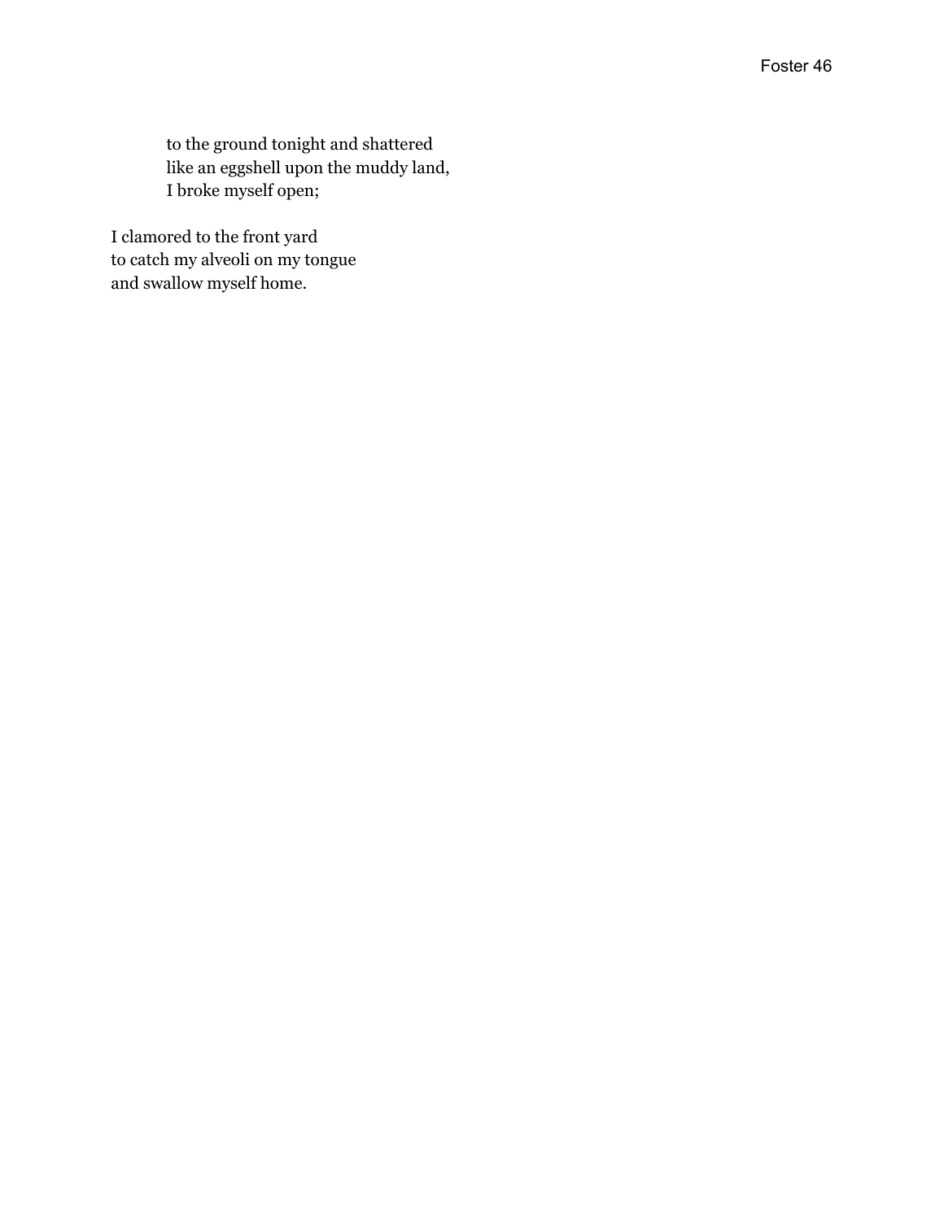to the ground tonight and shattered
like an eggshell upon the muddy land,
I broke myself open;

I clamored to the front yard
to catch my alveoli on my tongue
and swallow myself home.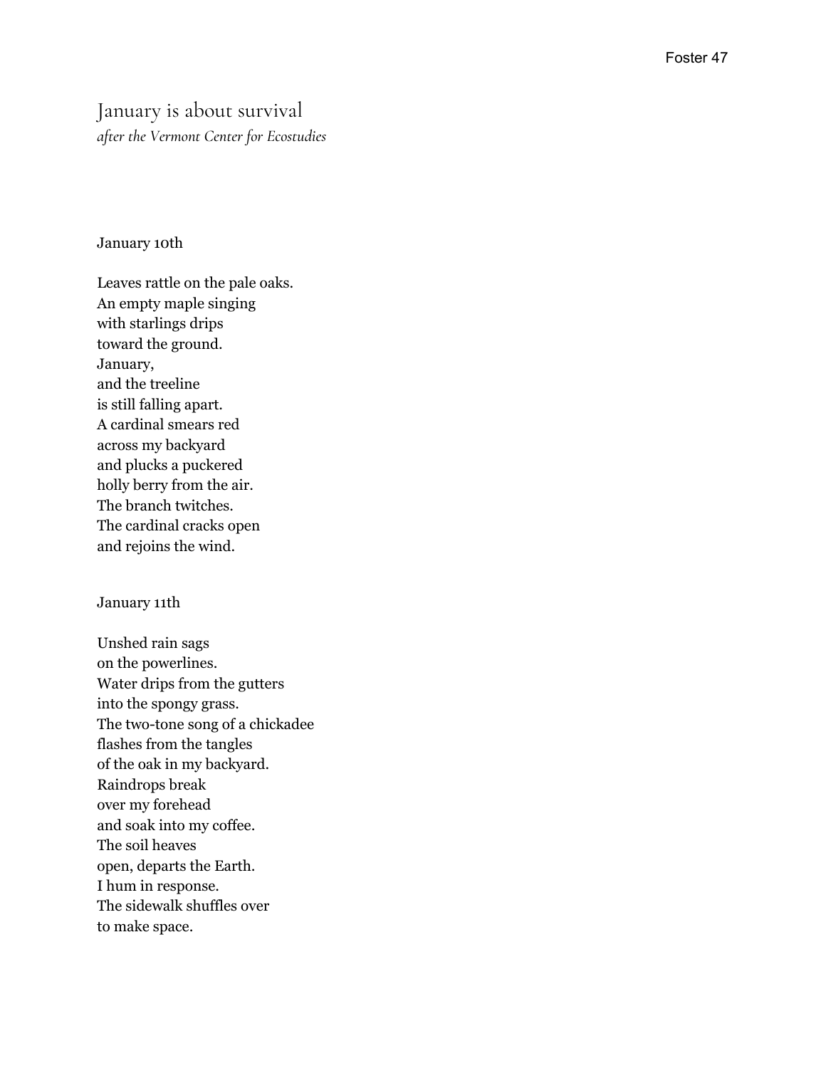# January is about survival

*after the Vermont Center for Ecostudies*

January 10th

Leaves rattle on the pale oaks.  
An empty maple singing  
with starlings drips  
toward the ground.  
January,  
and the treeline  
is still falling apart.  
A cardinal smears red  
across my backyard  
and plucks a puckered  
holly berry from the air.  
The branch twitches.  
The cardinal cracks open  
and rejoins the wind.

January 11th

Unshed rain sags  
on the powerlines.  
Water drips from the gutters  
into the spongy grass.  
The two-tone song of a chickadee  
flashes from the tangles  
of the oak in my backyard.  
Raindrops break  
over my forehead  
and soak into my coffee.  
The soil heaves  
open, departs the Earth.  
I hum in response.  
The sidewalk shuffles over  
to make space.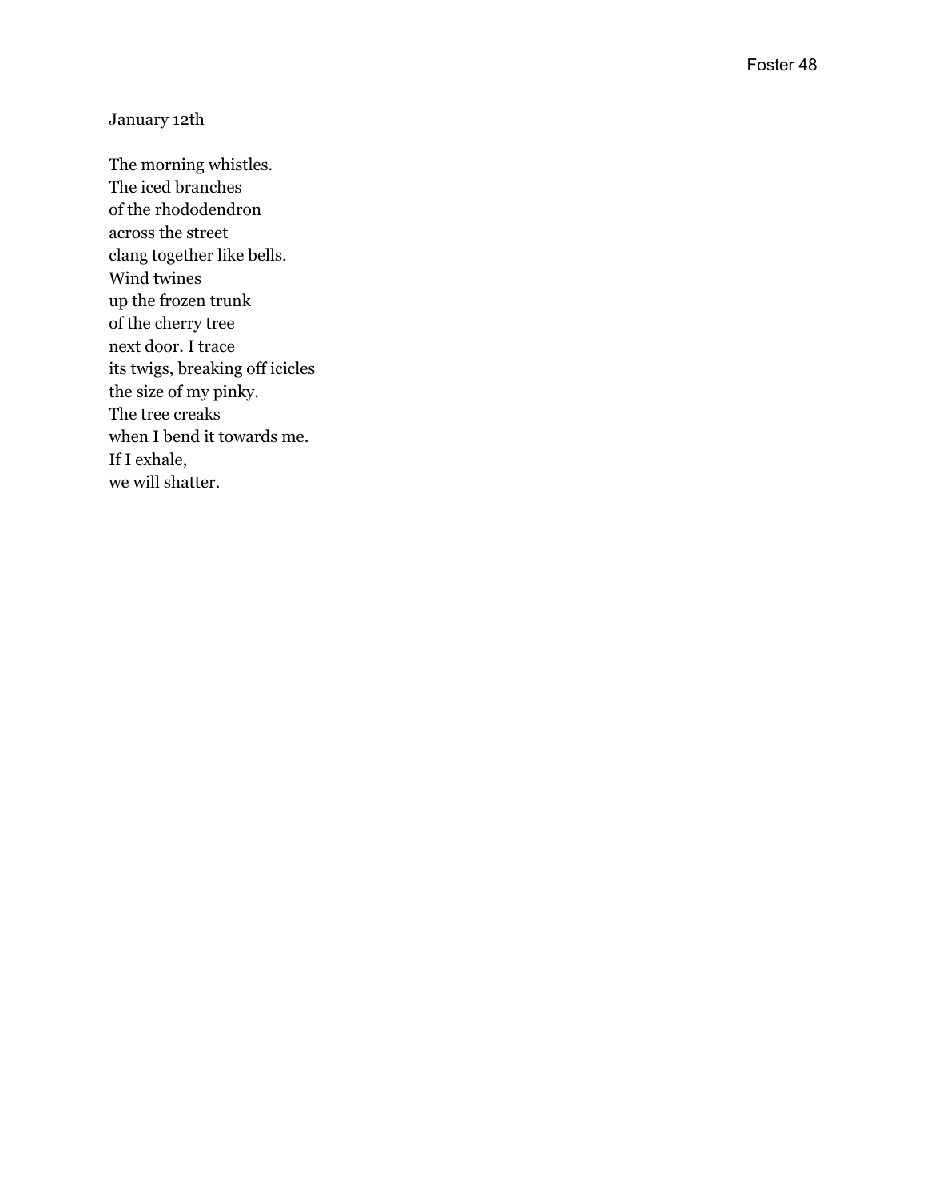January 12th

The morning whistles.  
The iced branches  
of the rhododendron  
across the street  
clang together like bells.  
Wind twines  
up the frozen trunk  
of the cherry tree  
next door. I trace  
its twigs, breaking off icicles  
the size of my pinky.  
The tree creaks  
when I bend it towards me.  
If I exhale,  
we will shatter.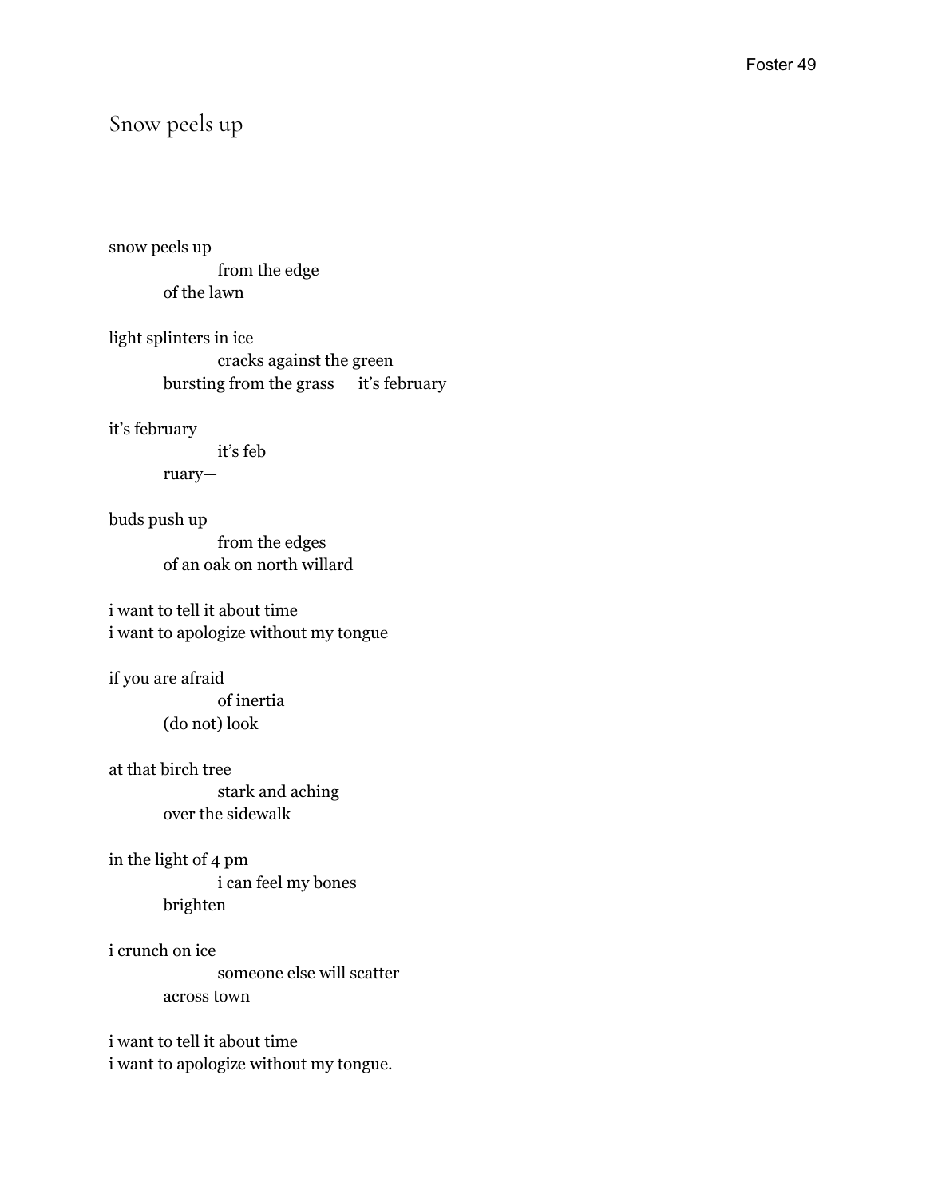## Snow peels up

snow peels up
&nbsp;&nbsp;&nbsp;&nbsp;&nbsp;&nbsp;&nbsp;&nbsp;&nbsp;&nbsp;&nbsp;&nbsp;&nbsp;&nbsp;&nbsp;&nbsp;from the edge
&nbsp;&nbsp;&nbsp;&nbsp;&nbsp;&nbsp;&nbsp;&nbsp;of the lawn

light splinters in ice
&nbsp;&nbsp;&nbsp;&nbsp;&nbsp;&nbsp;&nbsp;&nbsp;&nbsp;&nbsp;&nbsp;&nbsp;&nbsp;&nbsp;&nbsp;&nbsp;cracks against the green
&nbsp;&nbsp;&nbsp;&nbsp;&nbsp;&nbsp;&nbsp;&nbsp;bursting from the grass &nbsp;&nbsp;&nbsp;&nbsp;it's february

it's february
&nbsp;&nbsp;&nbsp;&nbsp;&nbsp;&nbsp;&nbsp;&nbsp;&nbsp;&nbsp;&nbsp;&nbsp;&nbsp;&nbsp;&nbsp;&nbsp;it's feb
&nbsp;&nbsp;&nbsp;&nbsp;&nbsp;&nbsp;&nbsp;&nbsp;ruary—

buds push up
&nbsp;&nbsp;&nbsp;&nbsp;&nbsp;&nbsp;&nbsp;&nbsp;&nbsp;&nbsp;&nbsp;&nbsp;&nbsp;&nbsp;&nbsp;&nbsp;from the edges
&nbsp;&nbsp;&nbsp;&nbsp;&nbsp;&nbsp;&nbsp;&nbsp;of an oak on north willard

i want to tell it about time
i want to apologize without my tongue

if you are afraid
&nbsp;&nbsp;&nbsp;&nbsp;&nbsp;&nbsp;&nbsp;&nbsp;&nbsp;&nbsp;&nbsp;&nbsp;&nbsp;&nbsp;&nbsp;&nbsp;of inertia
&nbsp;&nbsp;&nbsp;&nbsp;&nbsp;&nbsp;&nbsp;&nbsp;(do not) look

at that birch tree
&nbsp;&nbsp;&nbsp;&nbsp;&nbsp;&nbsp;&nbsp;&nbsp;&nbsp;&nbsp;&nbsp;&nbsp;&nbsp;&nbsp;&nbsp;&nbsp;stark and aching
&nbsp;&nbsp;&nbsp;&nbsp;&nbsp;&nbsp;&nbsp;&nbsp;over the sidewalk

in the light of 4 pm
&nbsp;&nbsp;&nbsp;&nbsp;&nbsp;&nbsp;&nbsp;&nbsp;&nbsp;&nbsp;&nbsp;&nbsp;&nbsp;&nbsp;&nbsp;&nbsp;i can feel my bones
&nbsp;&nbsp;&nbsp;&nbsp;&nbsp;&nbsp;&nbsp;&nbsp;brighten

i crunch on ice
&nbsp;&nbsp;&nbsp;&nbsp;&nbsp;&nbsp;&nbsp;&nbsp;&nbsp;&nbsp;&nbsp;&nbsp;&nbsp;&nbsp;&nbsp;&nbsp;someone else will scatter
&nbsp;&nbsp;&nbsp;&nbsp;&nbsp;&nbsp;&nbsp;&nbsp;across town

i want to tell it about time
i want to apologize without my tongue.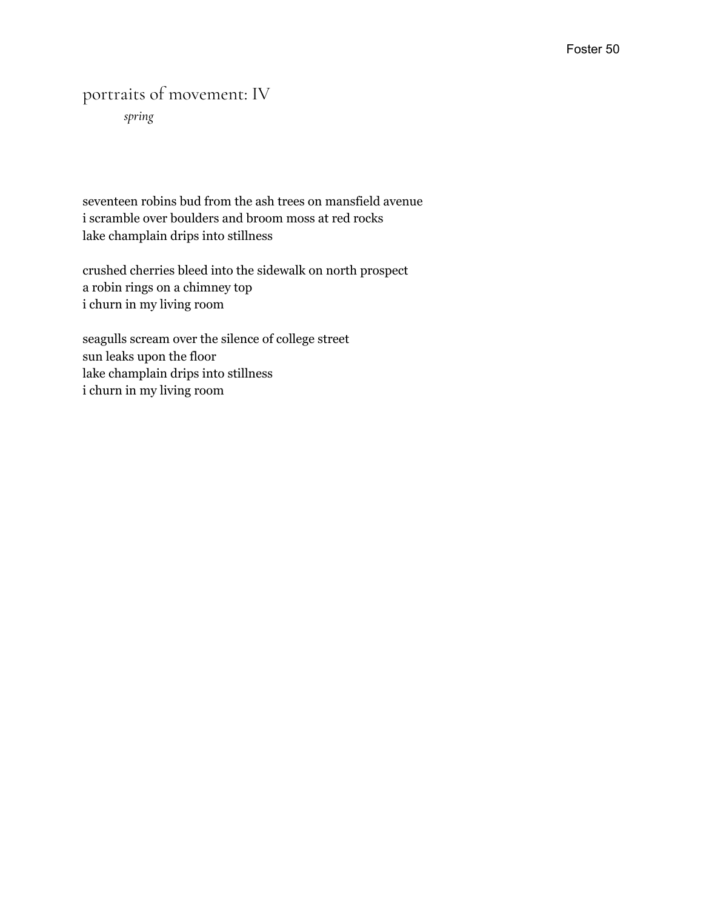## portraits of movement: IV

*spring*

seventeen robins bud from the ash trees on mansfield avenue
i scramble over boulders and broom moss at red rocks
lake champlain drips into stillness

crushed cherries bleed into the sidewalk on north prospect
a robin rings on a chimney top
i churn in my living room

seagulls scream over the silence of college street
sun leaks upon the floor
lake champlain drips into stillness
i churn in my living room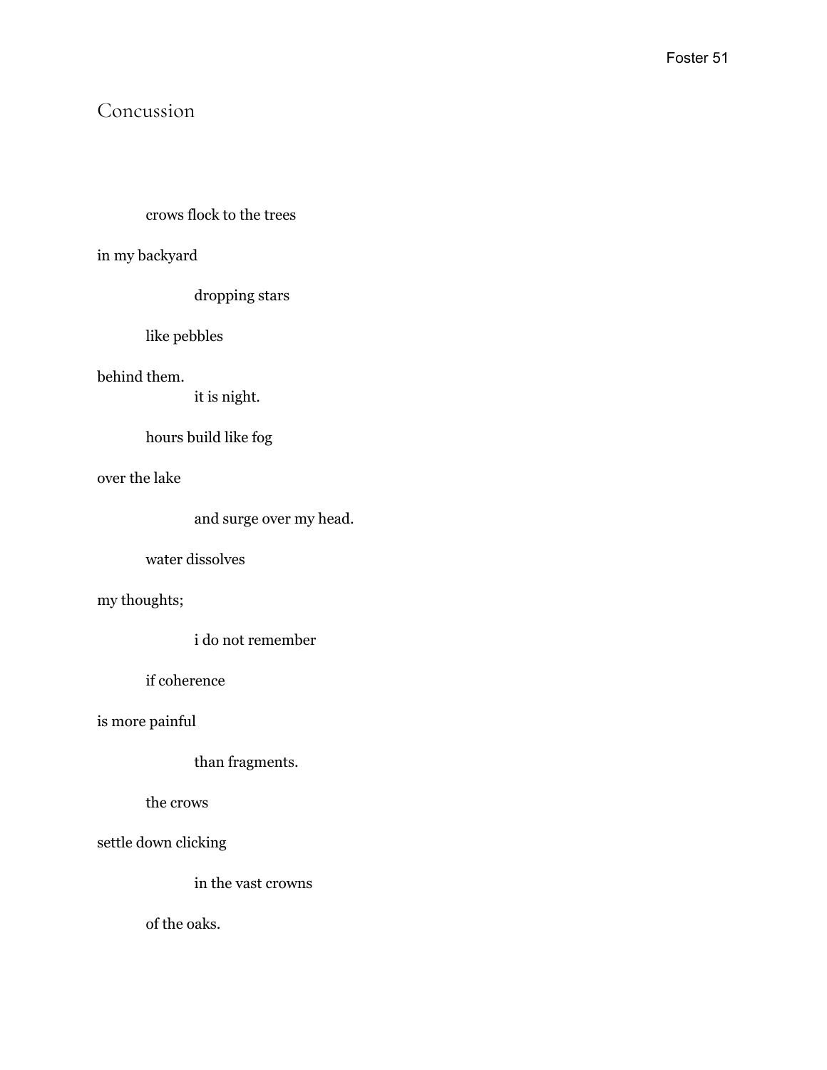## Concussion

crows flock to the trees

in my backyard

dropping stars

like pebbles

behind them.

it is night.

hours build like fog

over the lake

and surge over my head.

water dissolves

my thoughts;

i do not remember

if coherence

is more painful

than fragments.

the crows

settle down clicking

in the vast crowns

of the oaks.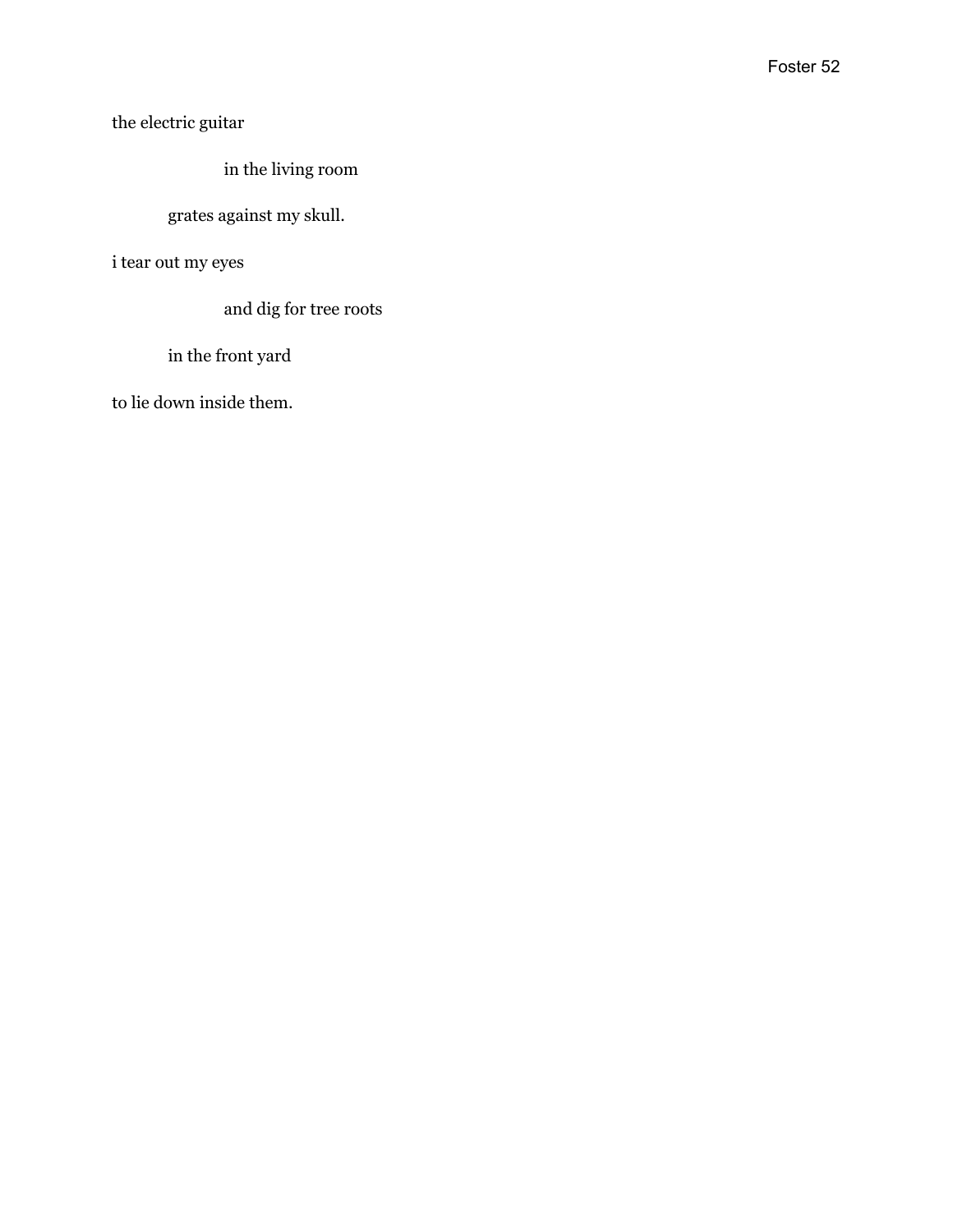the electric guitar

&nbsp;&nbsp;&nbsp;&nbsp;&nbsp;&nbsp;&nbsp;&nbsp;&nbsp;&nbsp;&nbsp;&nbsp;in the living room

&nbsp;&nbsp;&nbsp;&nbsp;&nbsp;&nbsp;grates against my skull.

i tear out my eyes

&nbsp;&nbsp;&nbsp;&nbsp;&nbsp;&nbsp;&nbsp;&nbsp;&nbsp;&nbsp;&nbsp;&nbsp;and dig for tree roots

&nbsp;&nbsp;&nbsp;&nbsp;&nbsp;&nbsp;in the front yard

to lie down inside them.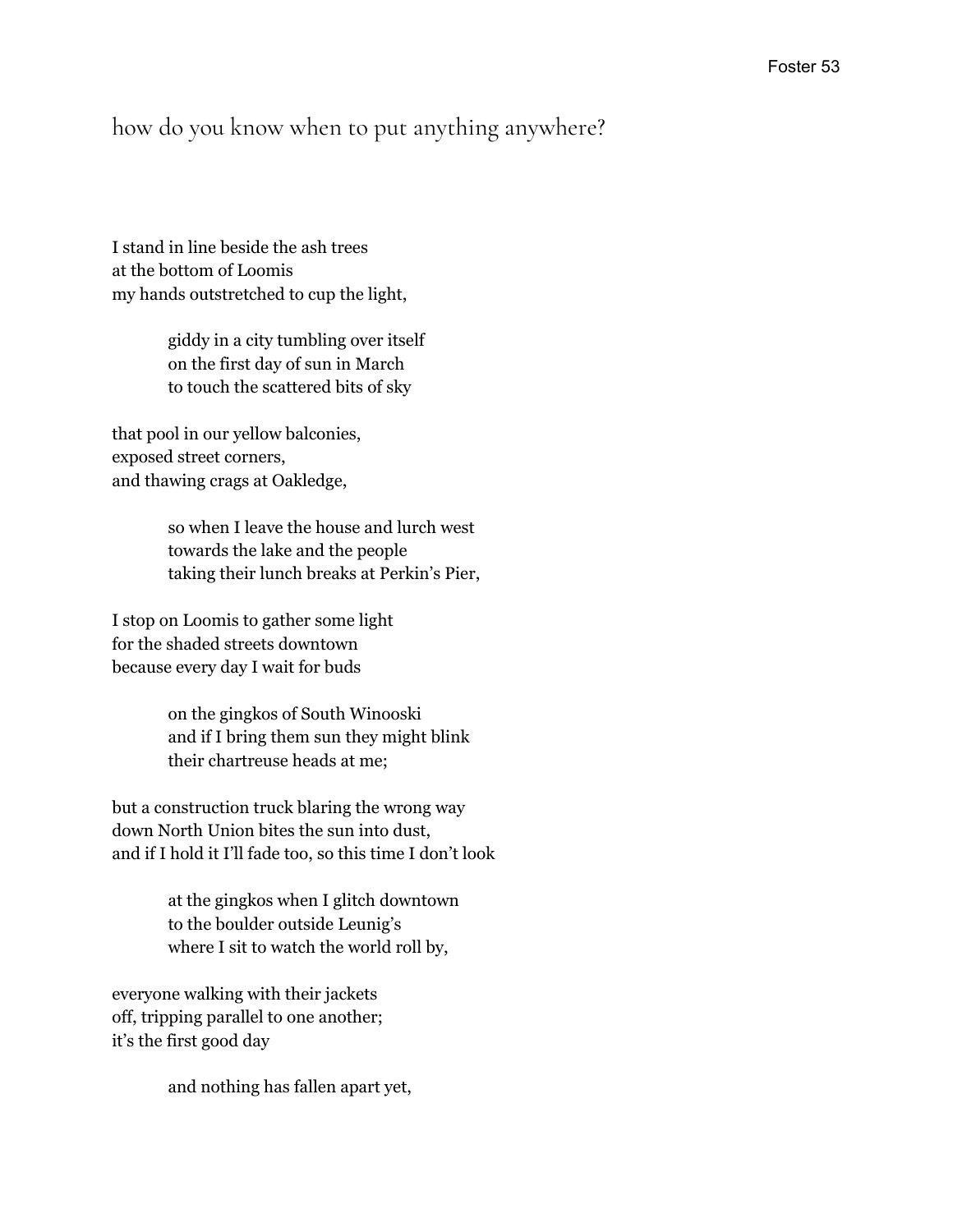## how do you know when to put anything anywhere?

I stand in line beside the ash trees  
at the bottom of Loomis  
my hands outstretched to cup the light,

> giddy in a city tumbling over itself  
> on the first day of sun in March  
> to touch the scattered bits of sky

that pool in our yellow balconies,  
exposed street corners,  
and thawing crags at Oakledge,

> so when I leave the house and lurch west  
> towards the lake and the people  
> taking their lunch breaks at Perkin's Pier,

I stop on Loomis to gather some light  
for the shaded streets downtown  
because every day I wait for buds

> on the gingkos of South Winooski  
> and if I bring them sun they might blink  
> their chartreuse heads at me;

but a construction truck blaring the wrong way  
down North Union bites the sun into dust,  
and if I hold it I'll fade too, so this time I don't look

> at the gingkos when I glitch downtown  
> to the boulder outside Leunig's  
> where I sit to watch the world roll by,

everyone walking with their jackets  
off, tripping parallel to one another;  
it's the first good day

> and nothing has fallen apart yet,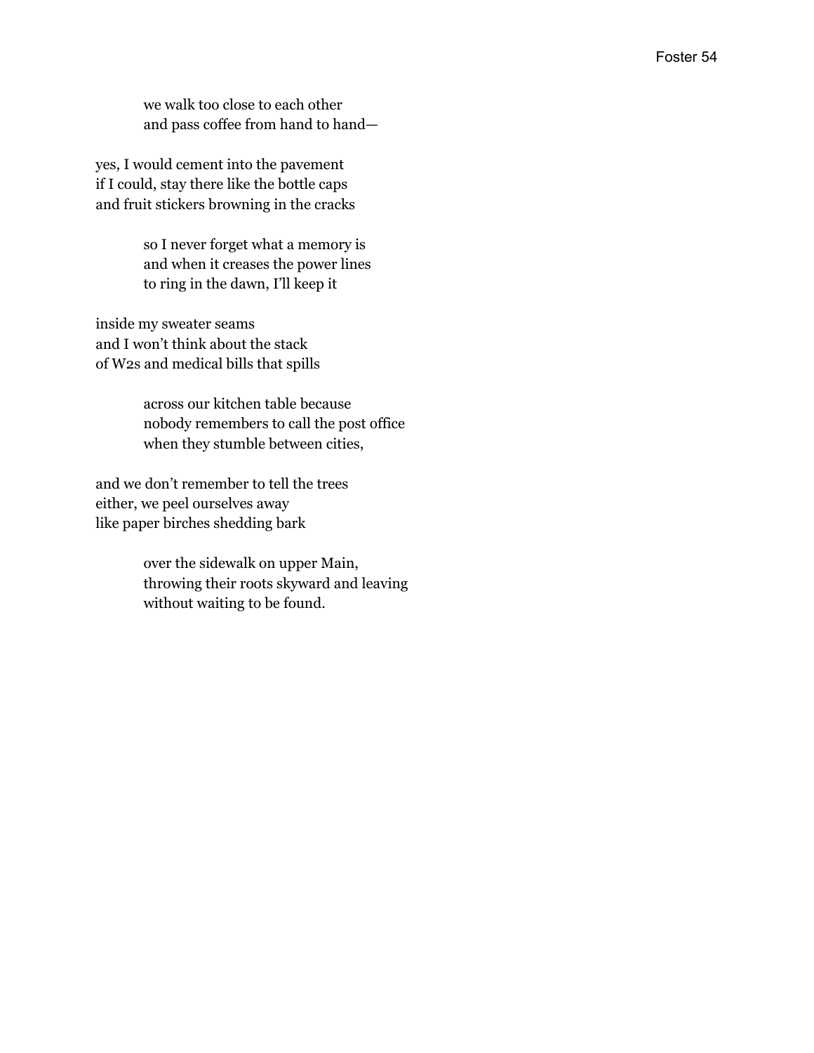we walk too close to each other
    and pass coffee from hand to hand—

yes, I would cement into the pavement
if I could, stay there like the bottle caps
and fruit stickers browning in the cracks

    so I never forget what a memory is
    and when it creases the power lines
    to ring in the dawn, I'll keep it

inside my sweater seams
and I won't think about the stack
of W2s and medical bills that spills

    across our kitchen table because
    nobody remembers to call the post office
    when they stumble between cities,

and we don't remember to tell the trees
either, we peel ourselves away
like paper birches shedding bark

    over the sidewalk on upper Main,
    throwing their roots skyward and leaving
    without waiting to be found.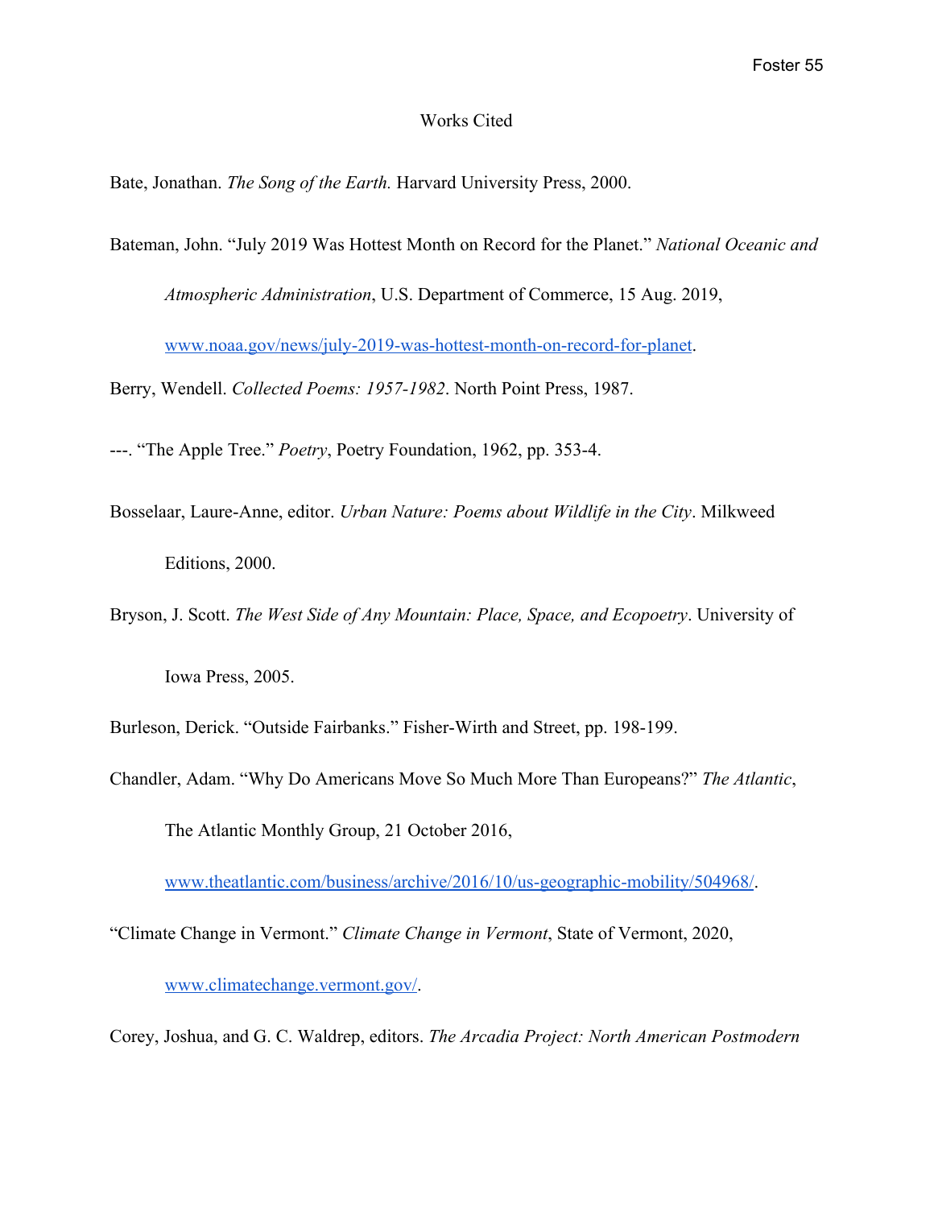# Works Cited

Bate, Jonathan. *The Song of the Earth.* Harvard University Press, 2000.

Bateman, John. "July 2019 Was Hottest Month on Record for the Planet." *National Oceanic and Atmospheric Administration*, U.S. Department of Commerce, 15 Aug. 2019, www.noaa.gov/news/july-2019-was-hottest-month-on-record-for-planet.

Berry, Wendell. *Collected Poems: 1957-1982*. North Point Press, 1987.

---. "The Apple Tree." *Poetry*, Poetry Foundation, 1962, pp. 353-4.

Bosselaar, Laure-Anne, editor. *Urban Nature: Poems about Wildlife in the City*. Milkweed Editions, 2000.

Bryson, J. Scott. *The West Side of Any Mountain: Place, Space, and Ecopoetry*. University of Iowa Press, 2005.

Burleson, Derick. "Outside Fairbanks." Fisher-Wirth and Street, pp. 198-199.

Chandler, Adam. "Why Do Americans Move So Much More Than Europeans?" *The Atlantic*, The Atlantic Monthly Group, 21 October 2016, www.theatlantic.com/business/archive/2016/10/us-geographic-mobility/504968/.

"Climate Change in Vermont." *Climate Change in Vermont*, State of Vermont, 2020, www.climatechange.vermont.gov/.

Corey, Joshua, and G. C. Waldrep, editors. *The Arcadia Project: North American Postmodern*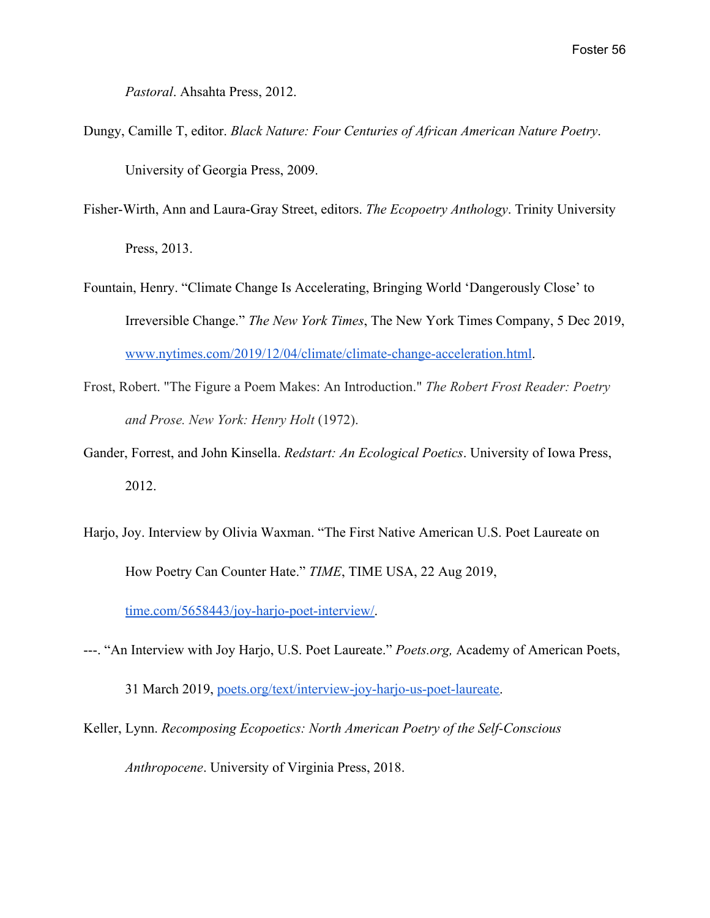*Pastoral*. Ahsahta Press, 2012.

Dungy, Camille T, editor. *Black Nature: Four Centuries of African American Nature Poetry*. University of Georgia Press, 2009.

Fisher-Wirth, Ann and Laura-Gray Street, editors. *The Ecopoetry Anthology*. Trinity University Press, 2013.

Fountain, Henry. "Climate Change Is Accelerating, Bringing World 'Dangerously Close' to Irreversible Change." *The New York Times*, The New York Times Company, 5 Dec 2019, www.nytimes.com/2019/12/04/climate/climate-change-acceleration.html.

Frost, Robert. "The Figure a Poem Makes: An Introduction." *The Robert Frost Reader: Poetry and Prose. New York: Henry Holt* (1972).

Gander, Forrest, and John Kinsella. *Redstart: An Ecological Poetics*. University of Iowa Press, 2012.

Harjo, Joy. Interview by Olivia Waxman. "The First Native American U.S. Poet Laureate on How Poetry Can Counter Hate." *TIME*, TIME USA, 22 Aug 2019, time.com/5658443/joy-harjo-poet-interview/.

---. "An Interview with Joy Harjo, U.S. Poet Laureate." *Poets.org,* Academy of American Poets, 31 March 2019, poets.org/text/interview-joy-harjo-us-poet-laureate.

Keller, Lynn. *Recomposing Ecopoetics: North American Poetry of the Self-Conscious Anthropocene*. University of Virginia Press, 2018.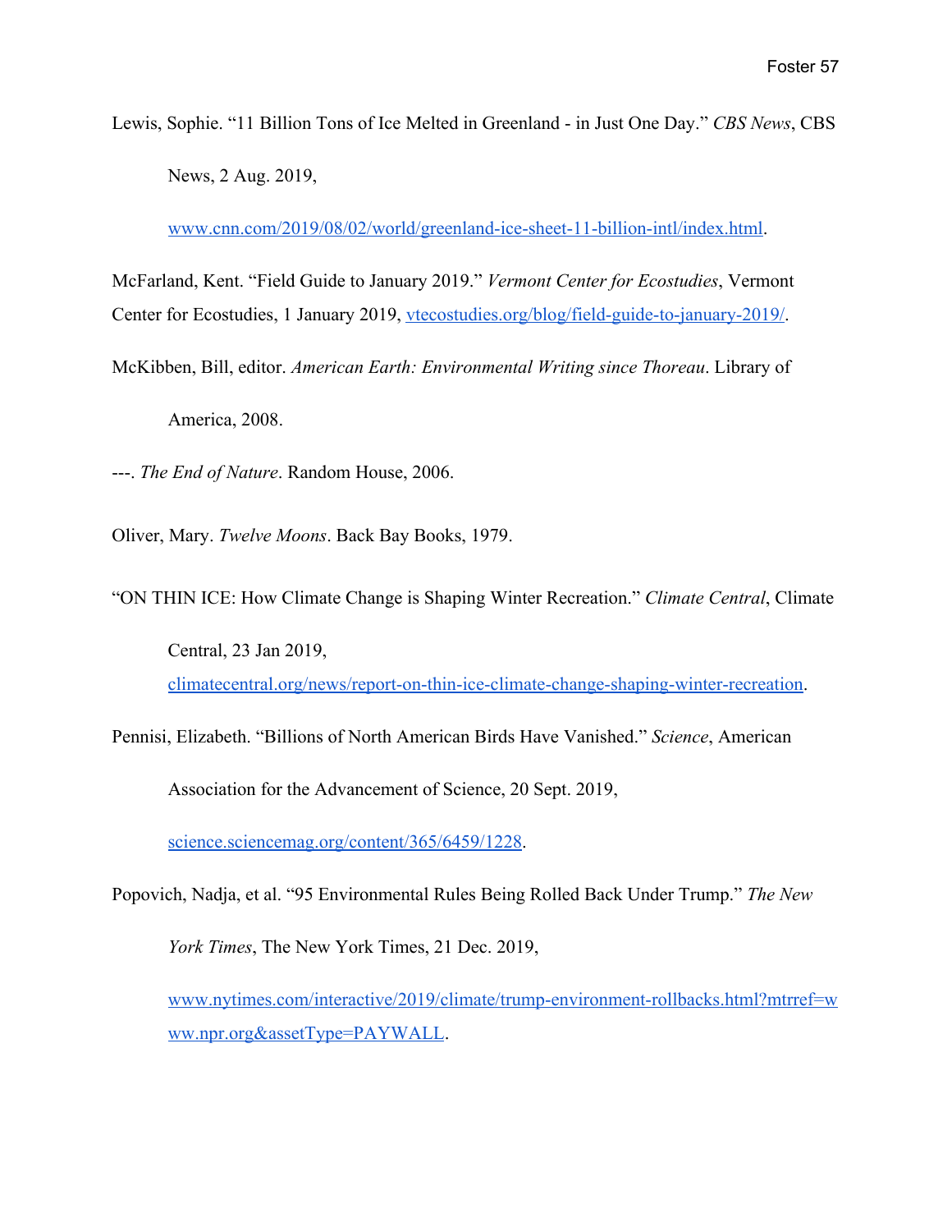Lewis, Sophie. "11 Billion Tons of Ice Melted in Greenland - in Just One Day." *CBS News*, CBS News, 2 Aug. 2019, www.cnn.com/2019/08/02/world/greenland-ice-sheet-11-billion-intl/index.html.

McFarland, Kent. "Field Guide to January 2019." *Vermont Center for Ecostudies*, Vermont Center for Ecostudies, 1 January 2019, vtecostudies.org/blog/field-guide-to-january-2019/.

McKibben, Bill, editor. *American Earth: Environmental Writing since Thoreau*. Library of America, 2008.

---. *The End of Nature*. Random House, 2006.

Oliver, Mary. *Twelve Moons*. Back Bay Books, 1979.

"ON THIN ICE: How Climate Change is Shaping Winter Recreation." *Climate Central*, Climate Central, 23 Jan 2019, climatecentral.org/news/report-on-thin-ice-climate-change-shaping-winter-recreation.

Pennisi, Elizabeth. "Billions of North American Birds Have Vanished." *Science*, American Association for the Advancement of Science, 20 Sept. 2019, science.sciencemag.org/content/365/6459/1228.

Popovich, Nadja, et al. "95 Environmental Rules Being Rolled Back Under Trump." *The New York Times*, The New York Times, 21 Dec. 2019, www.nytimes.com/interactive/2019/climate/trump-environment-rollbacks.html?mtrref=www.npr.org&assetType=PAYWALL.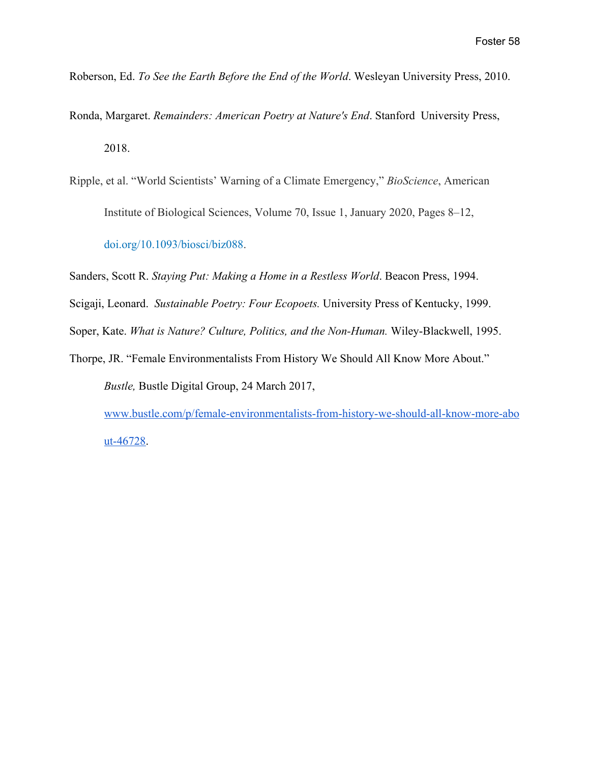Roberson, Ed. *To See the Earth Before the End of the World*. Wesleyan University Press, 2010.

Ronda, Margaret. *Remainders: American Poetry at Nature's End*. Stanford University Press, 2018.

Ripple, et al. "World Scientists' Warning of a Climate Emergency," *BioScience*, American Institute of Biological Sciences, Volume 70, Issue 1, January 2020, Pages 8–12, doi.org/10.1093/biosci/biz088.

Sanders, Scott R. *Staying Put: Making a Home in a Restless World*. Beacon Press, 1994.

Scigaji, Leonard. *Sustainable Poetry: Four Ecopoets.* University Press of Kentucky, 1999.

Soper, Kate. *What is Nature? Culture, Politics, and the Non-Human.* Wiley-Blackwell, 1995.

Thorpe, JR. "Female Environmentalists From History We Should All Know More About." *Bustle,* Bustle Digital Group, 24 March 2017, www.bustle.com/p/female-environmentalists-from-history-we-should-all-know-more-about-46728.